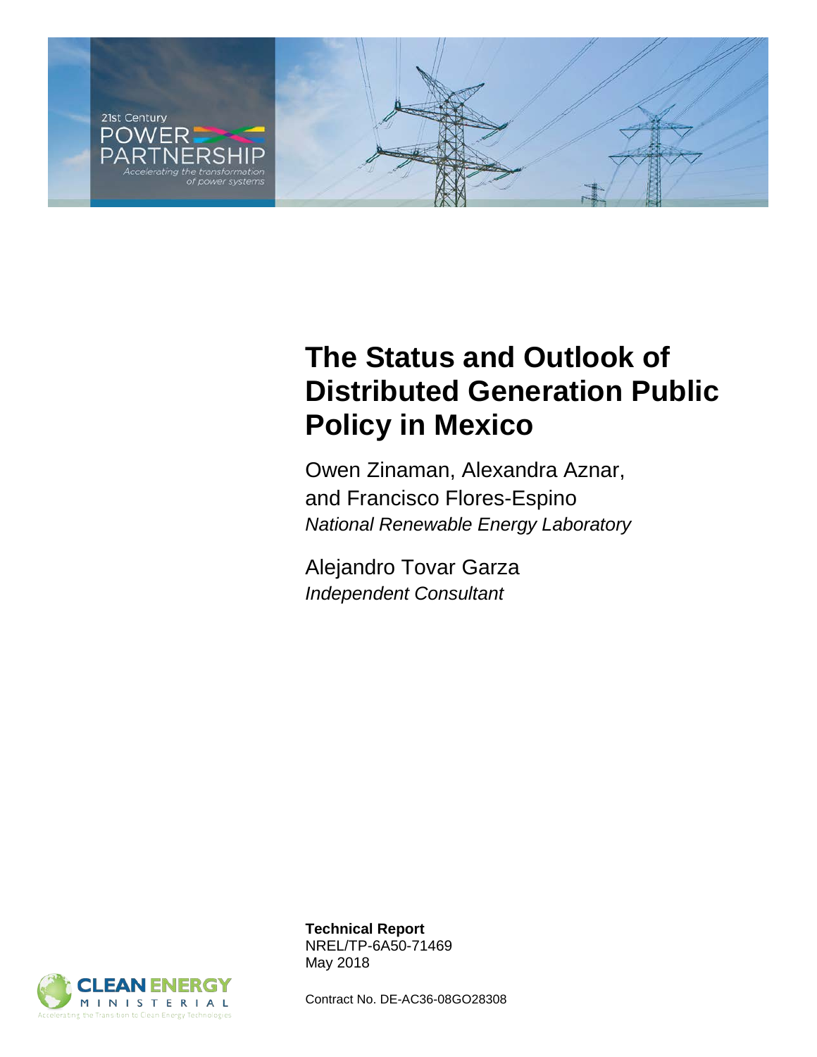21st Century POWER PARTNERSHIP
*Accelerating the transformation of power systems*

# The Status and Outlook of Distributed Generation Public Policy in Mexico

Owen Zinaman, Alexandra Aznar, and Francisco Flores-Espino
*National Renewable Energy Laboratory*

Alejandro Tovar Garza
*Independent Consultant*

**Technical Report**
NREL/TP-6A50-71469
May 2018

CLEAN ENERGY MINISTERIAL
Accelerating the Transition to Clean Energy Technologies

Contract No. DE-AC36-08GO28308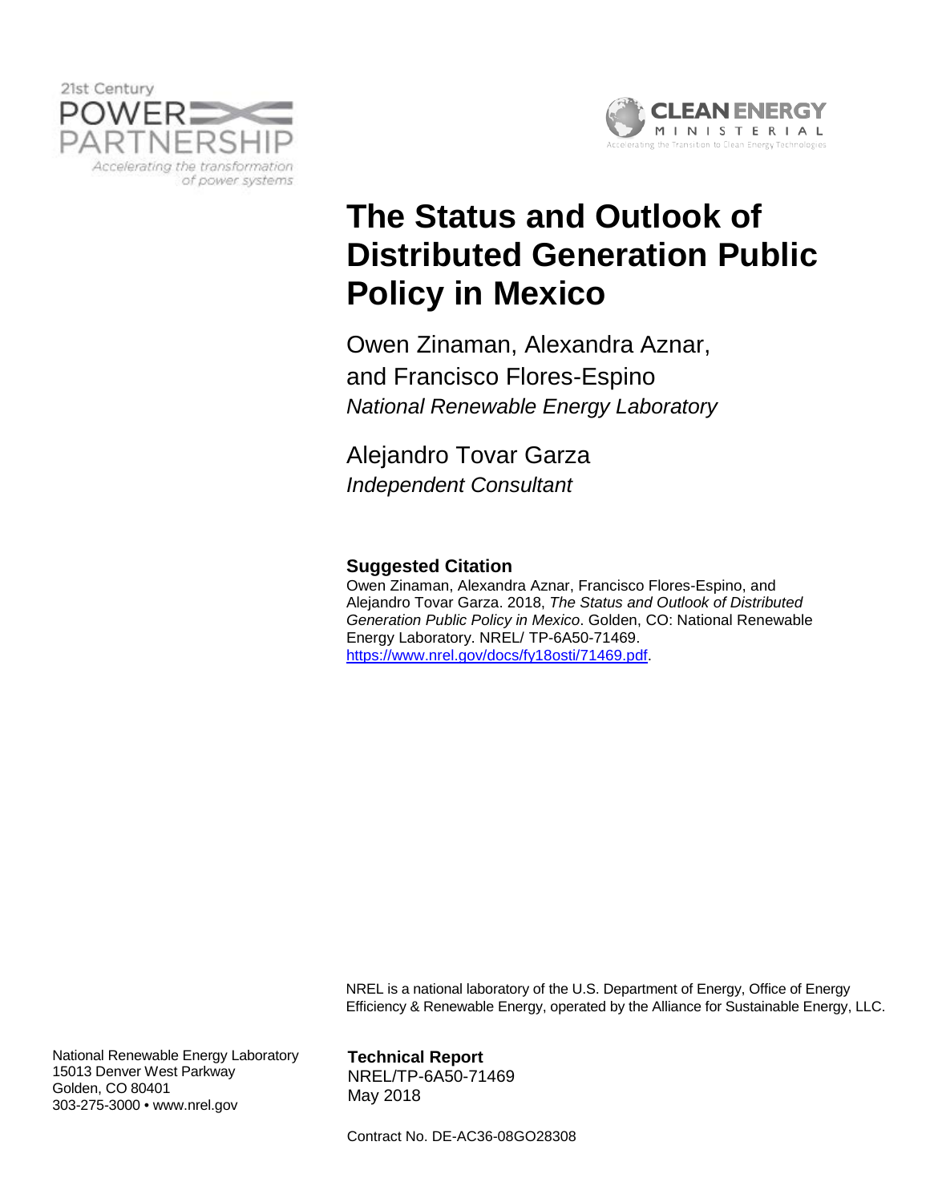21st Century POWER PARTNERSHIP
*Accelerating the transformation of power systems*

CLEAN ENERGY MINISTERIAL
Accelerating the Transition to Clean Energy Technologies

# The Status and Outlook of Distributed Generation Public Policy in Mexico

Owen Zinaman, Alexandra Aznar, and Francisco Flores-Espino
*National Renewable Energy Laboratory*

Alejandro Tovar Garza
*Independent Consultant*

**Suggested Citation**
Owen Zinaman, Alexandra Aznar, Francisco Flores-Espino, and Alejandro Tovar Garza. 2018, *The Status and Outlook of Distributed Generation Public Policy in Mexico*. Golden, CO: National Renewable Energy Laboratory. NREL/ TP-6A50-71469. https://www.nrel.gov/docs/fy18osti/71469.pdf.

NREL is a national laboratory of the U.S. Department of Energy, Office of Energy Efficiency & Renewable Energy, operated by the Alliance for Sustainable Energy, LLC.

National Renewable Energy Laboratory
15013 Denver West Parkway
Golden, CO 80401
303-275-3000 • www.nrel.gov

**Technical Report**
NREL/TP-6A50-71469
May 2018

Contract No. DE-AC36-08GO28308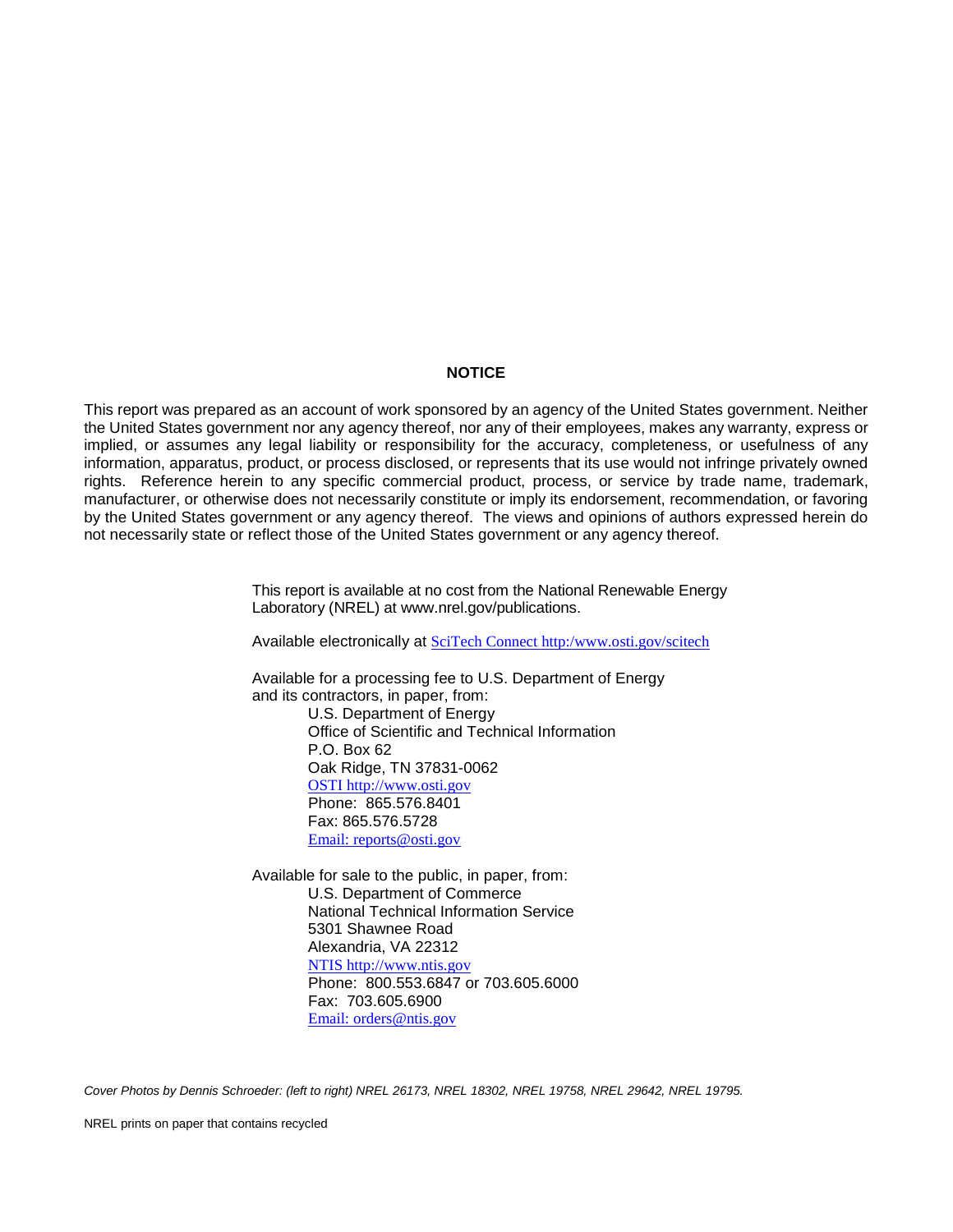## NOTICE

This report was prepared as an account of work sponsored by an agency of the United States government. Neither the United States government nor any agency thereof, nor any of their employees, makes any warranty, express or implied, or assumes any legal liability or responsibility for the accuracy, completeness, or usefulness of any information, apparatus, product, or process disclosed, or represents that its use would not infringe privately owned rights. Reference herein to any specific commercial product, process, or service by trade name, trademark, manufacturer, or otherwise does not necessarily constitute or imply its endorsement, recommendation, or favoring by the United States government or any agency thereof. The views and opinions of authors expressed herein do not necessarily state or reflect those of the United States government or any agency thereof.

This report is available at no cost from the National Renewable Energy Laboratory (NREL) at www.nrel.gov/publications.

Available electronically at SciTech Connect http:/www.osti.gov/scitech

Available for a processing fee to U.S. Department of Energy and its contractors, in paper, from:

U.S. Department of Energy
Office of Scientific and Technical Information
P.O. Box 62
Oak Ridge, TN 37831-0062
OSTI http://www.osti.gov
Phone: 865.576.8401
Fax: 865.576.5728
Email: reports@osti.gov

Available for sale to the public, in paper, from:

U.S. Department of Commerce
National Technical Information Service
5301 Shawnee Road
Alexandria, VA 22312
NTIS http://www.ntis.gov
Phone: 800.553.6847 or 703.605.6000
Fax: 703.605.6900
Email: orders@ntis.gov

*Cover Photos by Dennis Schroeder: (left to right) NREL 26173, NREL 18302, NREL 19758, NREL 29642, NREL 19795.*

NREL prints on paper that contains recycled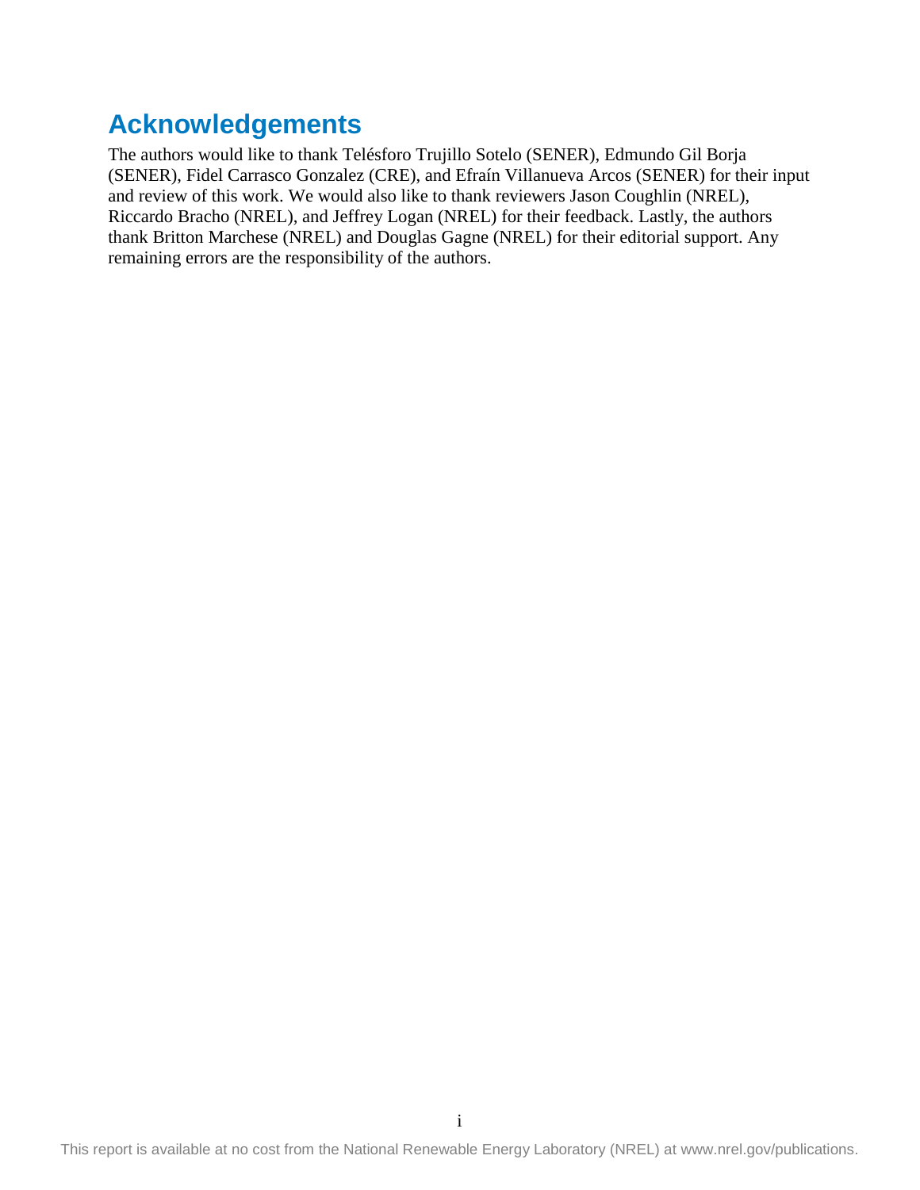# Acknowledgements

The authors would like to thank Telésforo Trujillo Sotelo (SENER), Edmundo Gil Borja (SENER), Fidel Carrasco Gonzalez (CRE), and Efraín Villanueva Arcos (SENER) for their input and review of this work. We would also like to thank reviewers Jason Coughlin (NREL), Riccardo Bracho (NREL), and Jeffrey Logan (NREL) for their feedback. Lastly, the authors thank Britton Marchese (NREL) and Douglas Gagne (NREL) for their editorial support. Any remaining errors are the responsibility of the authors.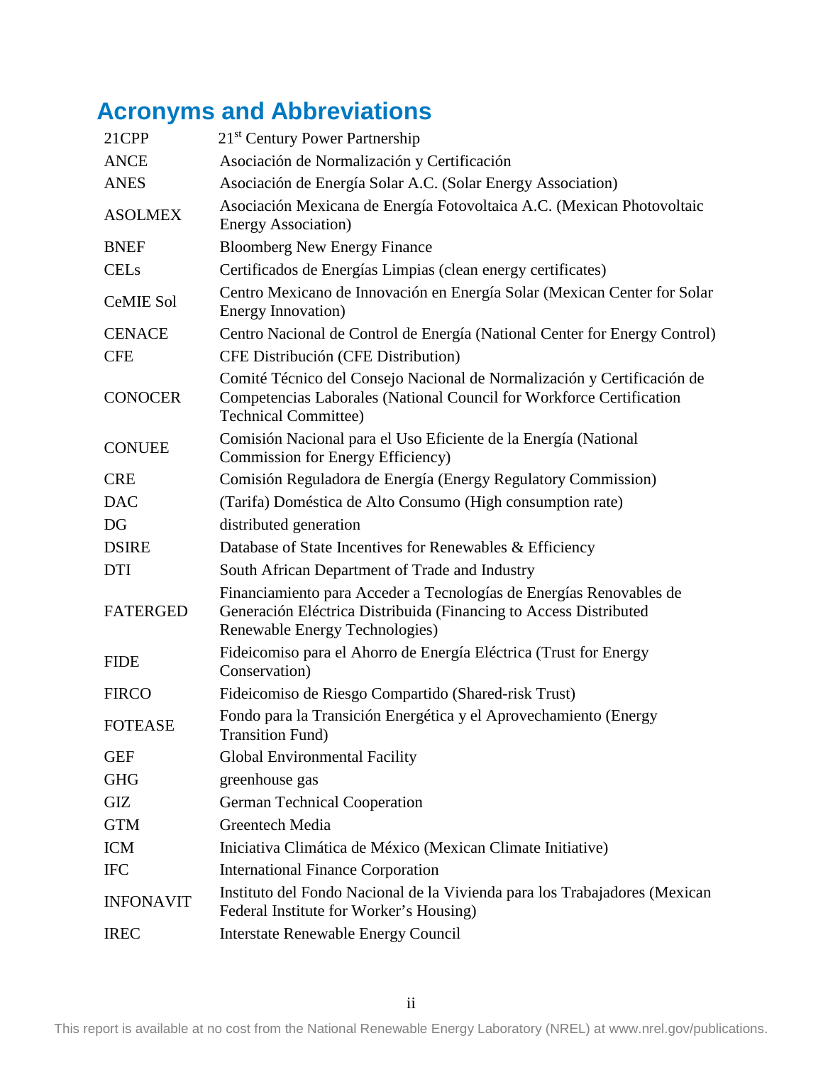# Acronyms and Abbreviations

| | |
|---|---|
| 21CPP | 21st Century Power Partnership |
| ANCE | Asociación de Normalización y Certificación |
| ANES | Asociación de Energía Solar A.C. (Solar Energy Association) |
| ASOLMEX | Asociación Mexicana de Energía Fotovoltaica A.C. (Mexican Photovoltaic Energy Association) |
| BNEF | Bloomberg New Energy Finance |
| CELs | Certificados de Energías Limpias (clean energy certificates) |
| CeMIE Sol | Centro Mexicano de Innovación en Energía Solar (Mexican Center for Solar Energy Innovation) |
| CENACE | Centro Nacional de Control de Energía (National Center for Energy Control) |
| CFE | CFE Distribución (CFE Distribution) |
| CONOCER | Comité Técnico del Consejo Nacional de Normalización y Certificación de Competencias Laborales (National Council for Workforce Certification Technical Committee) |
| CONUEE | Comisión Nacional para el Uso Eficiente de la Energía (National Commission for Energy Efficiency) |
| CRE | Comisión Reguladora de Energía (Energy Regulatory Commission) |
| DAC | (Tarifa) Doméstica de Alto Consumo (High consumption rate) |
| DG | distributed generation |
| DSIRE | Database of State Incentives for Renewables & Efficiency |
| DTI | South African Department of Trade and Industry |
| FATERGED | Financiamiento para Acceder a Tecnologías de Energías Renovables de Generación Eléctrica Distribuida (Financing to Access Distributed Renewable Energy Technologies) |
| FIDE | Fideicomiso para el Ahorro de Energía Eléctrica (Trust for Energy Conservation) |
| FIRCO | Fideicomiso de Riesgo Compartido (Shared-risk Trust) |
| FOTEASE | Fondo para la Transición Energética y el Aprovechamiento (Energy Transition Fund) |
| GEF | Global Environmental Facility |
| GHG | greenhouse gas |
| GIZ | German Technical Cooperation |
| GTM | Greentech Media |
| ICM | Iniciativa Climática de México (Mexican Climate Initiative) |
| IFC | International Finance Corporation |
| INFONAVIT | Instituto del Fondo Nacional de la Vivienda para los Trabajadores (Mexican Federal Institute for Worker's Housing) |
| IREC | Interstate Renewable Energy Council |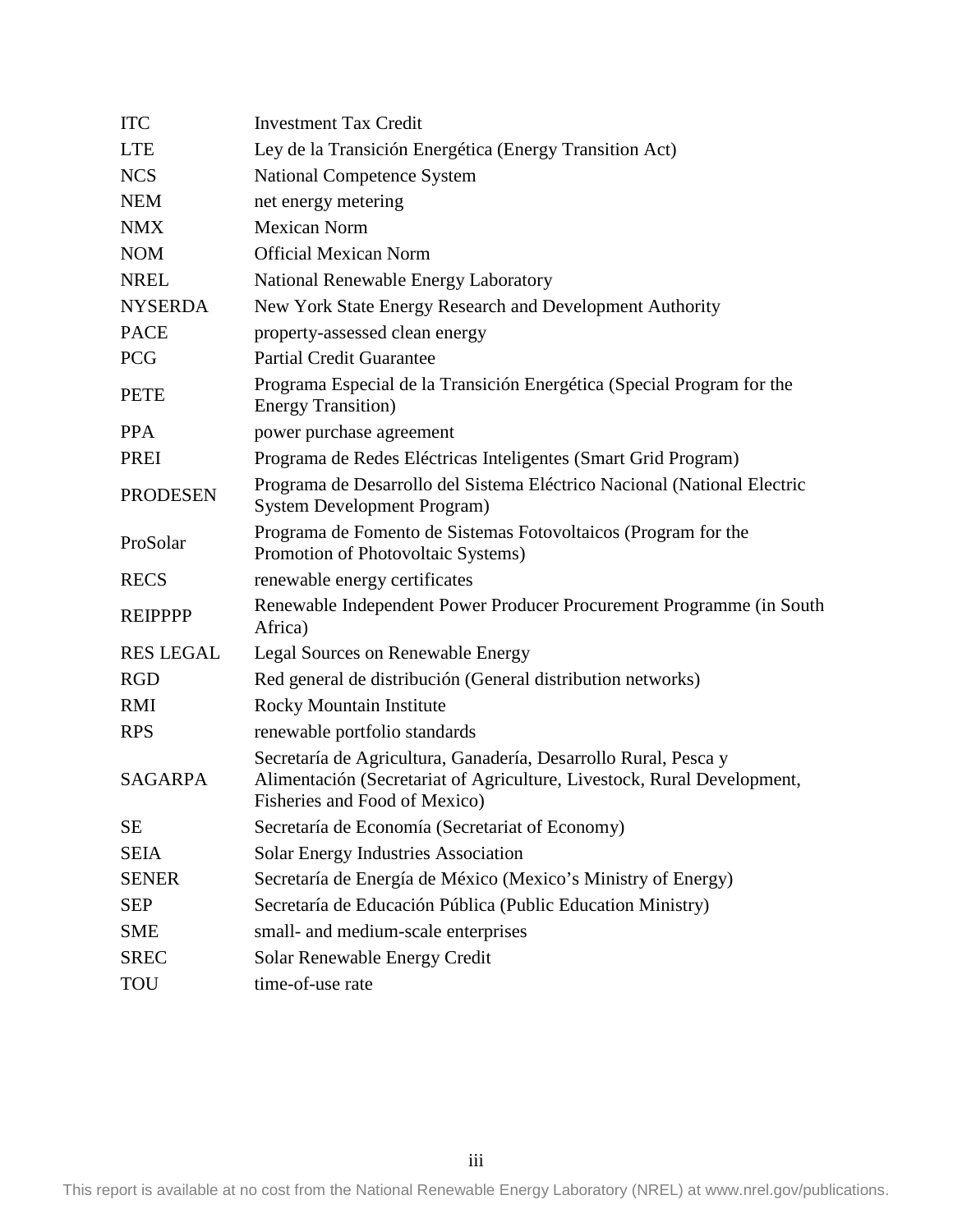| | |
|---|---|
| ITC | Investment Tax Credit |
| LTE | Ley de la Transición Energética (Energy Transition Act) |
| NCS | National Competence System |
| NEM | net energy metering |
| NMX | Mexican Norm |
| NOM | Official Mexican Norm |
| NREL | National Renewable Energy Laboratory |
| NYSERDA | New York State Energy Research and Development Authority |
| PACE | property-assessed clean energy |
| PCG | Partial Credit Guarantee |
| PETE | Programa Especial de la Transición Energética (Special Program for the Energy Transition) |
| PPA | power purchase agreement |
| PREI | Programa de Redes Eléctricas Inteligentes (Smart Grid Program) |
| PRODESEN | Programa de Desarrollo del Sistema Eléctrico Nacional (National Electric System Development Program) |
| ProSolar | Programa de Fomento de Sistemas Fotovoltaicos (Program for the Promotion of Photovoltaic Systems) |
| RECS | renewable energy certificates |
| REIPPPP | Renewable Independent Power Producer Procurement Programme (in South Africa) |
| RES LEGAL | Legal Sources on Renewable Energy |
| RGD | Red general de distribución (General distribution networks) |
| RMI | Rocky Mountain Institute |
| RPS | renewable portfolio standards |
| SAGARPA | Secretaría de Agricultura, Ganadería, Desarrollo Rural, Pesca y Alimentación (Secretariat of Agriculture, Livestock, Rural Development, Fisheries and Food of Mexico) |
| SE | Secretaría de Economía (Secretariat of Economy) |
| SEIA | Solar Energy Industries Association |
| SENER | Secretaría de Energía de México (Mexico's Ministry of Energy) |
| SEP | Secretaría de Educación Pública (Public Education Ministry) |
| SME | small- and medium-scale enterprises |
| SREC | Solar Renewable Energy Credit |
| TOU | time-of-use rate |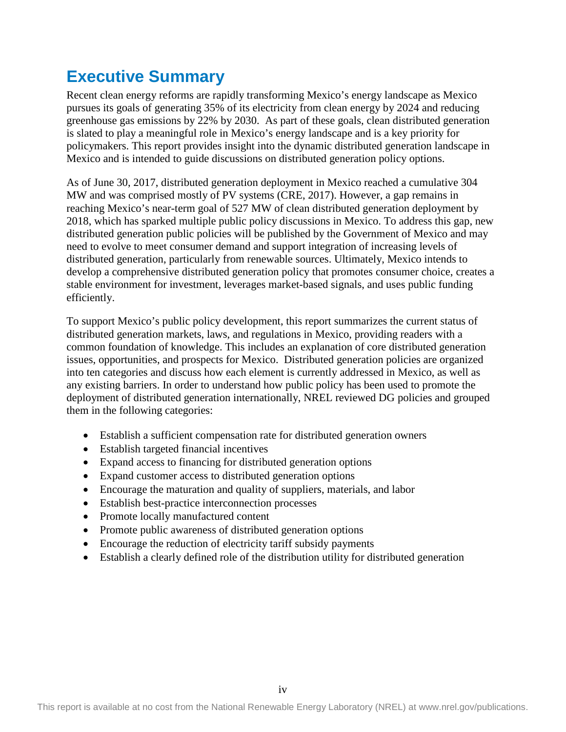# Executive Summary

Recent clean energy reforms are rapidly transforming Mexico's energy landscape as Mexico pursues its goals of generating 35% of its electricity from clean energy by 2024 and reducing greenhouse gas emissions by 22% by 2030. As part of these goals, clean distributed generation is slated to play a meaningful role in Mexico's energy landscape and is a key priority for policymakers. This report provides insight into the dynamic distributed generation landscape in Mexico and is intended to guide discussions on distributed generation policy options.

As of June 30, 2017, distributed generation deployment in Mexico reached a cumulative 304 MW and was comprised mostly of PV systems (CRE, 2017). However, a gap remains in reaching Mexico's near-term goal of 527 MW of clean distributed generation deployment by 2018, which has sparked multiple public policy discussions in Mexico. To address this gap, new distributed generation public policies will be published by the Government of Mexico and may need to evolve to meet consumer demand and support integration of increasing levels of distributed generation, particularly from renewable sources. Ultimately, Mexico intends to develop a comprehensive distributed generation policy that promotes consumer choice, creates a stable environment for investment, leverages market-based signals, and uses public funding efficiently.

To support Mexico's public policy development, this report summarizes the current status of distributed generation markets, laws, and regulations in Mexico, providing readers with a common foundation of knowledge. This includes an explanation of core distributed generation issues, opportunities, and prospects for Mexico. Distributed generation policies are organized into ten categories and discuss how each element is currently addressed in Mexico, as well as any existing barriers. In order to understand how public policy has been used to promote the deployment of distributed generation internationally, NREL reviewed DG policies and grouped them in the following categories:

- Establish a sufficient compensation rate for distributed generation owners
- Establish targeted financial incentives
- Expand access to financing for distributed generation options
- Expand customer access to distributed generation options
- Encourage the maturation and quality of suppliers, materials, and labor
- Establish best-practice interconnection processes
- Promote locally manufactured content
- Promote public awareness of distributed generation options
- Encourage the reduction of electricity tariff subsidy payments
- Establish a clearly defined role of the distribution utility for distributed generation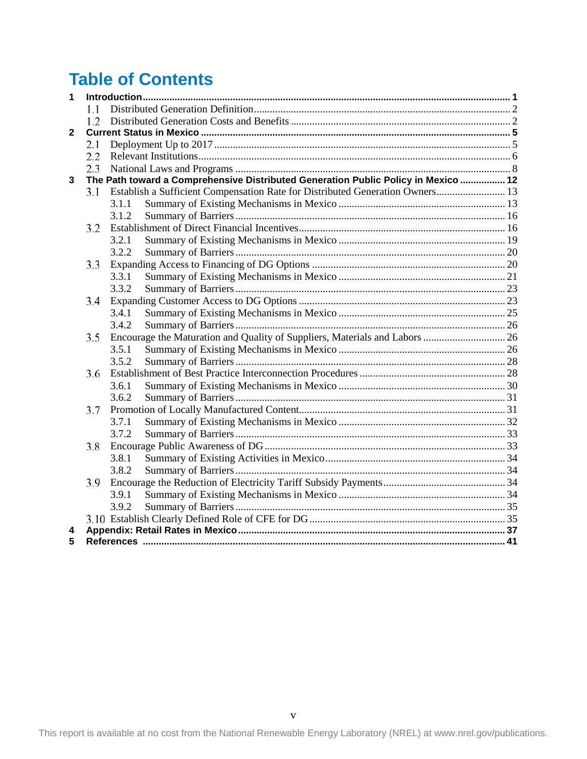# Table of Contents

1 Introduction ........................................................................................................................................... 1
  1.1 Distributed Generation Definition ................................................................................................ 2
  1.2 Distributed Generation Costs and Benefits .................................................................................. 2
2 Current Status in Mexico ..................................................................................................................... 5
  2.1 Deployment Up to 2017 ............................................................................................................... 5
  2.2 Relevant Institutions .................................................................................................................... 6
  2.3 National Laws and Programs ....................................................................................................... 8
3 The Path toward a Comprehensive Distributed Generation Public Policy in Mexico ................. 12
  3.1 Establish a Sufficient Compensation Rate for Distributed Generation Owners .......................... 13
    3.1.1 Summary of Existing Mechanisms in Mexico ............................................................... 13
    3.1.2 Summary of Barriers ..................................................................................................... 16
  3.2 Establishment of Direct Financial Incentives ............................................................................. 16
    3.2.1 Summary of Existing Mechanisms in Mexico ............................................................... 19
    3.2.2 Summary of Barriers ..................................................................................................... 20
  3.3 Expanding Access to Financing of DG Options ......................................................................... 20
    3.3.1 Summary of Existing Mechanisms in Mexico ............................................................... 21
    3.3.2 Summary of Barriers ..................................................................................................... 23
  3.4 Expanding Customer Access to DG Options .............................................................................. 23
    3.4.1 Summary of Existing Mechanisms in Mexico ............................................................... 25
    3.4.2 Summary of Barriers ..................................................................................................... 26
  3.5 Encourage the Maturation and Quality of Suppliers, Materials and Labors ............................... 26
    3.5.1 Summary of Existing Mechanisms in Mexico ............................................................... 26
    3.5.2 Summary of Barriers ..................................................................................................... 28
  3.6 Establishment of Best Practice Interconnection Procedures ....................................................... 28
    3.6.1 Summary of Existing Mechanisms in Mexico ............................................................... 30
    3.6.2 Summary of Barriers ..................................................................................................... 31
  3.7 Promotion of Locally Manufactured Content ............................................................................. 31
    3.7.1 Summary of Existing Mechanisms in Mexico ............................................................... 32
    3.7.2 Summary of Barriers ..................................................................................................... 33
  3.8 Encourage Public Awareness of DG .......................................................................................... 33
    3.8.1 Summary of Existing Activities in Mexico .................................................................... 34
    3.8.2 Summary of Barriers ..................................................................................................... 34
  3.9 Encourage the Reduction of Electricity Tariff Subsidy Payments ............................................. 34
    3.9.1 Summary of Existing Mechanisms in Mexico ............................................................... 34
    3.9.2 Summary of Barriers ..................................................................................................... 35
  3.10 Establish Clearly Defined Role of CFE for DG ......................................................................... 35
4 Appendix: Retail Rates in Mexico .................................................................................................... 37
5 References ........................................................................................................................................ 41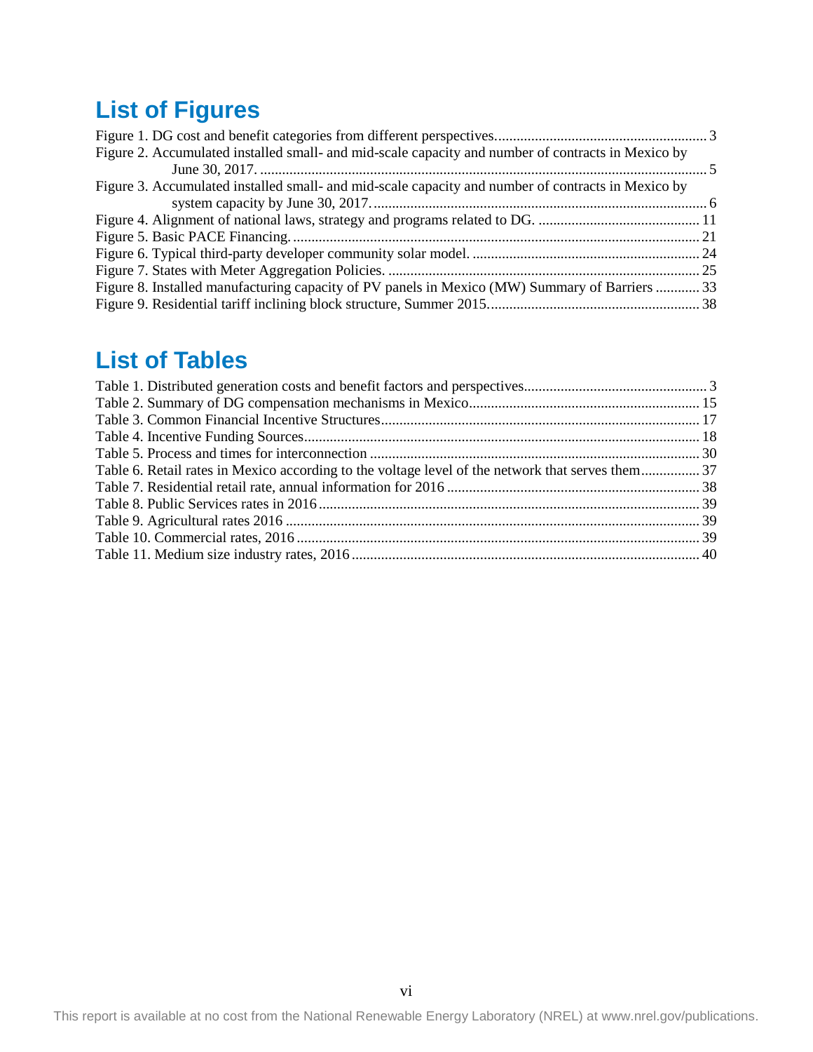## List of Figures

Figure 1. DG cost and benefit categories from different perspectives.......................................................... 3
Figure 2. Accumulated installed small- and mid-scale capacity and number of contracts in Mexico by June 30, 2017. .......................................................................................................................... 5
Figure 3. Accumulated installed small- and mid-scale capacity and number of contracts in Mexico by system capacity by June 30, 2017. ........................................................................................... 6
Figure 4. Alignment of national laws, strategy and programs related to DG. ............................................ 11
Figure 5. Basic PACE Financing. .............................................................................................................. 21
Figure 6. Typical third-party developer community solar model. .............................................................. 24
Figure 7. States with Meter Aggregation Policies. ..................................................................................... 25
Figure 8. Installed manufacturing capacity of PV panels in Mexico (MW) Summary of Barriers ............ 33
Figure 9. Residential tariff inclining block structure, Summer 2015.......................................................... 38

## List of Tables

Table 1. Distributed generation costs and benefit factors and perspectives.................................................. 3
Table 2. Summary of DG compensation mechanisms in Mexico.............................................................. 15
Table 3. Common Financial Incentive Structures...................................................................................... 17
Table 4. Incentive Funding Sources........................................................................................................... 18
Table 5. Process and times for interconnection ......................................................................................... 30
Table 6. Retail rates in Mexico according to the voltage level of the network that serves them................ 37
Table 7. Residential retail rate, annual information for 2016 ..................................................................... 38
Table 8. Public Services rates in 2016........................................................................................................ 39
Table 9. Agricultural rates 2016 ................................................................................................................. 39
Table 10. Commercial rates, 2016 ............................................................................................................. 39
Table 11. Medium size industry rates, 2016 ............................................................................................... 40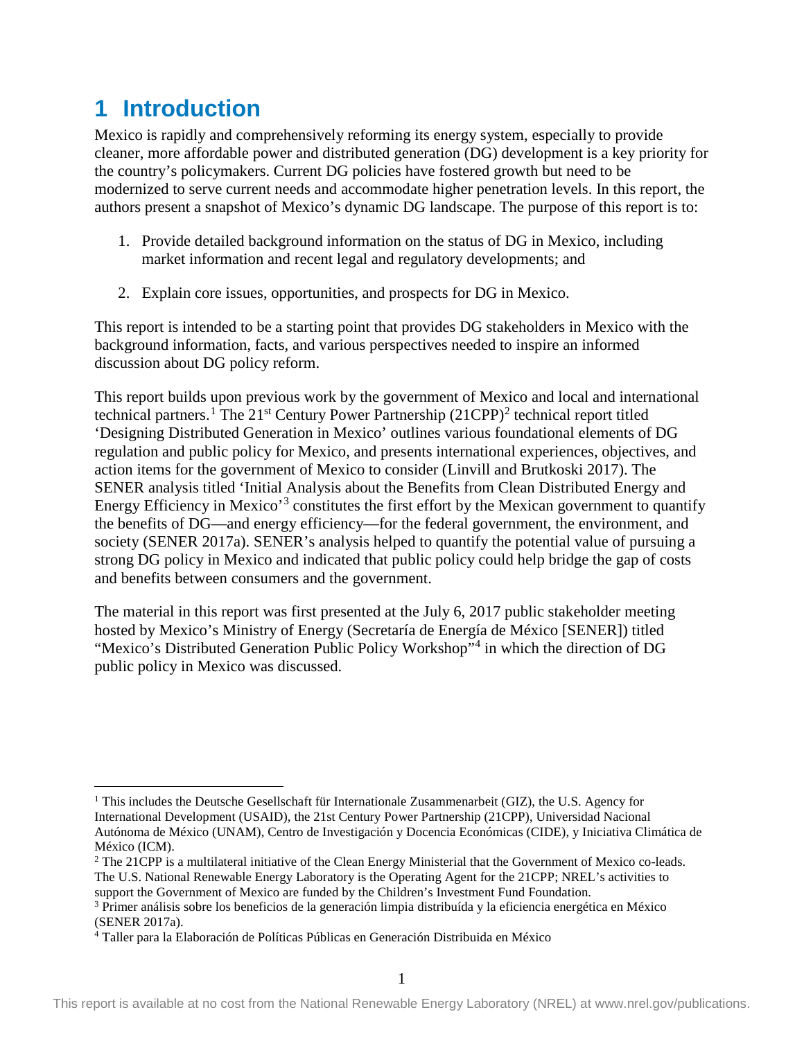# 1 Introduction

Mexico is rapidly and comprehensively reforming its energy system, especially to provide cleaner, more affordable power and distributed generation (DG) development is a key priority for the country's policymakers. Current DG policies have fostered growth but need to be modernized to serve current needs and accommodate higher penetration levels. In this report, the authors present a snapshot of Mexico's dynamic DG landscape. The purpose of this report is to:

1. Provide detailed background information on the status of DG in Mexico, including market information and recent legal and regulatory developments; and
2. Explain core issues, opportunities, and prospects for DG in Mexico.

This report is intended to be a starting point that provides DG stakeholders in Mexico with the background information, facts, and various perspectives needed to inspire an informed discussion about DG policy reform.

This report builds upon previous work by the government of Mexico and local and international technical partners.[1] The 21st Century Power Partnership (21CPP)[2] technical report titled 'Designing Distributed Generation in Mexico' outlines various foundational elements of DG regulation and public policy for Mexico, and presents international experiences, objectives, and action items for the government of Mexico to consider (Linvill and Brutkoski 2017). The SENER analysis titled 'Initial Analysis about the Benefits from Clean Distributed Energy and Energy Efficiency in Mexico'[3] constitutes the first effort by the Mexican government to quantify the benefits of DG—and energy efficiency—for the federal government, the environment, and society (SENER 2017a). SENER's analysis helped to quantify the potential value of pursuing a strong DG policy in Mexico and indicated that public policy could help bridge the gap of costs and benefits between consumers and the government.

The material in this report was first presented at the July 6, 2017 public stakeholder meeting hosted by Mexico's Ministry of Energy (Secretaría de Energía de México [SENER]) titled "Mexico's Distributed Generation Public Policy Workshop"[4] in which the direction of DG public policy in Mexico was discussed.

---

[1] This includes the Deutsche Gesellschaft für Internationale Zusammenarbeit (GIZ), the U.S. Agency for International Development (USAID), the 21st Century Power Partnership (21CPP), Universidad Nacional Autónoma de México (UNAM), Centro de Investigación y Docencia Económicas (CIDE), y Iniciativa Climática de México (ICM).

[2] The 21CPP is a multilateral initiative of the Clean Energy Ministerial that the Government of Mexico co-leads. The U.S. National Renewable Energy Laboratory is the Operating Agent for the 21CPP; NREL's activities to support the Government of Mexico are funded by the Children's Investment Fund Foundation.

[3] Primer análisis sobre los beneficios de la generación limpia distribuída y la eficiencia energética en México (SENER 2017a).

[4] Taller para la Elaboración de Políticas Públicas en Generación Distribuida en México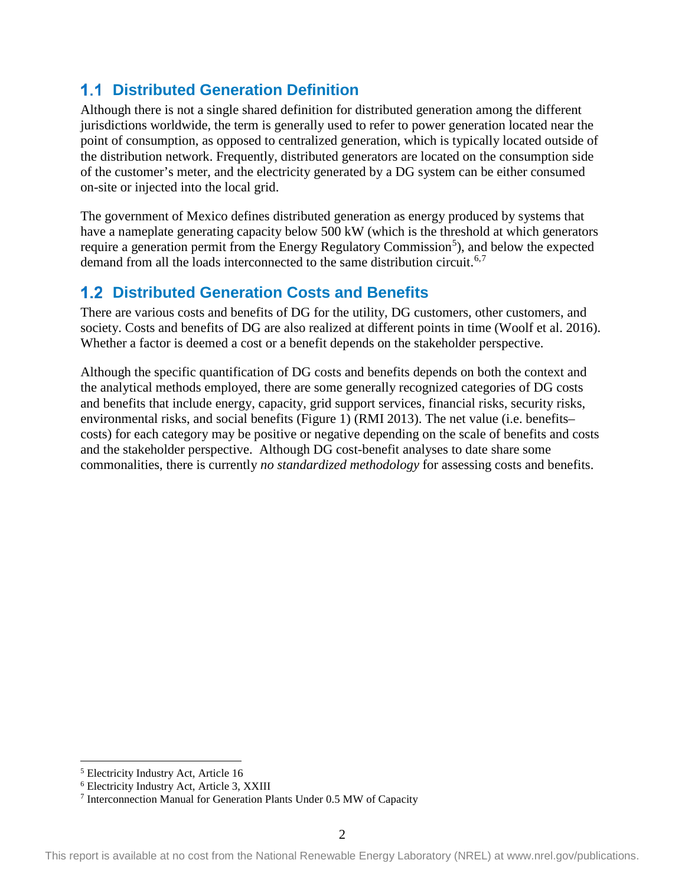## 1.1 Distributed Generation Definition

Although there is not a single shared definition for distributed generation among the different jurisdictions worldwide, the term is generally used to refer to power generation located near the point of consumption, as opposed to centralized generation, which is typically located outside of the distribution network. Frequently, distributed generators are located on the consumption side of the customer's meter, and the electricity generated by a DG system can be either consumed on-site or injected into the local grid.

The government of Mexico defines distributed generation as energy produced by systems that have a nameplate generating capacity below 500 kW (which is the threshold at which generators require a generation permit from the Energy Regulatory Commission[5]), and below the expected demand from all the loads interconnected to the same distribution circuit.[6,7]

## 1.2 Distributed Generation Costs and Benefits

There are various costs and benefits of DG for the utility, DG customers, other customers, and society. Costs and benefits of DG are also realized at different points in time (Woolf et al. 2016). Whether a factor is deemed a cost or a benefit depends on the stakeholder perspective.

Although the specific quantification of DG costs and benefits depends on both the context and the analytical methods employed, there are some generally recognized categories of DG costs and benefits that include energy, capacity, grid support services, financial risks, security risks, environmental risks, and social benefits (Figure 1) (RMI 2013). The net value (i.e. benefits–costs) for each category may be positive or negative depending on the scale of benefits and costs and the stakeholder perspective. Although DG cost-benefit analyses to date share some commonalities, there is currently *no standardized methodology* for assessing costs and benefits.

---

[5] Electricity Industry Act, Article 16

[6] Electricity Industry Act, Article 3, XXIII

[7] Interconnection Manual for Generation Plants Under 0.5 MW of Capacity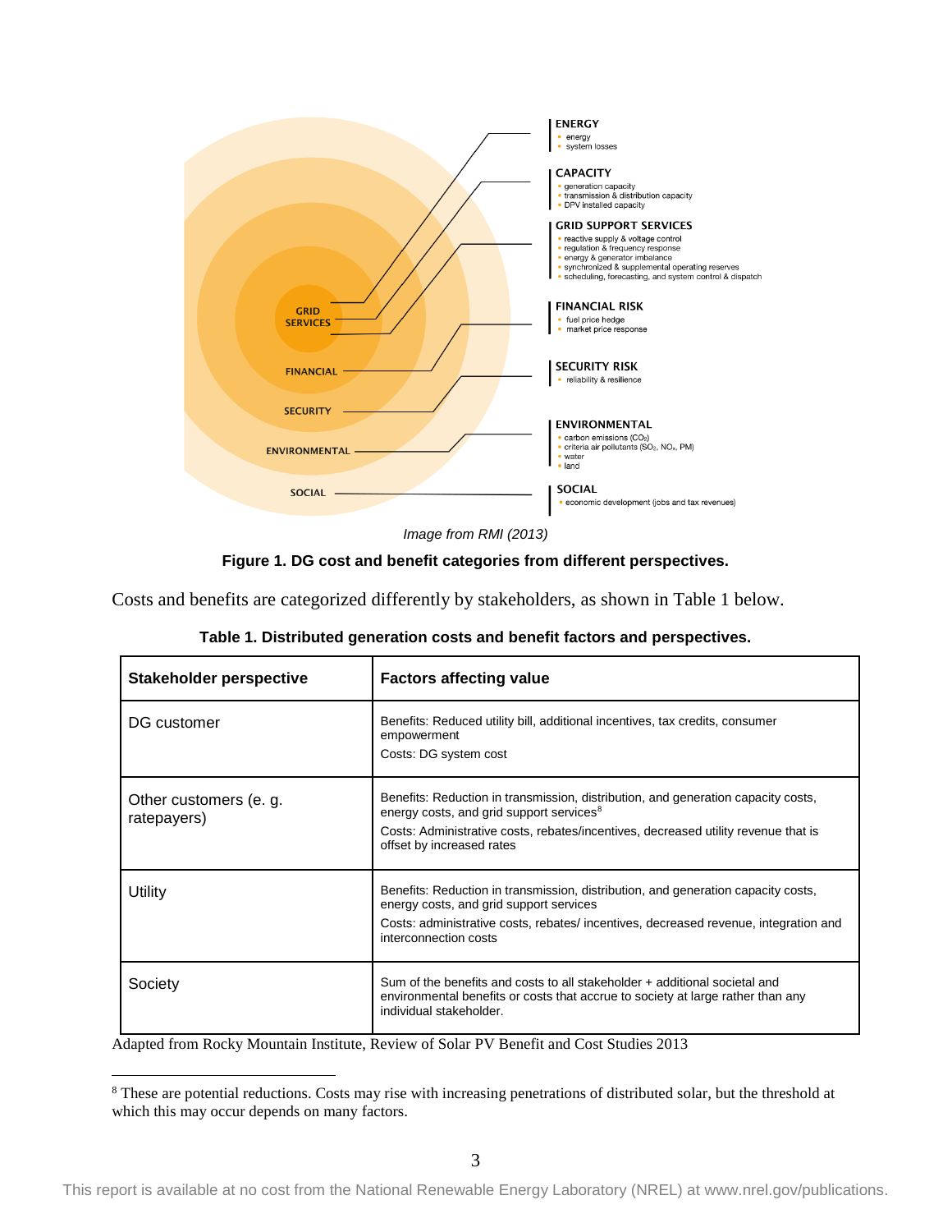ENERGY
- energy
- system losses

CAPACITY
- generation capacity
- transmission & distribution capacity
- DPV installed capacity

GRID SUPPORT SERVICES
- reactive supply & voltage control
- regulation & frequency response
- energy & generator imbalance
- synchronized & supplemental operating reserves
- scheduling, forecasting, and system control & dispatch

FINANCIAL RISK
- fuel price hedge
- market price response

SECURITY RISK
- reliability & resilience

ENVIRONMENTAL
- carbon emissions ($CO_2$)
- criteria air pollutants ($SO_2$, $NO_x$, PM)
- water
- land

SOCIAL
- economic development (jobs and tax revenues)

*Image from RMI (2013)*

**Figure 1. DG cost and benefit categories from different perspectives.**

Costs and benefits are categorized differently by stakeholders, as shown in Table 1 below.

**Table 1. Distributed generation costs and benefit factors and perspectives.**

| Stakeholder perspective | Factors affecting value |
|---|---|
| DG customer | Benefits: Reduced utility bill, additional incentives, tax credits, consumer empowerment<br>Costs: DG system cost |
| Other customers (e. g. ratepayers) | Benefits: Reduction in transmission, distribution, and generation capacity costs, energy costs, and grid support services[8]<br>Costs: Administrative costs, rebates/incentives, decreased utility revenue that is offset by increased rates |
| Utility | Benefits: Reduction in transmission, distribution, and generation capacity costs, energy costs, and grid support services<br>Costs: administrative costs, rebates/ incentives, decreased revenue, integration and interconnection costs |
| Society | Sum of the benefits and costs to all stakeholder + additional societal and environmental benefits or costs that accrue to society at large rather than any individual stakeholder. |

Adapted from Rocky Mountain Institute, Review of Solar PV Benefit and Cost Studies 2013

[8] These are potential reductions. Costs may rise with increasing penetrations of distributed solar, but the threshold at which this may occur depends on many factors.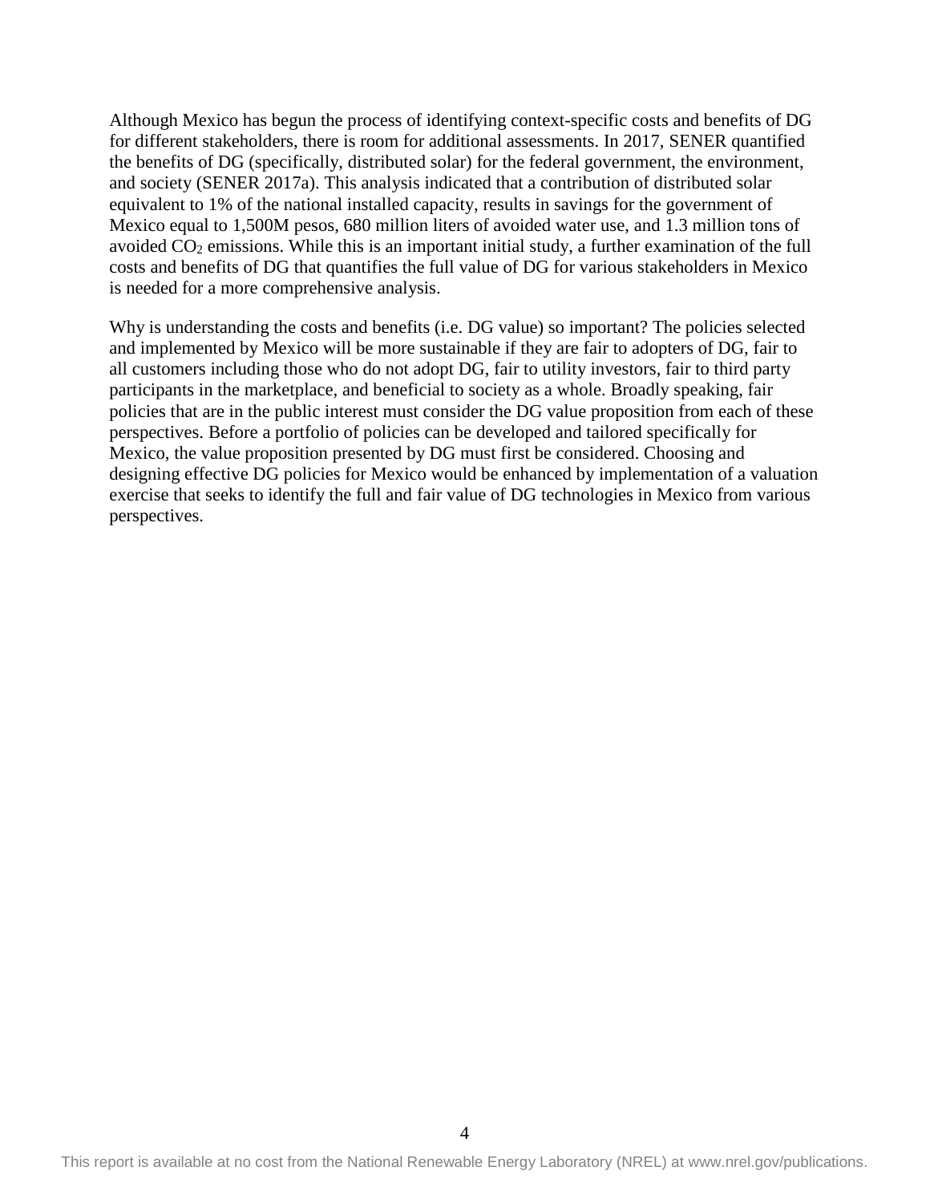Although Mexico has begun the process of identifying context-specific costs and benefits of DG for different stakeholders, there is room for additional assessments. In 2017, SENER quantified the benefits of DG (specifically, distributed solar) for the federal government, the environment, and society (SENER 2017a). This analysis indicated that a contribution of distributed solar equivalent to 1% of the national installed capacity, results in savings for the government of Mexico equal to 1,500M pesos, 680 million liters of avoided water use, and 1.3 million tons of avoided $CO_2$ emissions. While this is an important initial study, a further examination of the full costs and benefits of DG that quantifies the full value of DG for various stakeholders in Mexico is needed for a more comprehensive analysis.

Why is understanding the costs and benefits (i.e. DG value) so important? The policies selected and implemented by Mexico will be more sustainable if they are fair to adopters of DG, fair to all customers including those who do not adopt DG, fair to utility investors, fair to third party participants in the marketplace, and beneficial to society as a whole. Broadly speaking, fair policies that are in the public interest must consider the DG value proposition from each of these perspectives. Before a portfolio of policies can be developed and tailored specifically for Mexico, the value proposition presented by DG must first be considered. Choosing and designing effective DG policies for Mexico would be enhanced by implementation of a valuation exercise that seeks to identify the full and fair value of DG technologies in Mexico from various perspectives.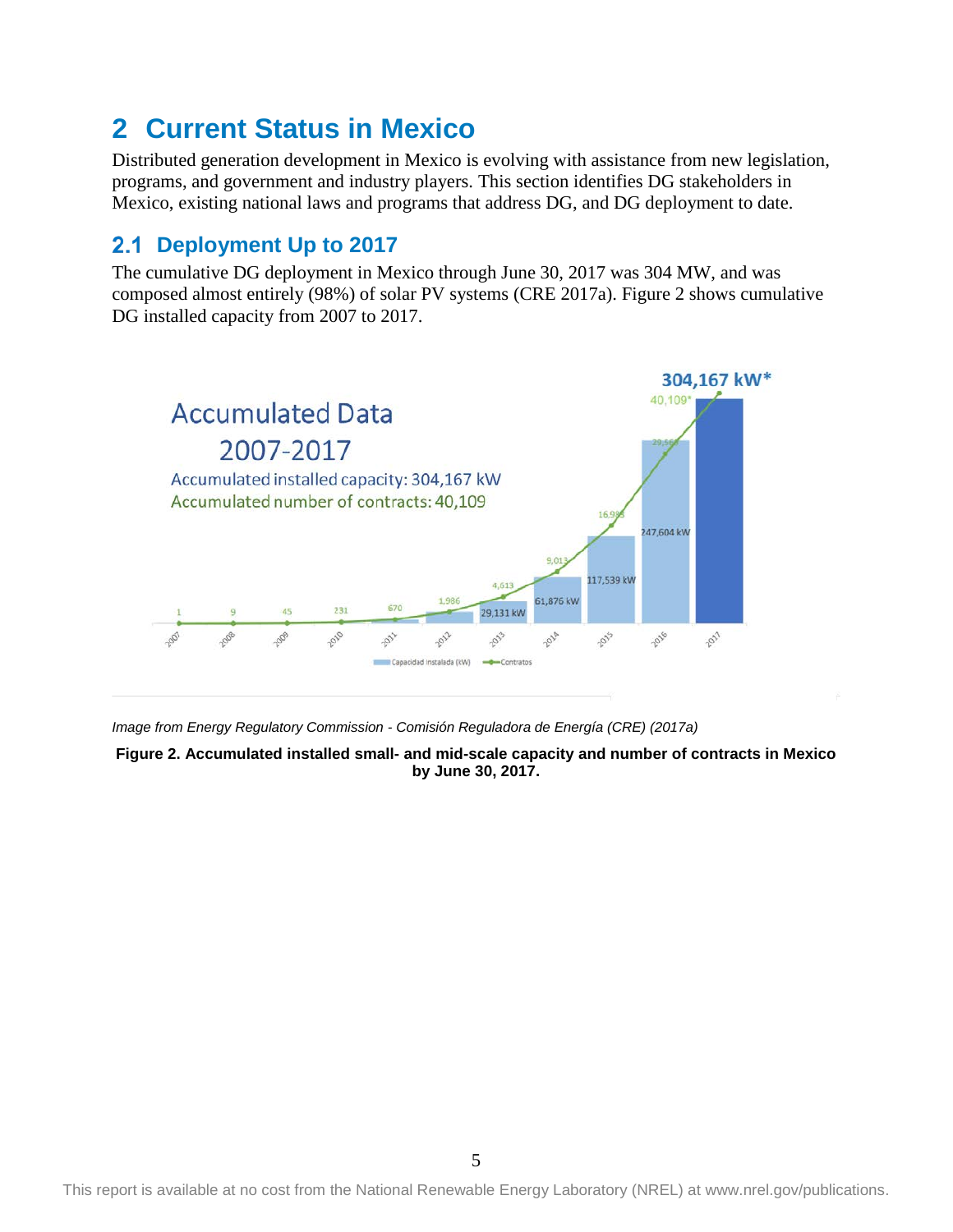# 2 Current Status in Mexico

Distributed generation development in Mexico is evolving with assistance from new legislation, programs, and government and industry players. This section identifies DG stakeholders in Mexico, existing national laws and programs that address DG, and DG deployment to date.

## 2.1 Deployment Up to 2017

The cumulative DG deployment in Mexico through June 30, 2017 was 304 MW, and was composed almost entirely (98%) of solar PV systems (CRE 2017a). Figure 2 shows cumulative DG installed capacity from 2007 to 2017.

*Image from Energy Regulatory Commission - Comisión Reguladora de Energía (CRE) (2017a)*

**Figure 2. Accumulated installed small- and mid-scale capacity and number of contracts in Mexico by June 30, 2017.**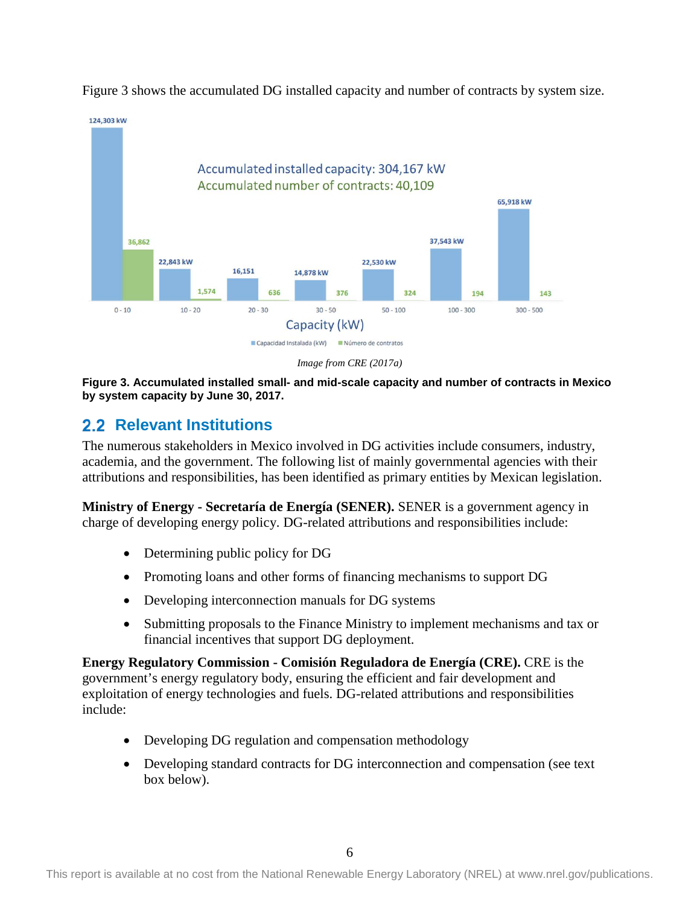Figure 3 shows the accumulated DG installed capacity and number of contracts by system size.

*Image from CRE (2017a)*

**Figure 3. Accumulated installed small- and mid-scale capacity and number of contracts in Mexico by system capacity by June 30, 2017.**

## 2.2 Relevant Institutions

The numerous stakeholders in Mexico involved in DG activities include consumers, industry, academia, and the government. The following list of mainly governmental agencies with their attributions and responsibilities, has been identified as primary entities by Mexican legislation.

**Ministry of Energy - Secretaría de Energía (SENER).** SENER is a government agency in charge of developing energy policy. DG-related attributions and responsibilities include:

- Determining public policy for DG
- Promoting loans and other forms of financing mechanisms to support DG
- Developing interconnection manuals for DG systems
- Submitting proposals to the Finance Ministry to implement mechanisms and tax or financial incentives that support DG deployment.

**Energy Regulatory Commission - Comisión Reguladora de Energía (CRE).** CRE is the government's energy regulatory body, ensuring the efficient and fair development and exploitation of energy technologies and fuels. DG-related attributions and responsibilities include:

- Developing DG regulation and compensation methodology
- Developing standard contracts for DG interconnection and compensation (see text box below).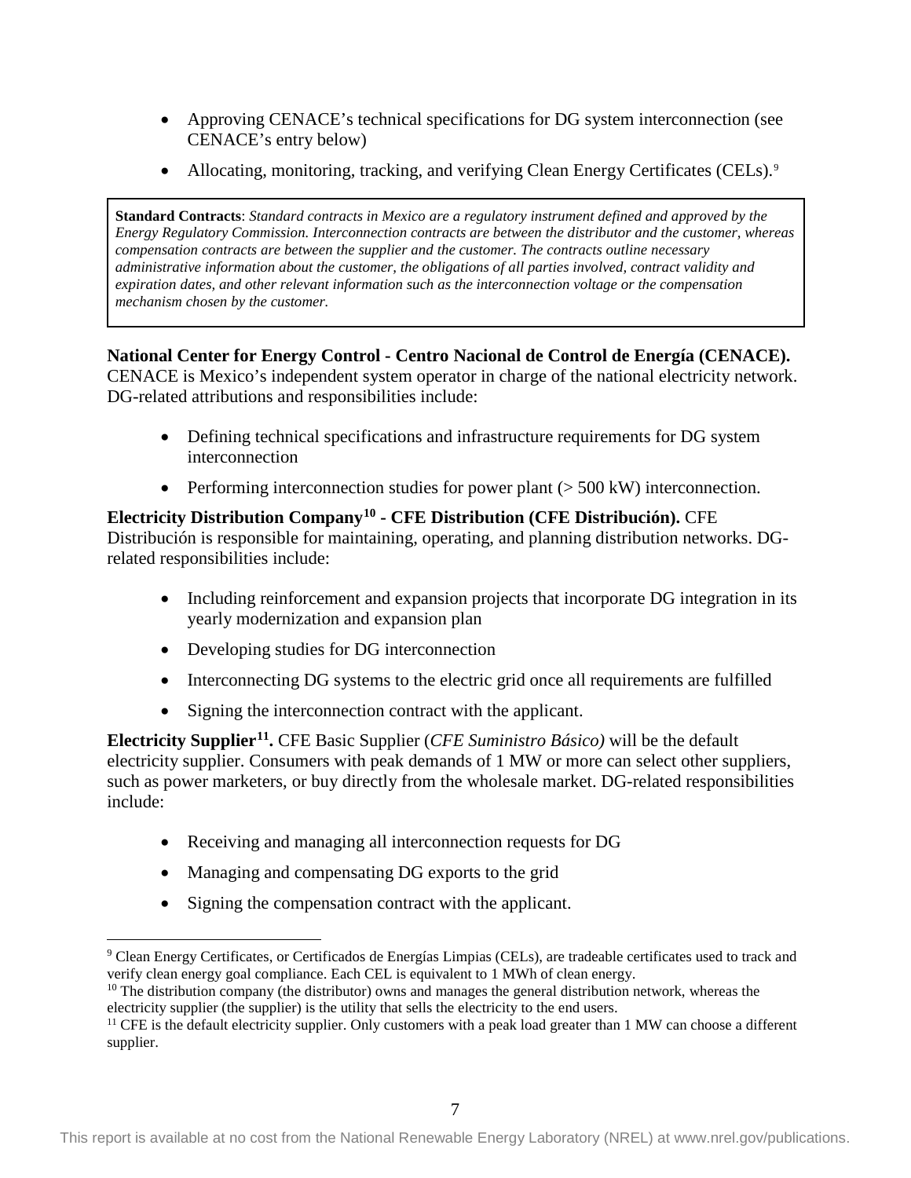- Approving CENACE's technical specifications for DG system interconnection (see CENACE's entry below)
- Allocating, monitoring, tracking, and verifying Clean Energy Certificates (CELs).[9]

> **Standard Contracts**: *Standard contracts in Mexico are a regulatory instrument defined and approved by the Energy Regulatory Commission. Interconnection contracts are between the distributor and the customer, whereas compensation contracts are between the supplier and the customer. The contracts outline necessary administrative information about the customer, the obligations of all parties involved, contract validity and expiration dates, and other relevant information such as the interconnection voltage or the compensation mechanism chosen by the customer.*

**National Center for Energy Control - Centro Nacional de Control de Energía (CENACE).** CENACE is Mexico's independent system operator in charge of the national electricity network. DG-related attributions and responsibilities include:

- Defining technical specifications and infrastructure requirements for DG system interconnection
- Performing interconnection studies for power plant (> 500 kW) interconnection.

**Electricity Distribution Company[10] - CFE Distribution (CFE Distribución).** CFE Distribución is responsible for maintaining, operating, and planning distribution networks. DG-related responsibilities include:

- Including reinforcement and expansion projects that incorporate DG integration in its yearly modernization and expansion plan
- Developing studies for DG interconnection
- Interconnecting DG systems to the electric grid once all requirements are fulfilled
- Signing the interconnection contract with the applicant.

**Electricity Supplier[11].** CFE Basic Supplier (*CFE Suministro Básico)* will be the default electricity supplier. Consumers with peak demands of 1 MW or more can select other suppliers, such as power marketers, or buy directly from the wholesale market. DG-related responsibilities include:

- Receiving and managing all interconnection requests for DG
- Managing and compensating DG exports to the grid
- Signing the compensation contract with the applicant.

---

[9] Clean Energy Certificates, or Certificados de Energías Limpias (CELs), are tradeable certificates used to track and verify clean energy goal compliance. Each CEL is equivalent to 1 MWh of clean energy.

[10] The distribution company (the distributor) owns and manages the general distribution network, whereas the electricity supplier (the supplier) is the utility that sells the electricity to the end users.

[11] CFE is the default electricity supplier. Only customers with a peak load greater than 1 MW can choose a different supplier.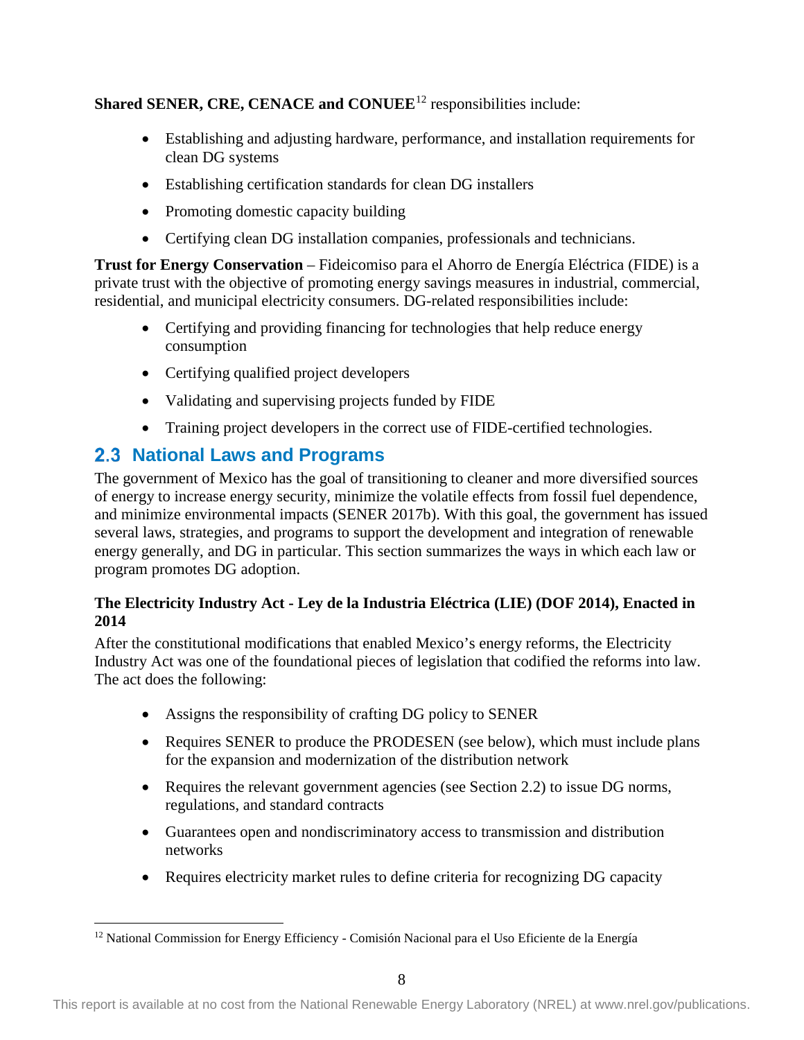**Shared SENER, CRE, CENACE and CONUEE**[12] responsibilities include:

- Establishing and adjusting hardware, performance, and installation requirements for clean DG systems
- Establishing certification standards for clean DG installers
- Promoting domestic capacity building
- Certifying clean DG installation companies, professionals and technicians.

**Trust for Energy Conservation** – Fideicomiso para el Ahorro de Energía Eléctrica (FIDE) is a private trust with the objective of promoting energy savings measures in industrial, commercial, residential, and municipal electricity consumers. DG-related responsibilities include:

- Certifying and providing financing for technologies that help reduce energy consumption
- Certifying qualified project developers
- Validating and supervising projects funded by FIDE
- Training project developers in the correct use of FIDE-certified technologies.

## 2.3 National Laws and Programs

The government of Mexico has the goal of transitioning to cleaner and more diversified sources of energy to increase energy security, minimize the volatile effects from fossil fuel dependence, and minimize environmental impacts (SENER 2017b). With this goal, the government has issued several laws, strategies, and programs to support the development and integration of renewable energy generally, and DG in particular. This section summarizes the ways in which each law or program promotes DG adoption.

**The Electricity Industry Act - Ley de la Industria Eléctrica (LIE) (DOF 2014), Enacted in 2014**

After the constitutional modifications that enabled Mexico's energy reforms, the Electricity Industry Act was one of the foundational pieces of legislation that codified the reforms into law. The act does the following:

- Assigns the responsibility of crafting DG policy to SENER
- Requires SENER to produce the PRODESEN (see below), which must include plans for the expansion and modernization of the distribution network
- Requires the relevant government agencies (see Section 2.2) to issue DG norms, regulations, and standard contracts
- Guarantees open and nondiscriminatory access to transmission and distribution networks
- Requires electricity market rules to define criteria for recognizing DG capacity

[12] National Commission for Energy Efficiency - Comisión Nacional para el Uso Eficiente de la Energía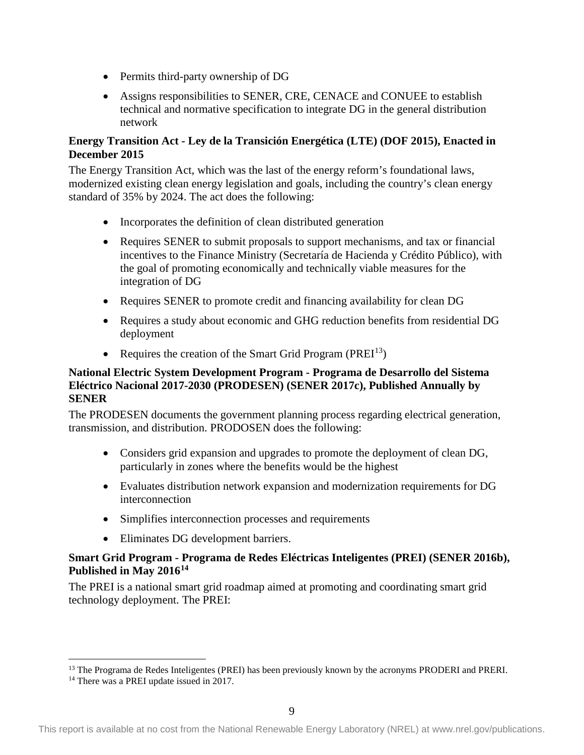- Permits third-party ownership of DG
- Assigns responsibilities to SENER, CRE, CENACE and CONUEE to establish technical and normative specification to integrate DG in the general distribution network

**Energy Transition Act - Ley de la Transición Energética (LTE) (DOF 2015), Enacted in December 2015**

The Energy Transition Act, which was the last of the energy reform's foundational laws, modernized existing clean energy legislation and goals, including the country's clean energy standard of 35% by 2024. The act does the following:

- Incorporates the definition of clean distributed generation
- Requires SENER to submit proposals to support mechanisms, and tax or financial incentives to the Finance Ministry (Secretaría de Hacienda y Crédito Público), with the goal of promoting economically and technically viable measures for the integration of DG
- Requires SENER to promote credit and financing availability for clean DG
- Requires a study about economic and GHG reduction benefits from residential DG deployment
- Requires the creation of the Smart Grid Program (PREI[13])

**National Electric System Development Program - Programa de Desarrollo del Sistema Eléctrico Nacional 2017-2030 (PRODESEN) (SENER 2017c), Published Annually by SENER**

The PRODESEN documents the government planning process regarding electrical generation, transmission, and distribution. PRODOSEN does the following:

- Considers grid expansion and upgrades to promote the deployment of clean DG, particularly in zones where the benefits would be the highest
- Evaluates distribution network expansion and modernization requirements for DG interconnection
- Simplifies interconnection processes and requirements
- Eliminates DG development barriers.

**Smart Grid Program - Programa de Redes Eléctricas Inteligentes (PREI) (SENER 2016b), Published in May 2016[14]**

The PREI is a national smart grid roadmap aimed at promoting and coordinating smart grid technology deployment. The PREI:

[13] The Programa de Redes Inteligentes (PREI) has been previously known by the acronyms PRODERI and PRERI.

[14] There was a PREI update issued in 2017.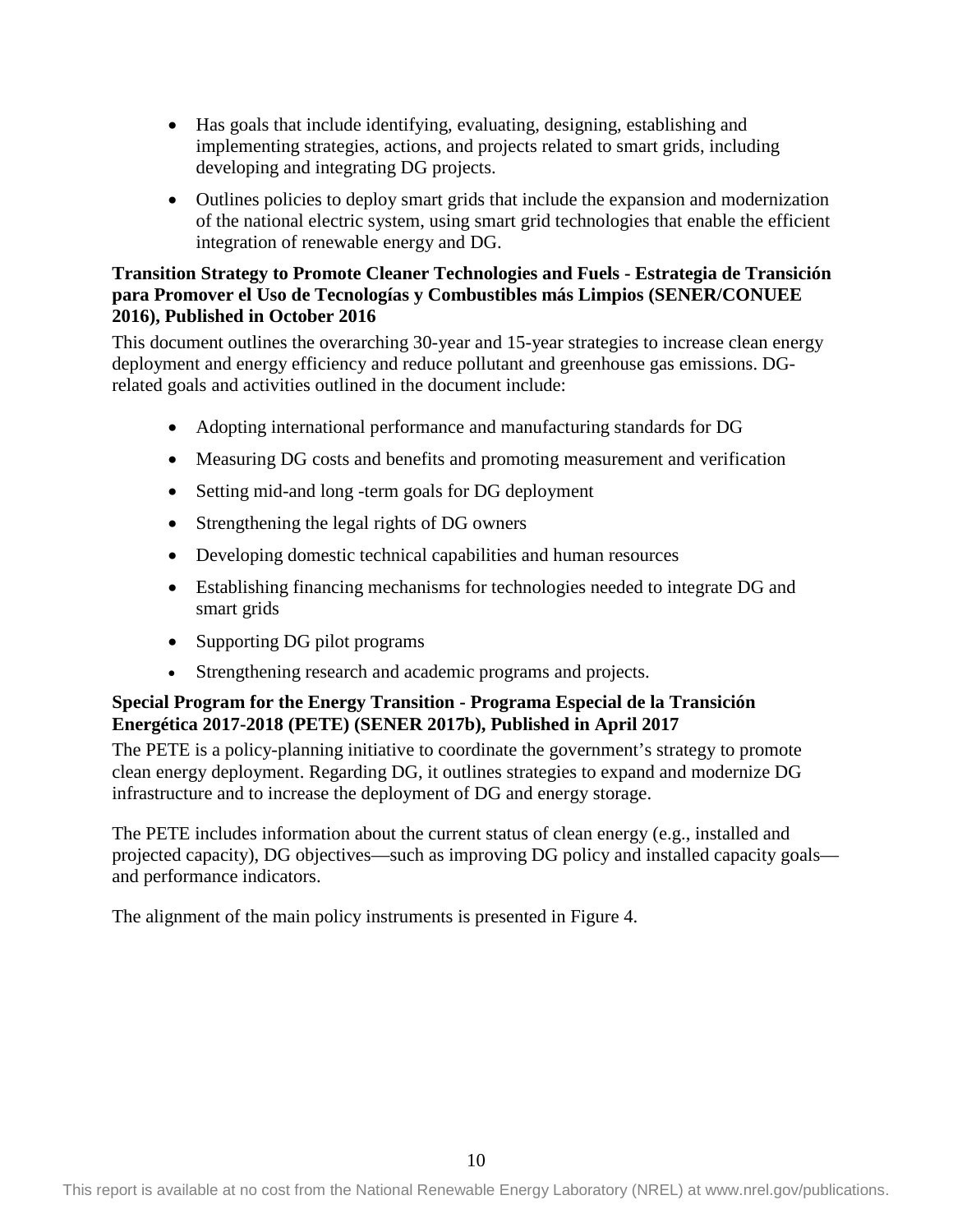- Has goals that include identifying, evaluating, designing, establishing and implementing strategies, actions, and projects related to smart grids, including developing and integrating DG projects.
- Outlines policies to deploy smart grids that include the expansion and modernization of the national electric system, using smart grid technologies that enable the efficient integration of renewable energy and DG.

**Transition Strategy to Promote Cleaner Technologies and Fuels - Estrategia de Transición para Promover el Uso de Tecnologías y Combustibles más Limpios (SENER/CONUEE 2016), Published in October 2016**

This document outlines the overarching 30-year and 15-year strategies to increase clean energy deployment and energy efficiency and reduce pollutant and greenhouse gas emissions. DG-related goals and activities outlined in the document include:

- Adopting international performance and manufacturing standards for DG
- Measuring DG costs and benefits and promoting measurement and verification
- Setting mid-and long -term goals for DG deployment
- Strengthening the legal rights of DG owners
- Developing domestic technical capabilities and human resources
- Establishing financing mechanisms for technologies needed to integrate DG and smart grids
- Supporting DG pilot programs
- Strengthening research and academic programs and projects.

**Special Program for the Energy Transition - Programa Especial de la Transición Energética 2017-2018 (PETE) (SENER 2017b), Published in April 2017**

The PETE is a policy-planning initiative to coordinate the government's strategy to promote clean energy deployment. Regarding DG, it outlines strategies to expand and modernize DG infrastructure and to increase the deployment of DG and energy storage.

The PETE includes information about the current status of clean energy (e.g., installed and projected capacity), DG objectives—such as improving DG policy and installed capacity goals—and performance indicators.

The alignment of the main policy instruments is presented in Figure 4.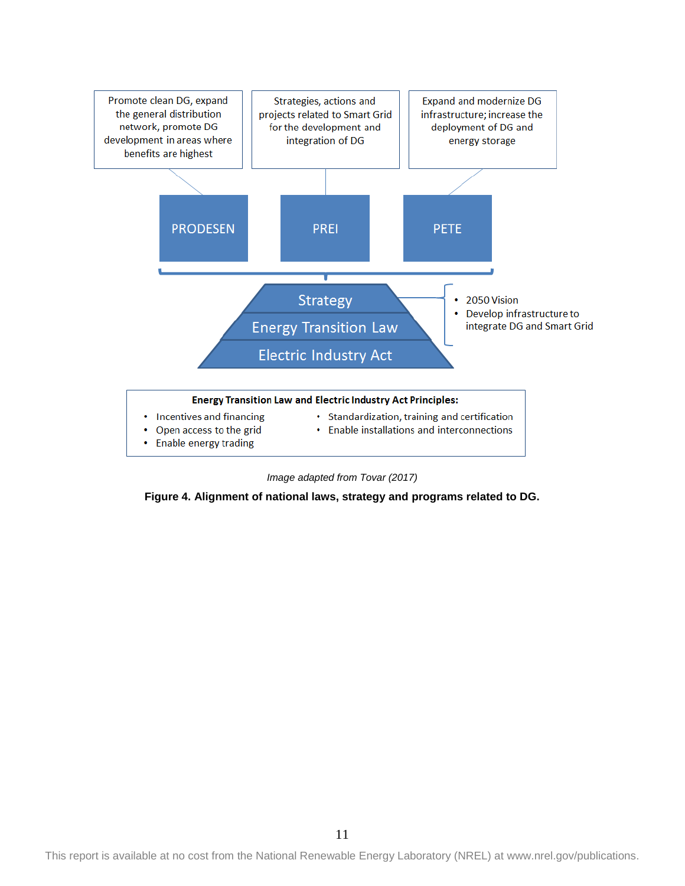Promote clean DG, expand the general distribution network, promote DG development in areas where benefits are highest

Strategies, actions and projects related to Smart Grid for the development and integration of DG

Expand and modernize DG infrastructure; increase the deployment of DG and energy storage

PRODESEN

PREI

PETE

Strategy

Energy Transition Law

Electric Industry Act

- 2050 Vision
- Develop infrastructure to integrate DG and Smart Grid

**Energy Transition Law and Electric Industry Act Principles:**

- Incentives and financing
- Open access to the grid
- Enable energy trading
- Standardization, training and certification
- Enable installations and interconnections

*Image adapted from Tovar (2017)*

**Figure 4. Alignment of national laws, strategy and programs related to DG.**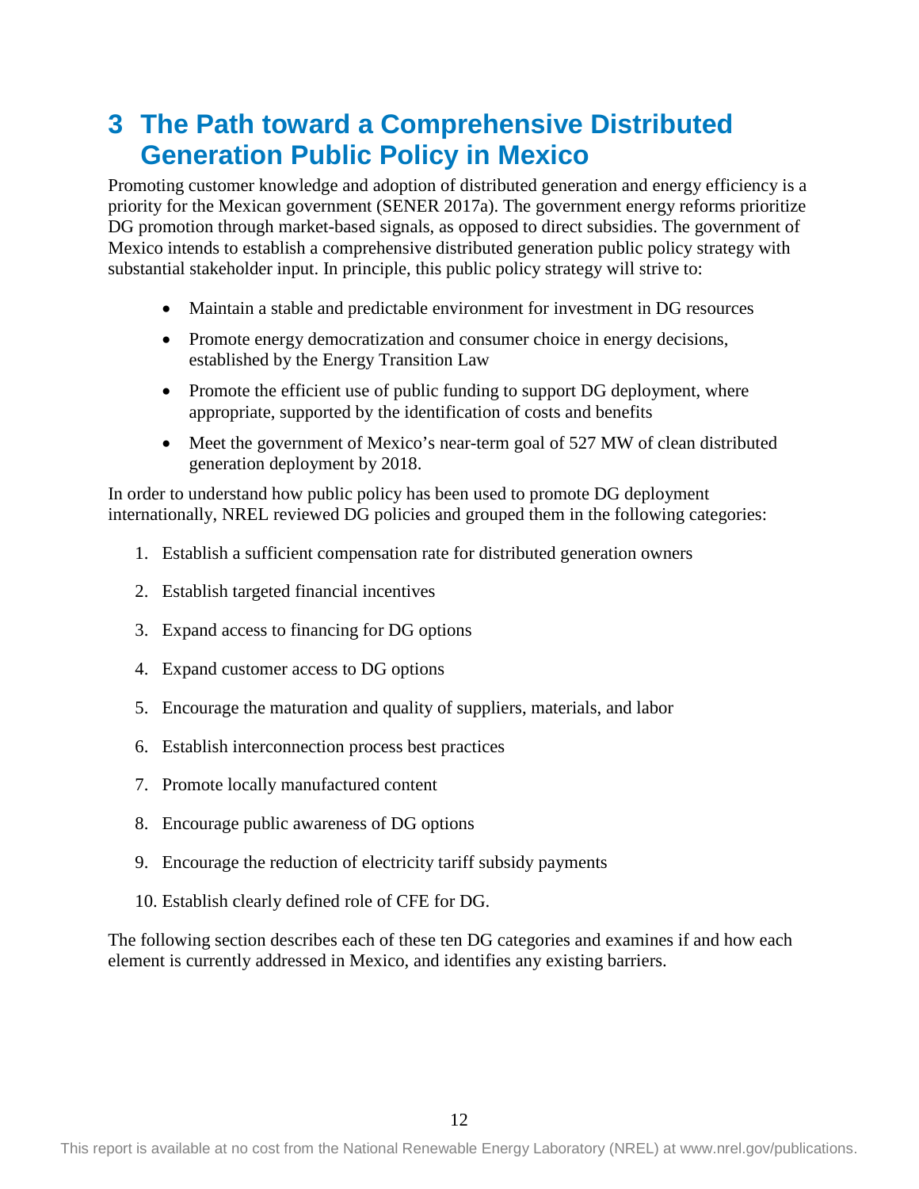# 3 The Path toward a Comprehensive Distributed Generation Public Policy in Mexico

Promoting customer knowledge and adoption of distributed generation and energy efficiency is a priority for the Mexican government (SENER 2017a). The government energy reforms prioritize DG promotion through market-based signals, as opposed to direct subsidies. The government of Mexico intends to establish a comprehensive distributed generation public policy strategy with substantial stakeholder input. In principle, this public policy strategy will strive to:

- Maintain a stable and predictable environment for investment in DG resources
- Promote energy democratization and consumer choice in energy decisions, established by the Energy Transition Law
- Promote the efficient use of public funding to support DG deployment, where appropriate, supported by the identification of costs and benefits
- Meet the government of Mexico's near-term goal of 527 MW of clean distributed generation deployment by 2018.

In order to understand how public policy has been used to promote DG deployment internationally, NREL reviewed DG policies and grouped them in the following categories:

1. Establish a sufficient compensation rate for distributed generation owners
2. Establish targeted financial incentives
3. Expand access to financing for DG options
4. Expand customer access to DG options
5. Encourage the maturation and quality of suppliers, materials, and labor
6. Establish interconnection process best practices
7. Promote locally manufactured content
8. Encourage public awareness of DG options
9. Encourage the reduction of electricity tariff subsidy payments
10. Establish clearly defined role of CFE for DG.

The following section describes each of these ten DG categories and examines if and how each element is currently addressed in Mexico, and identifies any existing barriers.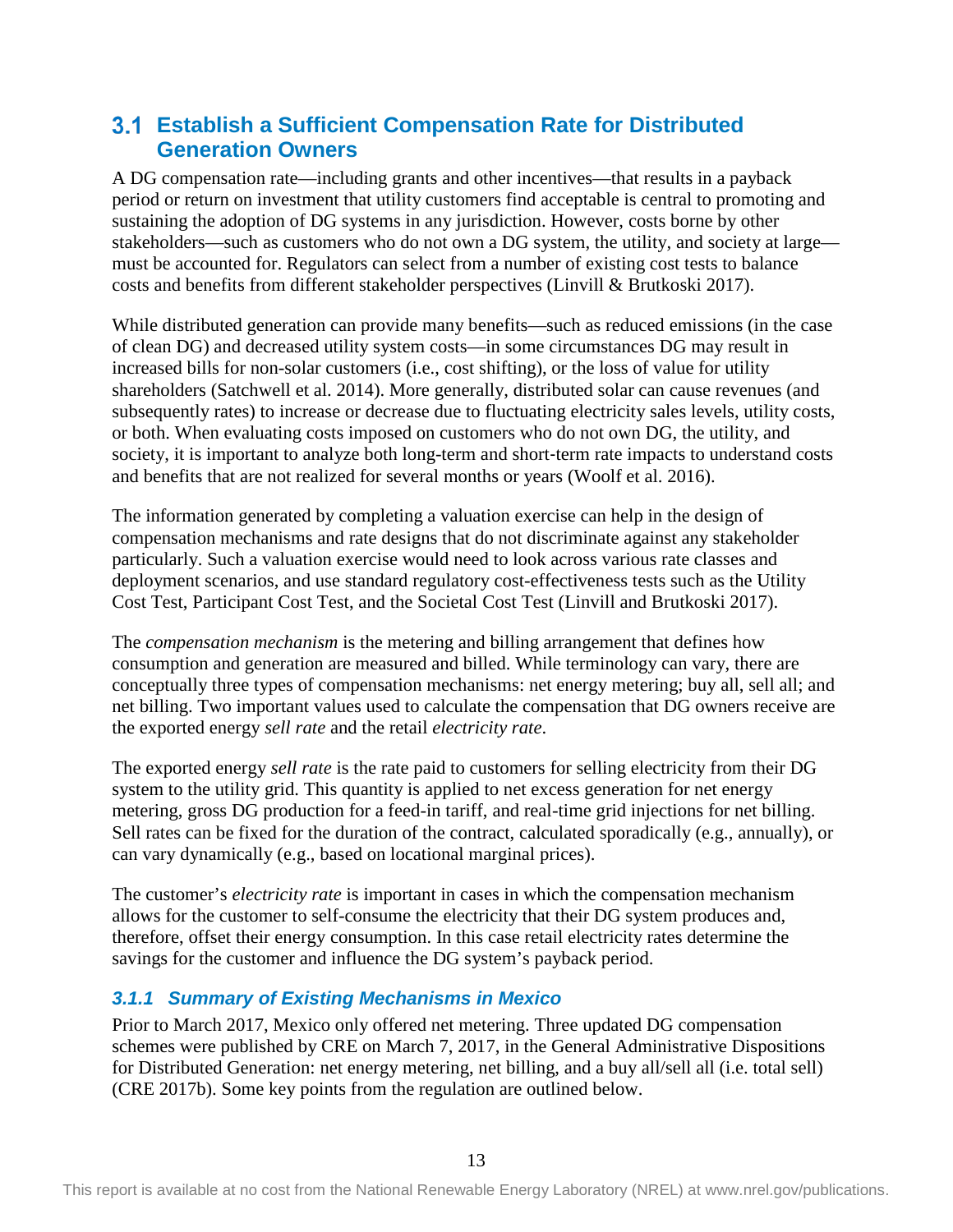## 3.1 Establish a Sufficient Compensation Rate for Distributed Generation Owners

A DG compensation rate—including grants and other incentives—that results in a payback period or return on investment that utility customers find acceptable is central to promoting and sustaining the adoption of DG systems in any jurisdiction. However, costs borne by other stakeholders—such as customers who do not own a DG system, the utility, and society at large—must be accounted for. Regulators can select from a number of existing cost tests to balance costs and benefits from different stakeholder perspectives (Linvill & Brutkoski 2017).

While distributed generation can provide many benefits—such as reduced emissions (in the case of clean DG) and decreased utility system costs—in some circumstances DG may result in increased bills for non-solar customers (i.e., cost shifting), or the loss of value for utility shareholders (Satchwell et al. 2014). More generally, distributed solar can cause revenues (and subsequently rates) to increase or decrease due to fluctuating electricity sales levels, utility costs, or both. When evaluating costs imposed on customers who do not own DG, the utility, and society, it is important to analyze both long-term and short-term rate impacts to understand costs and benefits that are not realized for several months or years (Woolf et al. 2016).

The information generated by completing a valuation exercise can help in the design of compensation mechanisms and rate designs that do not discriminate against any stakeholder particularly. Such a valuation exercise would need to look across various rate classes and deployment scenarios, and use standard regulatory cost-effectiveness tests such as the Utility Cost Test, Participant Cost Test, and the Societal Cost Test (Linvill and Brutkoski 2017).

The *compensation mechanism* is the metering and billing arrangement that defines how consumption and generation are measured and billed. While terminology can vary, there are conceptually three types of compensation mechanisms: net energy metering; buy all, sell all; and net billing. Two important values used to calculate the compensation that DG owners receive are the exported energy *sell rate* and the retail *electricity rate*.

The exported energy *sell rate* is the rate paid to customers for selling electricity from their DG system to the utility grid. This quantity is applied to net excess generation for net energy metering, gross DG production for a feed-in tariff, and real-time grid injections for net billing. Sell rates can be fixed for the duration of the contract, calculated sporadically (e.g., annually), or can vary dynamically (e.g., based on locational marginal prices).

The customer's *electricity rate* is important in cases in which the compensation mechanism allows for the customer to self-consume the electricity that their DG system produces and, therefore, offset their energy consumption. In this case retail electricity rates determine the savings for the customer and influence the DG system's payback period.

### *3.1.1 Summary of Existing Mechanisms in Mexico*

Prior to March 2017, Mexico only offered net metering. Three updated DG compensation schemes were published by CRE on March 7, 2017, in the General Administrative Dispositions for Distributed Generation: net energy metering, net billing, and a buy all/sell all (i.e. total sell) (CRE 2017b). Some key points from the regulation are outlined below.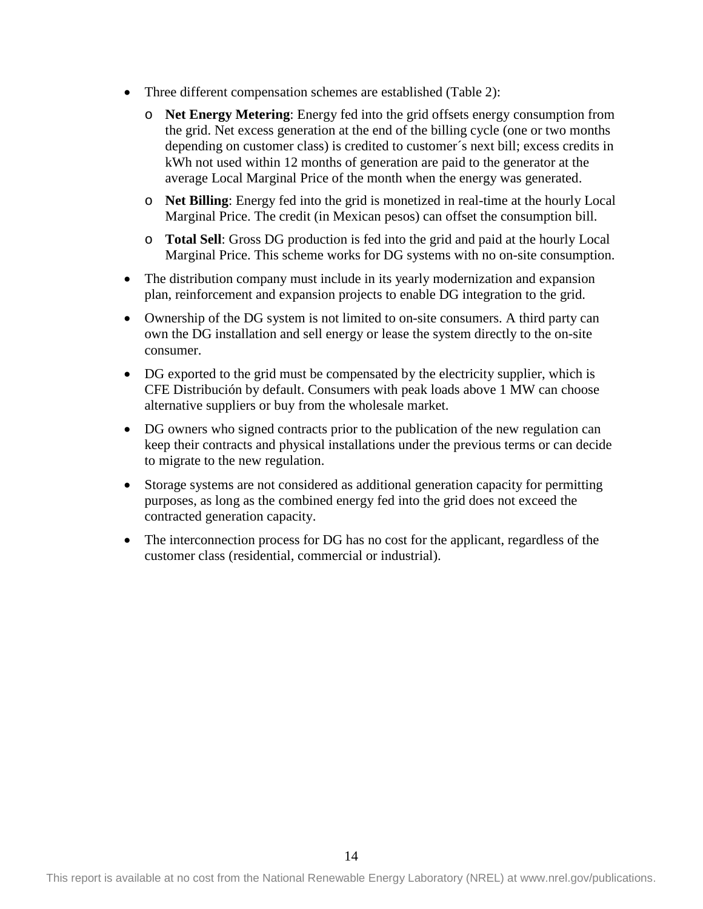- Three different compensation schemes are established (Table 2):
  - **Net Energy Metering**: Energy fed into the grid offsets energy consumption from the grid. Net excess generation at the end of the billing cycle (one or two months depending on customer class) is credited to customer´s next bill; excess credits in kWh not used within 12 months of generation are paid to the generator at the average Local Marginal Price of the month when the energy was generated.
  - **Net Billing**: Energy fed into the grid is monetized in real-time at the hourly Local Marginal Price. The credit (in Mexican pesos) can offset the consumption bill.
  - **Total Sell**: Gross DG production is fed into the grid and paid at the hourly Local Marginal Price. This scheme works for DG systems with no on-site consumption.
- The distribution company must include in its yearly modernization and expansion plan, reinforcement and expansion projects to enable DG integration to the grid.
- Ownership of the DG system is not limited to on-site consumers. A third party can own the DG installation and sell energy or lease the system directly to the on-site consumer.
- DG exported to the grid must be compensated by the electricity supplier, which is CFE Distribución by default. Consumers with peak loads above 1 MW can choose alternative suppliers or buy from the wholesale market.
- DG owners who signed contracts prior to the publication of the new regulation can keep their contracts and physical installations under the previous terms or can decide to migrate to the new regulation.
- Storage systems are not considered as additional generation capacity for permitting purposes, as long as the combined energy fed into the grid does not exceed the contracted generation capacity.
- The interconnection process for DG has no cost for the applicant, regardless of the customer class (residential, commercial or industrial).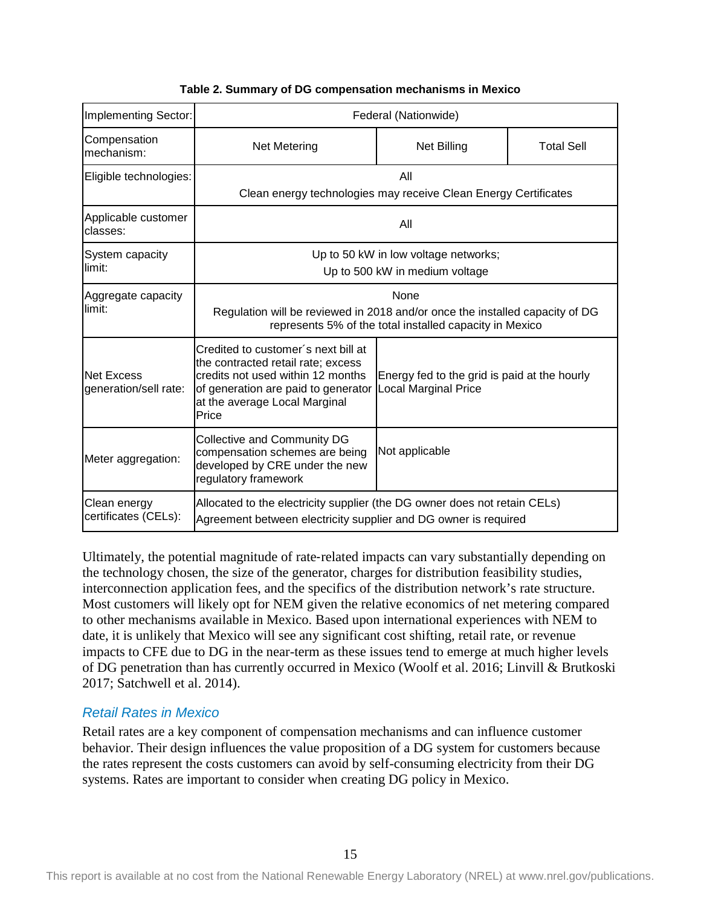**Table 2. Summary of DG compensation mechanisms in Mexico**

| Implementing Sector: | Federal (Nationwide) | | |
|---|---|---|---|
| Compensation mechanism: | Net Metering | Net Billing | Total Sell |
| Eligible technologies: | All<br>Clean energy technologies may receive Clean Energy Certificates | | |
| Applicable customer classes: | All | | |
| System capacity limit: | Up to 50 kW in low voltage networks;<br>Up to 500 kW in medium voltage | | |
| Aggregate capacity limit: | None<br>Regulation will be reviewed in 2018 and/or once the installed capacity of DG represents 5% of the total installed capacity in Mexico | | |
| Net Excess generation/sell rate: | Credited to customer´s next bill at the contracted retail rate; excess credits not used within 12 months of generation are paid to generator at the average Local Marginal Price | Energy fed to the grid is paid at the hourly Local Marginal Price | |
| Meter aggregation: | Collective and Community DG compensation schemes are being developed by CRE under the new regulatory framework | Not applicable | |
| Clean energy certificates (CELs): | Allocated to the electricity supplier (the DG owner does not retain CELs)<br>Agreement between electricity supplier and DG owner is required | | |

Ultimately, the potential magnitude of rate-related impacts can vary substantially depending on the technology chosen, the size of the generator, charges for distribution feasibility studies, interconnection application fees, and the specifics of the distribution network's rate structure. Most customers will likely opt for NEM given the relative economics of net metering compared to other mechanisms available in Mexico. Based upon international experiences with NEM to date, it is unlikely that Mexico will see any significant cost shifting, retail rate, or revenue impacts to CFE due to DG in the near-term as these issues tend to emerge at much higher levels of DG penetration than has currently occurred in Mexico (Woolf et al. 2016; Linvill & Brutkoski 2017; Satchwell et al. 2014).

### *Retail Rates in Mexico*

Retail rates are a key component of compensation mechanisms and can influence customer behavior. Their design influences the value proposition of a DG system for customers because the rates represent the costs customers can avoid by self-consuming electricity from their DG systems. Rates are important to consider when creating DG policy in Mexico.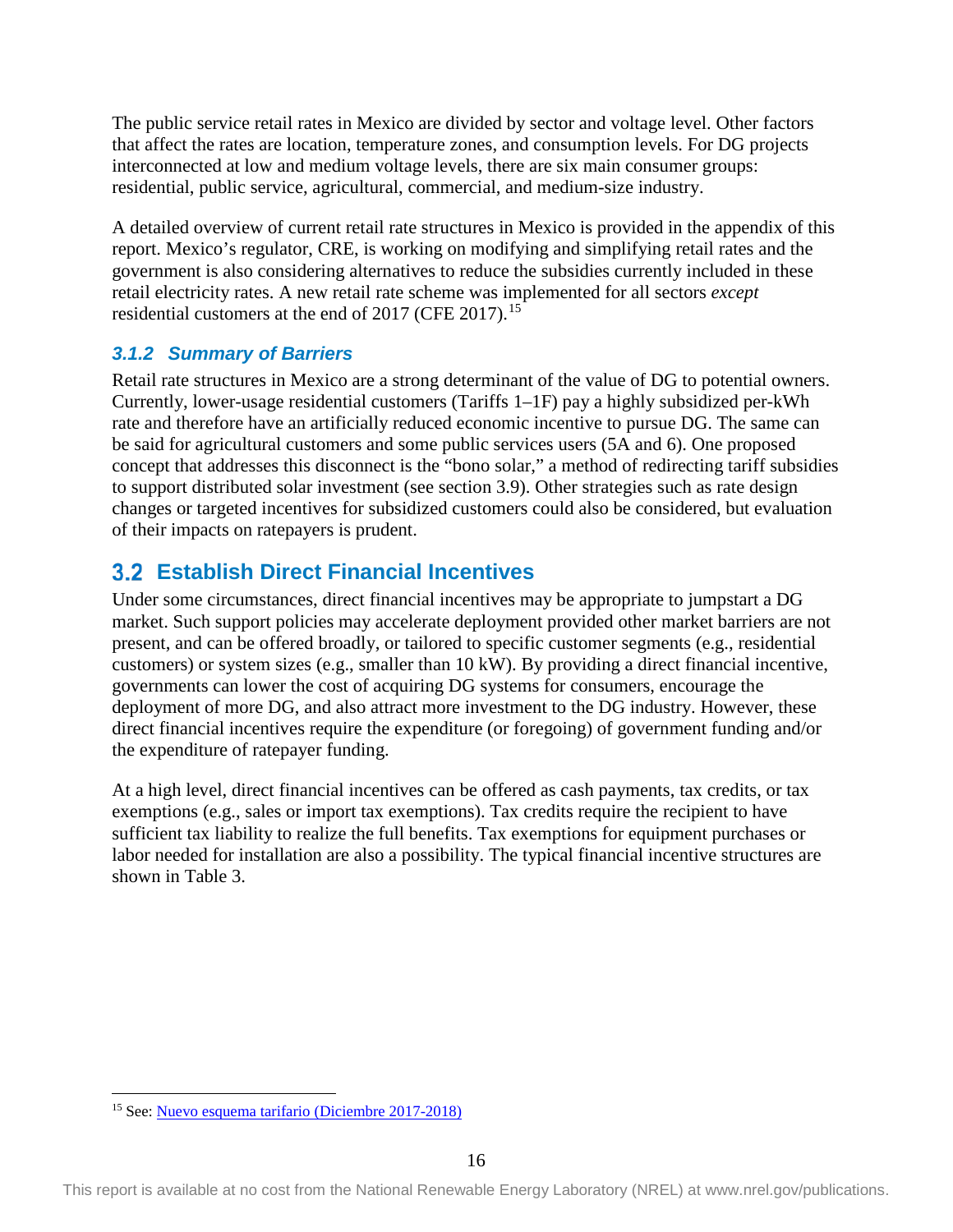The public service retail rates in Mexico are divided by sector and voltage level. Other factors that affect the rates are location, temperature zones, and consumption levels. For DG projects interconnected at low and medium voltage levels, there are six main consumer groups: residential, public service, agricultural, commercial, and medium-size industry.

A detailed overview of current retail rate structures in Mexico is provided in the appendix of this report. Mexico's regulator, CRE, is working on modifying and simplifying retail rates and the government is also considering alternatives to reduce the subsidies currently included in these retail electricity rates. A new retail rate scheme was implemented for all sectors *except* residential customers at the end of 2017 (CFE 2017).[15]

### *3.1.2 Summary of Barriers*

Retail rate structures in Mexico are a strong determinant of the value of DG to potential owners. Currently, lower-usage residential customers (Tariffs 1–1F) pay a highly subsidized per-kWh rate and therefore have an artificially reduced economic incentive to pursue DG. The same can be said for agricultural customers and some public services users (5A and 6). One proposed concept that addresses this disconnect is the "bono solar," a method of redirecting tariff subsidies to support distributed solar investment (see section 3.9). Other strategies such as rate design changes or targeted incentives for subsidized customers could also be considered, but evaluation of their impacts on ratepayers is prudent.

## 3.2 Establish Direct Financial Incentives

Under some circumstances, direct financial incentives may be appropriate to jumpstart a DG market. Such support policies may accelerate deployment provided other market barriers are not present, and can be offered broadly, or tailored to specific customer segments (e.g., residential customers) or system sizes (e.g., smaller than 10 kW). By providing a direct financial incentive, governments can lower the cost of acquiring DG systems for consumers, encourage the deployment of more DG, and also attract more investment to the DG industry. However, these direct financial incentives require the expenditure (or foregoing) of government funding and/or the expenditure of ratepayer funding.

At a high level, direct financial incentives can be offered as cash payments, tax credits, or tax exemptions (e.g., sales or import tax exemptions). Tax credits require the recipient to have sufficient tax liability to realize the full benefits. Tax exemptions for equipment purchases or labor needed for installation are also a possibility. The typical financial incentive structures are shown in Table 3.

[15] See: Nuevo esquema tarifario (Diciembre 2017-2018)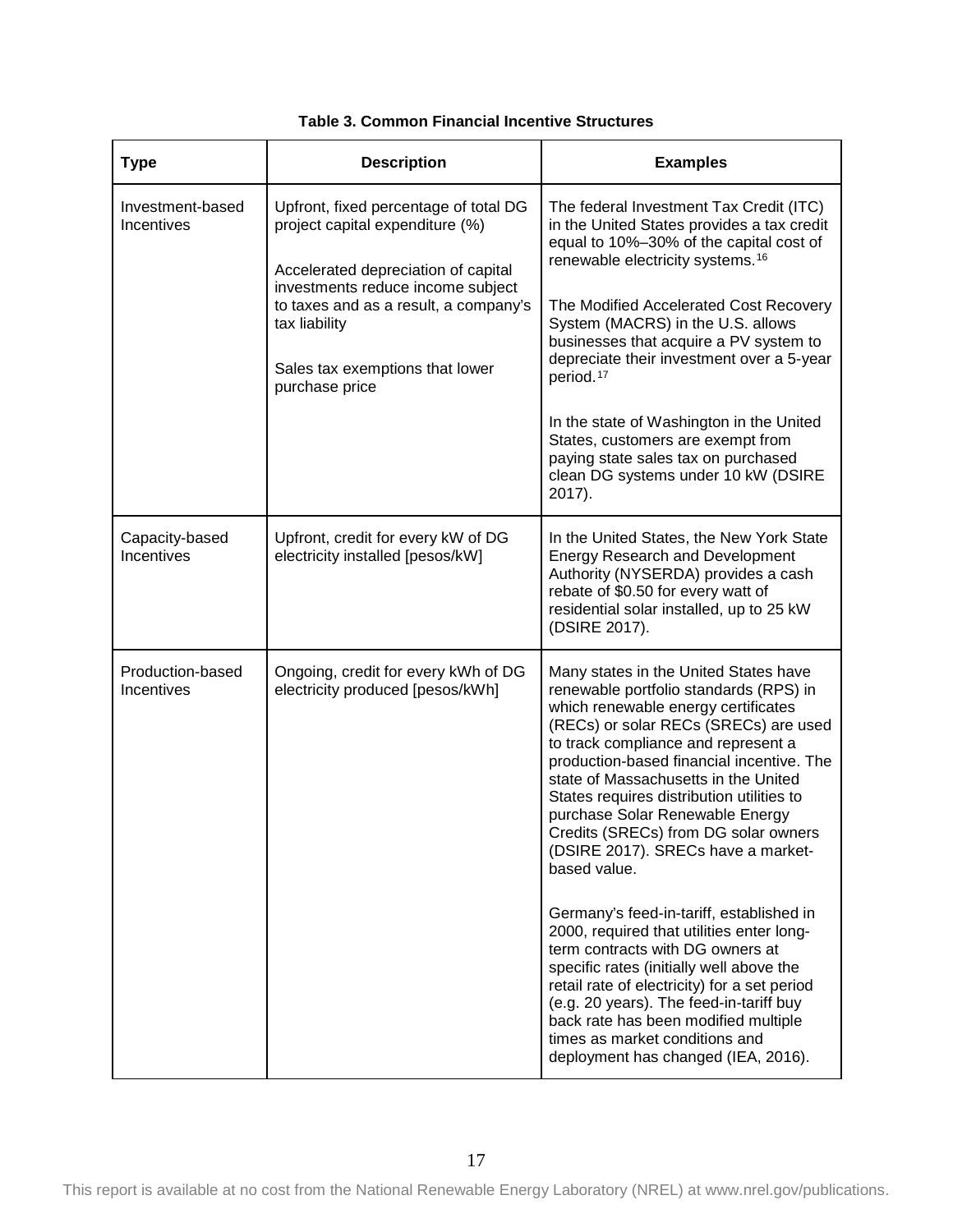**Table 3. Common Financial Incentive Structures**

| Type | Description | Examples |
|---|---|---|
| Investment-based Incentives | Upfront, fixed percentage of total DG project capital expenditure (%)<br><br>Accelerated depreciation of capital investments reduce income subject to taxes and as a result, a company's tax liability<br><br>Sales tax exemptions that lower purchase price | The federal Investment Tax Credit (ITC) in the United States provides a tax credit equal to 10%–30% of the capital cost of renewable electricity systems.[16]<br><br>The Modified Accelerated Cost Recovery System (MACRS) in the U.S. allows businesses that acquire a PV system to depreciate their investment over a 5-year period.[17]<br><br>In the state of Washington in the United States, customers are exempt from paying state sales tax on purchased clean DG systems under 10 kW (DSIRE 2017). |
| Capacity-based Incentives | Upfront, credit for every kW of DG electricity installed [pesos/kW] | In the United States, the New York State Energy Research and Development Authority (NYSERDA) provides a cash rebate of $0.50 for every watt of residential solar installed, up to 25 kW (DSIRE 2017). |
| Production-based Incentives | Ongoing, credit for every kWh of DG electricity produced [pesos/kWh] | Many states in the United States have renewable portfolio standards (RPS) in which renewable energy certificates (RECs) or solar RECs (SRECs) are used to track compliance and represent a production-based financial incentive. The state of Massachusetts in the United States requires distribution utilities to purchase Solar Renewable Energy Credits (SRECs) from DG solar owners (DSIRE 2017). SRECs have a market-based value.<br><br>Germany's feed-in-tariff, established in 2000, required that utilities enter long-term contracts with DG owners at specific rates (initially well above the retail rate of electricity) for a set period (e.g. 20 years). The feed-in-tariff buy back rate has been modified multiple times as market conditions and deployment has changed (IEA, 2016). |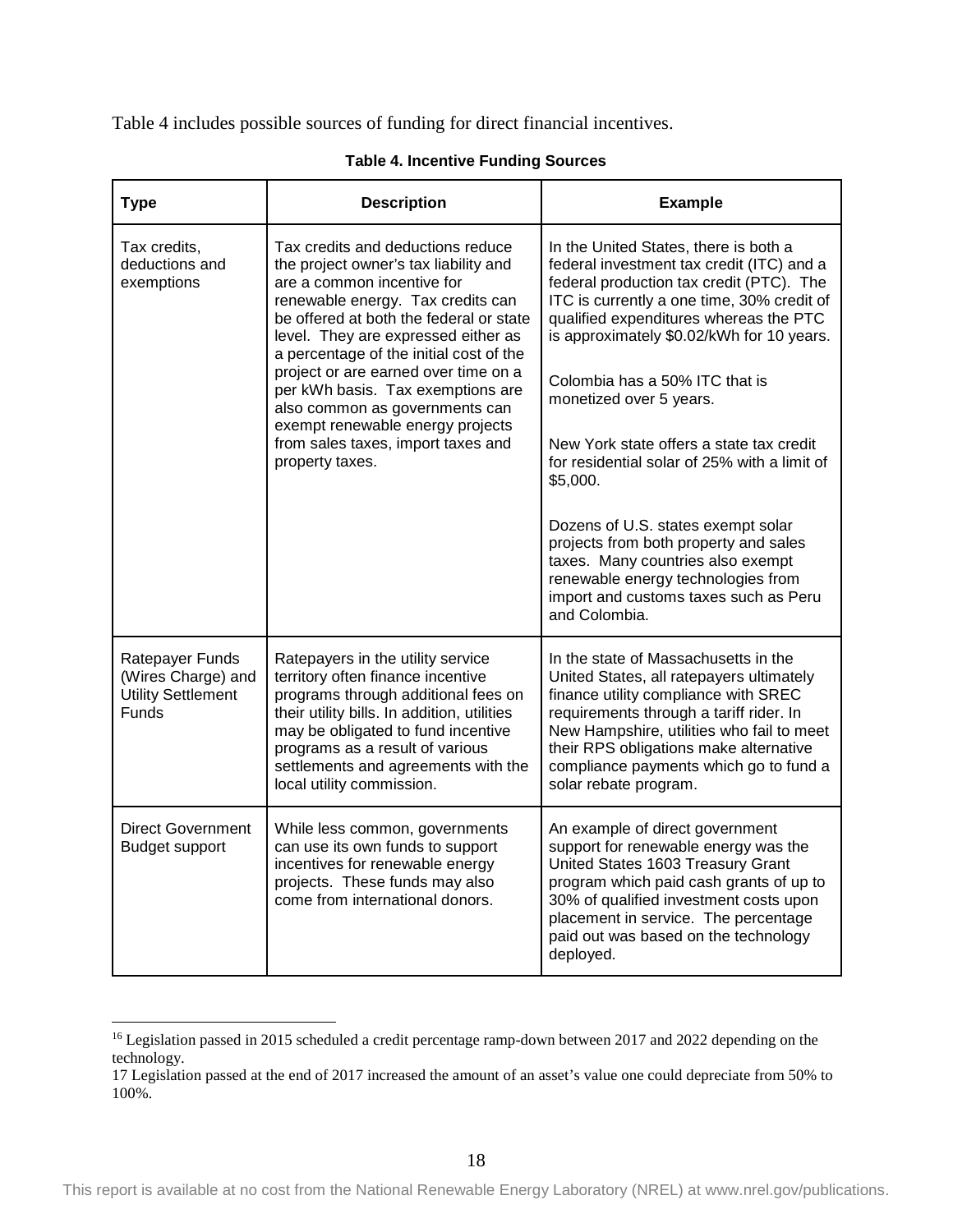Table 4 includes possible sources of funding for direct financial incentives.

**Table 4. Incentive Funding Sources**

| Type | Description | Example |
|---|---|---|
| Tax credits, deductions and exemptions | Tax credits and deductions reduce the project owner's tax liability and are a common incentive for renewable energy. Tax credits can be offered at both the federal or state level. They are expressed either as a percentage of the initial cost of the project or are earned over time on a per kWh basis. Tax exemptions are also common as governments can exempt renewable energy projects from sales taxes, import taxes and property taxes. | In the United States, there is both a federal investment tax credit (ITC) and a federal production tax credit (PTC). The ITC is currently a one time, 30% credit of qualified expenditures whereas the PTC is approximately $0.02/kWh for 10 years.<br><br>Colombia has a 50% ITC that is monetized over 5 years.<br><br>New York state offers a state tax credit for residential solar of 25% with a limit of $5,000.<br><br>Dozens of U.S. states exempt solar projects from both property and sales taxes. Many countries also exempt renewable energy technologies from import and customs taxes such as Peru and Colombia. |
| Ratepayer Funds (Wires Charge) and Utility Settlement Funds | Ratepayers in the utility service territory often finance incentive programs through additional fees on their utility bills. In addition, utilities may be obligated to fund incentive programs as a result of various settlements and agreements with the local utility commission. | In the state of Massachusetts in the United States, all ratepayers ultimately finance utility compliance with SREC requirements through a tariff rider. In New Hampshire, utilities who fail to meet their RPS obligations make alternative compliance payments which go to fund a solar rebate program. |
| Direct Government Budget support | While less common, governments can use its own funds to support incentives for renewable energy projects. These funds may also come from international donors. | An example of direct government support for renewable energy was the United States 1603 Treasury Grant program which paid cash grants of up to 30% of qualified investment costs upon placement in service. The percentage paid out was based on the technology deployed. |

[16] Legislation passed in 2015 scheduled a credit percentage ramp-down between 2017 and 2022 depending on the technology.

17 Legislation passed at the end of 2017 increased the amount of an asset's value one could depreciate from 50% to 100%.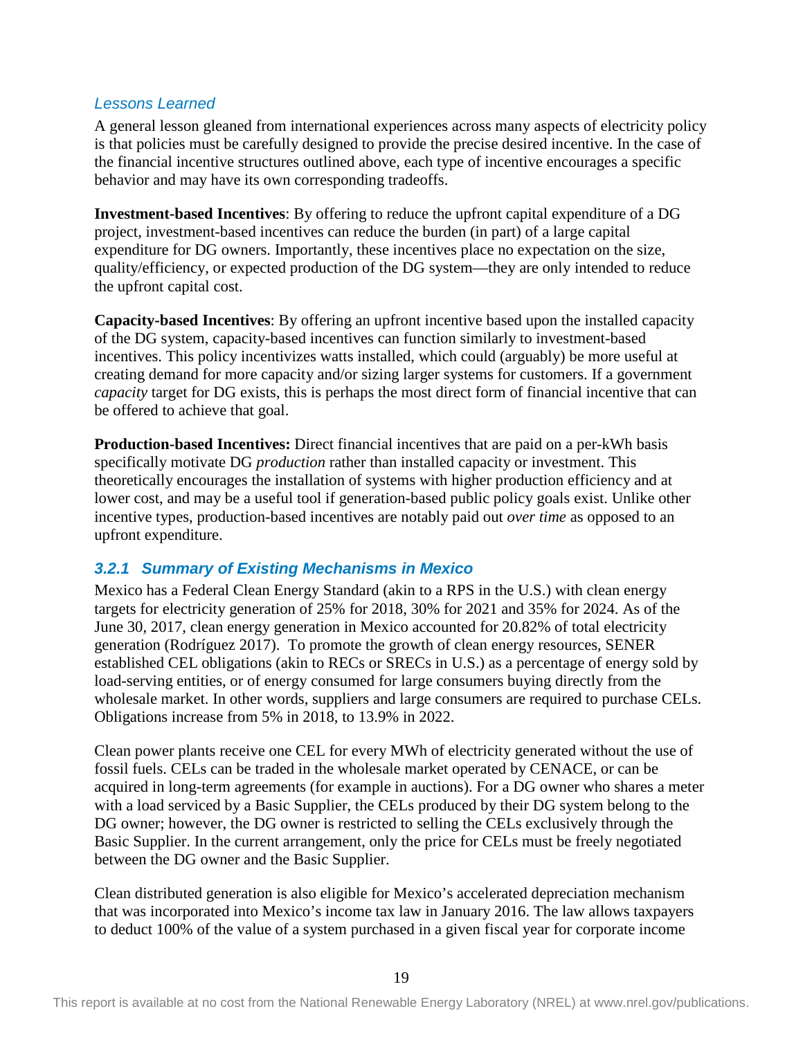#### *Lessons Learned*

A general lesson gleaned from international experiences across many aspects of electricity policy is that policies must be carefully designed to provide the precise desired incentive. In the case of the financial incentive structures outlined above, each type of incentive encourages a specific behavior and may have its own corresponding tradeoffs.

**Investment-based Incentives**: By offering to reduce the upfront capital expenditure of a DG project, investment-based incentives can reduce the burden (in part) of a large capital expenditure for DG owners. Importantly, these incentives place no expectation on the size, quality/efficiency, or expected production of the DG system—they are only intended to reduce the upfront capital cost.

**Capacity-based Incentives**: By offering an upfront incentive based upon the installed capacity of the DG system, capacity-based incentives can function similarly to investment-based incentives. This policy incentivizes watts installed, which could (arguably) be more useful at creating demand for more capacity and/or sizing larger systems for customers. If a government *capacity* target for DG exists, this is perhaps the most direct form of financial incentive that can be offered to achieve that goal.

**Production-based Incentives:** Direct financial incentives that are paid on a per-kWh basis specifically motivate DG *production* rather than installed capacity or investment. This theoretically encourages the installation of systems with higher production efficiency and at lower cost, and may be a useful tool if generation-based public policy goals exist. Unlike other incentive types, production-based incentives are notably paid out *over time* as opposed to an upfront expenditure.

### *3.2.1 Summary of Existing Mechanisms in Mexico*

Mexico has a Federal Clean Energy Standard (akin to a RPS in the U.S.) with clean energy targets for electricity generation of 25% for 2018, 30% for 2021 and 35% for 2024. As of the June 30, 2017, clean energy generation in Mexico accounted for 20.82% of total electricity generation (Rodríguez 2017). To promote the growth of clean energy resources, SENER established CEL obligations (akin to RECs or SRECs in U.S.) as a percentage of energy sold by load-serving entities, or of energy consumed for large consumers buying directly from the wholesale market. In other words, suppliers and large consumers are required to purchase CELs. Obligations increase from 5% in 2018, to 13.9% in 2022.

Clean power plants receive one CEL for every MWh of electricity generated without the use of fossil fuels. CELs can be traded in the wholesale market operated by CENACE, or can be acquired in long-term agreements (for example in auctions). For a DG owner who shares a meter with a load serviced by a Basic Supplier, the CELs produced by their DG system belong to the DG owner; however, the DG owner is restricted to selling the CELs exclusively through the Basic Supplier. In the current arrangement, only the price for CELs must be freely negotiated between the DG owner and the Basic Supplier.

Clean distributed generation is also eligible for Mexico's accelerated depreciation mechanism that was incorporated into Mexico's income tax law in January 2016. The law allows taxpayers to deduct 100% of the value of a system purchased in a given fiscal year for corporate income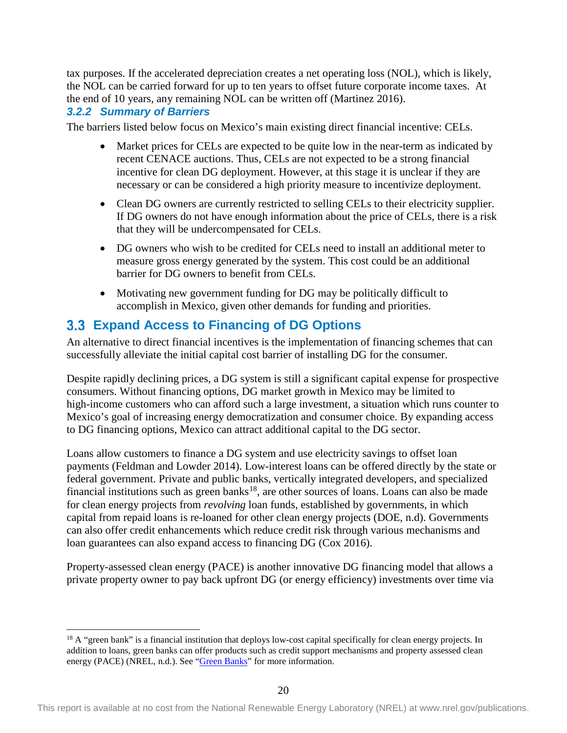tax purposes. If the accelerated depreciation creates a net operating loss (NOL), which is likely, the NOL can be carried forward for up to ten years to offset future corporate income taxes. At the end of 10 years, any remaining NOL can be written off (Martinez 2016).

### *3.2.2 Summary of Barriers*

The barriers listed below focus on Mexico's main existing direct financial incentive: CELs.

- Market prices for CELs are expected to be quite low in the near-term as indicated by recent CENACE auctions. Thus, CELs are not expected to be a strong financial incentive for clean DG deployment. However, at this stage it is unclear if they are necessary or can be considered a high priority measure to incentivize deployment.
- Clean DG owners are currently restricted to selling CELs to their electricity supplier. If DG owners do not have enough information about the price of CELs, there is a risk that they will be undercompensated for CELs.
- DG owners who wish to be credited for CELs need to install an additional meter to measure gross energy generated by the system. This cost could be an additional barrier for DG owners to benefit from CELs.
- Motivating new government funding for DG may be politically difficult to accomplish in Mexico, given other demands for funding and priorities.

## 3.3 Expand Access to Financing of DG Options

An alternative to direct financial incentives is the implementation of financing schemes that can successfully alleviate the initial capital cost barrier of installing DG for the consumer.

Despite rapidly declining prices, a DG system is still a significant capital expense for prospective consumers. Without financing options, DG market growth in Mexico may be limited to high-income customers who can afford such a large investment, a situation which runs counter to Mexico's goal of increasing energy democratization and consumer choice. By expanding access to DG financing options, Mexico can attract additional capital to the DG sector.

Loans allow customers to finance a DG system and use electricity savings to offset loan payments (Feldman and Lowder 2014). Low-interest loans can be offered directly by the state or federal government. Private and public banks, vertically integrated developers, and specialized financial institutions such as green banks[18], are other sources of loans. Loans can also be made for clean energy projects from *revolving* loan funds, established by governments, in which capital from repaid loans is re-loaned for other clean energy projects (DOE, n.d). Governments can also offer credit enhancements which reduce credit risk through various mechanisms and loan guarantees can also expand access to financing DG (Cox 2016).

Property-assessed clean energy (PACE) is another innovative DG financing model that allows a private property owner to pay back upfront DG (or energy efficiency) investments over time via

[18] A "green bank" is a financial institution that deploys low-cost capital specifically for clean energy projects. In addition to loans, green banks can offer products such as credit support mechanisms and property assessed clean energy (PACE) (NREL, n.d.). See "Green Banks" for more information.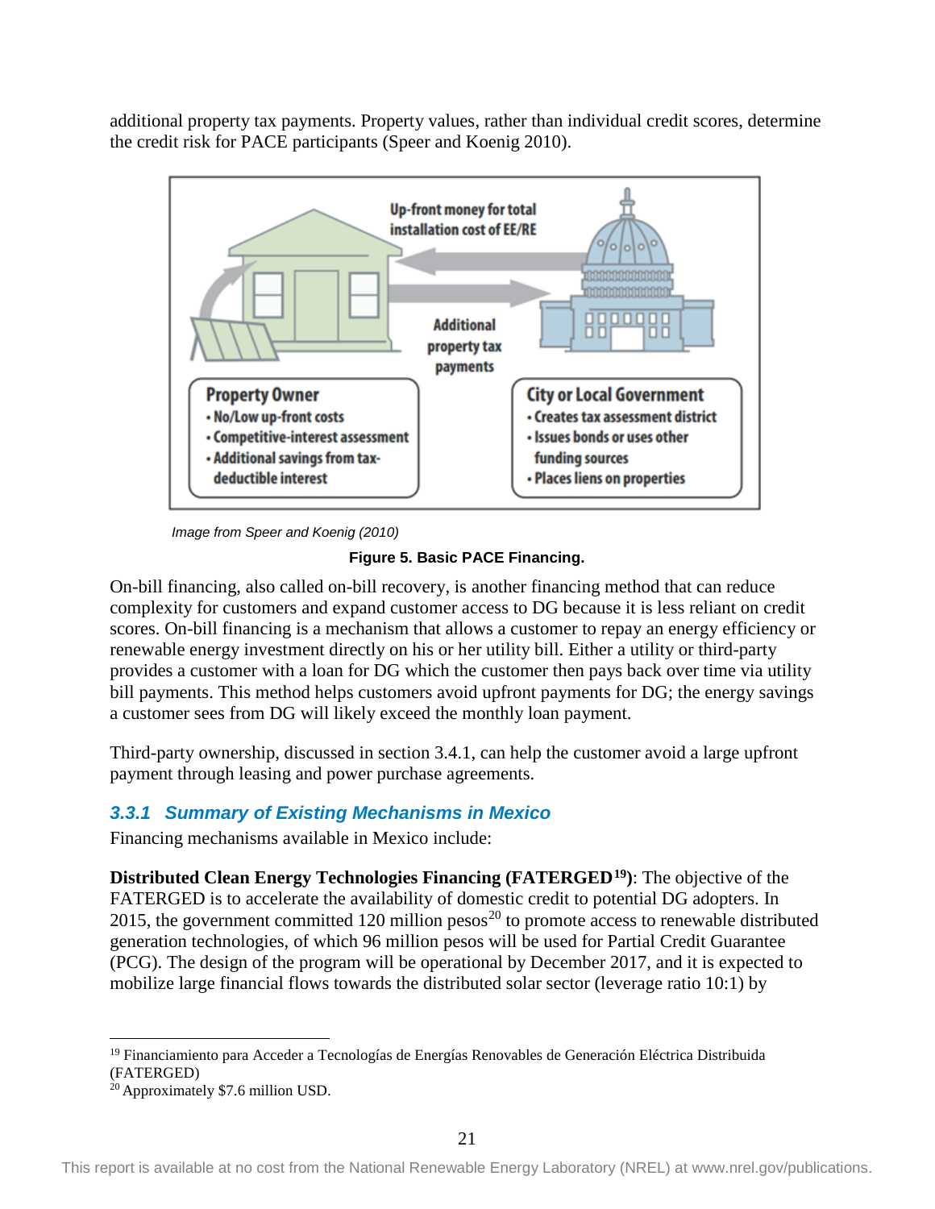additional property tax payments. Property values, rather than individual credit scores, determine the credit risk for PACE participants (Speer and Koenig 2010).

Image from Speer and Koenig (2010)

**Figure 5. Basic PACE Financing.**

On-bill financing, also called on-bill recovery, is another financing method that can reduce complexity for customers and expand customer access to DG because it is less reliant on credit scores. On-bill financing is a mechanism that allows a customer to repay an energy efficiency or renewable energy investment directly on his or her utility bill. Either a utility or third-party provides a customer with a loan for DG which the customer then pays back over time via utility bill payments. This method helps customers avoid upfront payments for DG; the energy savings a customer sees from DG will likely exceed the monthly loan payment.

Third-party ownership, discussed in section 3.4.1, can help the customer avoid a large upfront payment through leasing and power purchase agreements.

### *3.3.1 Summary of Existing Mechanisms in Mexico*

Financing mechanisms available in Mexico include:

**Distributed Clean Energy Technologies Financing (FATERGED[19])**: The objective of the FATERGED is to accelerate the availability of domestic credit to potential DG adopters. In 2015, the government committed 120 million pesos[20] to promote access to renewable distributed generation technologies, of which 96 million pesos will be used for Partial Credit Guarantee (PCG). The design of the program will be operational by December 2017, and it is expected to mobilize large financial flows towards the distributed solar sector (leverage ratio 10:1) by

[19] Financiamiento para Acceder a Tecnologías de Energías Renovables de Generación Eléctrica Distribuida (FATERGED)

[20] Approximately $7.6 million USD.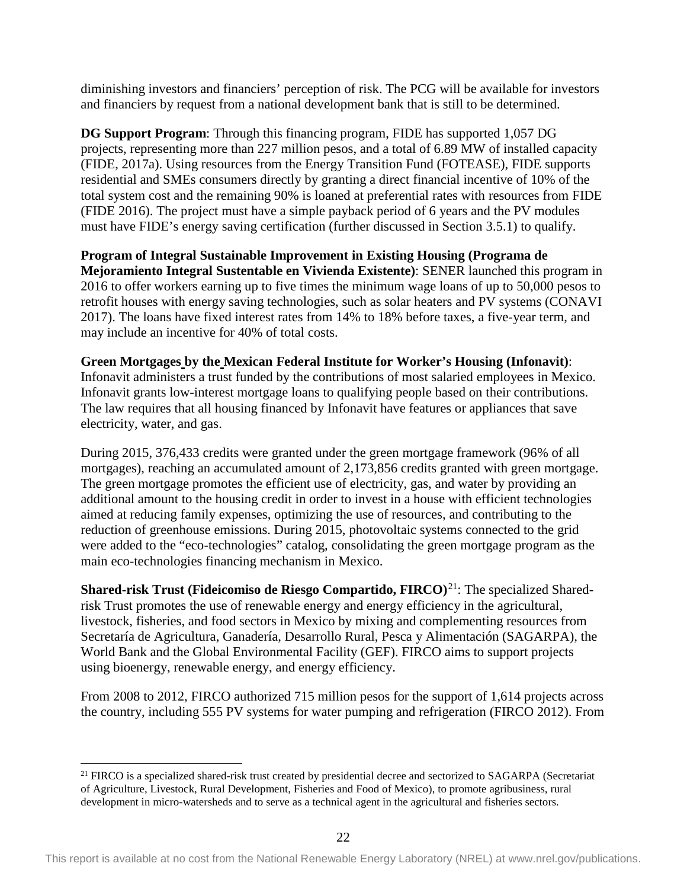diminishing investors and financiers' perception of risk. The PCG will be available for investors and financiers by request from a national development bank that is still to be determined.

**DG Support Program**: Through this financing program, FIDE has supported 1,057 DG projects, representing more than 227 million pesos, and a total of 6.89 MW of installed capacity (FIDE, 2017a). Using resources from the Energy Transition Fund (FOTEASE), FIDE supports residential and SMEs consumers directly by granting a direct financial incentive of 10% of the total system cost and the remaining 90% is loaned at preferential rates with resources from FIDE (FIDE 2016). The project must have a simple payback period of 6 years and the PV modules must have FIDE's energy saving certification (further discussed in Section 3.5.1) to qualify.

**Program of Integral Sustainable Improvement in Existing Housing (Programa de Mejoramiento Integral Sustentable en Vivienda Existente)**: SENER launched this program in 2016 to offer workers earning up to five times the minimum wage loans of up to 50,000 pesos to retrofit houses with energy saving technologies, such as solar heaters and PV systems (CONAVI 2017). The loans have fixed interest rates from 14% to 18% before taxes, a five-year term, and may include an incentive for 40% of total costs.

**Green Mortgages by the Mexican Federal Institute for Worker's Housing (Infonavit)**: Infonavit administers a trust funded by the contributions of most salaried employees in Mexico. Infonavit grants low-interest mortgage loans to qualifying people based on their contributions. The law requires that all housing financed by Infonavit have features or appliances that save electricity, water, and gas.

During 2015, 376,433 credits were granted under the green mortgage framework (96% of all mortgages), reaching an accumulated amount of 2,173,856 credits granted with green mortgage. The green mortgage promotes the efficient use of electricity, gas, and water by providing an additional amount to the housing credit in order to invest in a house with efficient technologies aimed at reducing family expenses, optimizing the use of resources, and contributing to the reduction of greenhouse emissions. During 2015, photovoltaic systems connected to the grid were added to the "eco-technologies" catalog, consolidating the green mortgage program as the main eco-technologies financing mechanism in Mexico.

**Shared-risk Trust (Fideicomiso de Riesgo Compartido, FIRCO)**[21]: The specialized Shared-risk Trust promotes the use of renewable energy and energy efficiency in the agricultural, livestock, fisheries, and food sectors in Mexico by mixing and complementing resources from Secretaría de Agricultura, Ganadería, Desarrollo Rural, Pesca y Alimentación (SAGARPA), the World Bank and the Global Environmental Facility (GEF). FIRCO aims to support projects using bioenergy, renewable energy, and energy efficiency.

From 2008 to 2012, FIRCO authorized 715 million pesos for the support of 1,614 projects across the country, including 555 PV systems for water pumping and refrigeration (FIRCO 2012). From

[21] FIRCO is a specialized shared-risk trust created by presidential decree and sectorized to SAGARPA (Secretariat of Agriculture, Livestock, Rural Development, Fisheries and Food of Mexico), to promote agribusiness, rural development in micro-watersheds and to serve as a technical agent in the agricultural and fisheries sectors.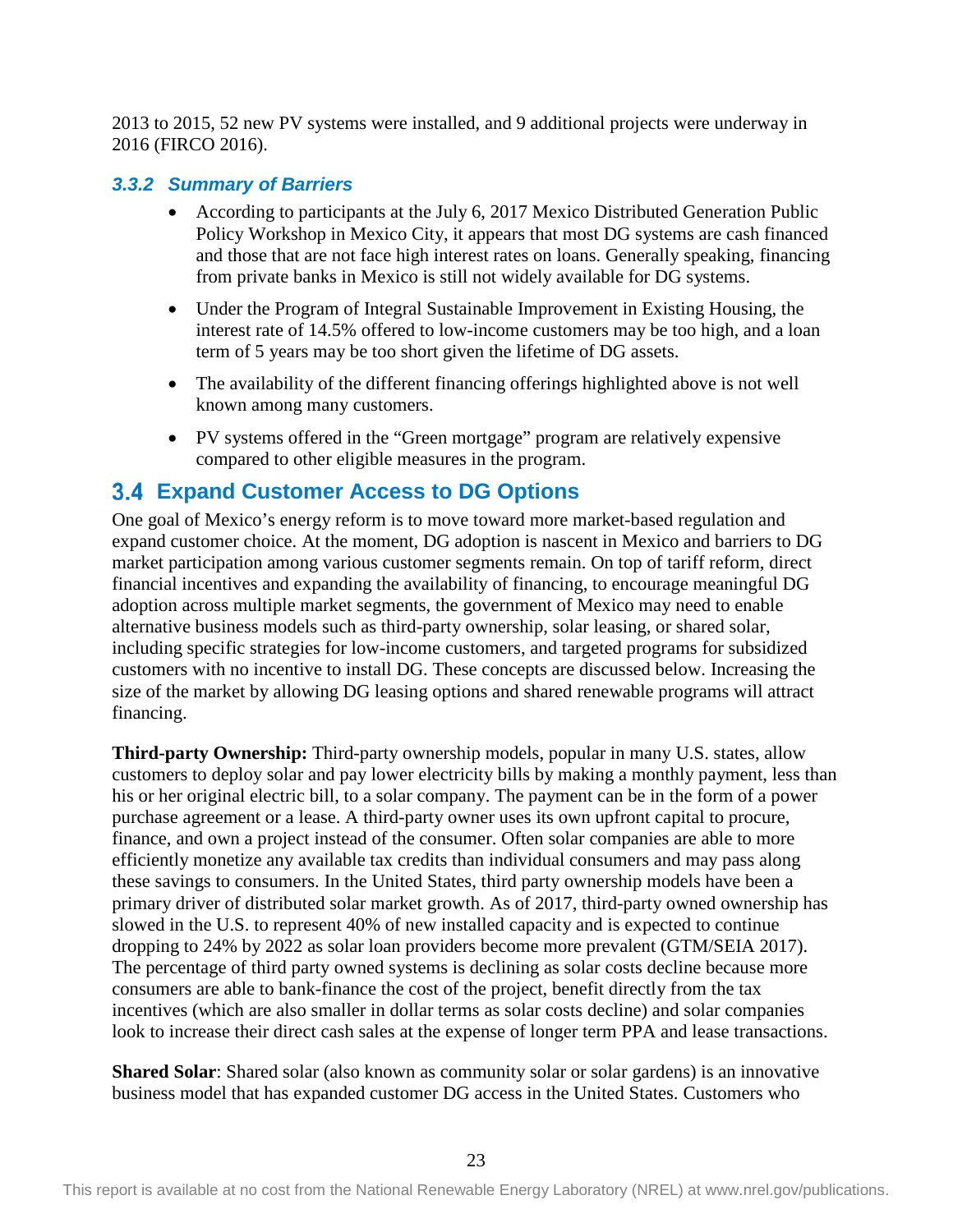2013 to 2015, 52 new PV systems were installed, and 9 additional projects were underway in 2016 (FIRCO 2016).

### *3.3.2 Summary of Barriers*

- According to participants at the July 6, 2017 Mexico Distributed Generation Public Policy Workshop in Mexico City, it appears that most DG systems are cash financed and those that are not face high interest rates on loans. Generally speaking, financing from private banks in Mexico is still not widely available for DG systems.
- Under the Program of Integral Sustainable Improvement in Existing Housing, the interest rate of 14.5% offered to low-income customers may be too high, and a loan term of 5 years may be too short given the lifetime of DG assets.
- The availability of the different financing offerings highlighted above is not well known among many customers.
- PV systems offered in the "Green mortgage" program are relatively expensive compared to other eligible measures in the program.

## 3.4 Expand Customer Access to DG Options

One goal of Mexico's energy reform is to move toward more market-based regulation and expand customer choice. At the moment, DG adoption is nascent in Mexico and barriers to DG market participation among various customer segments remain. On top of tariff reform, direct financial incentives and expanding the availability of financing, to encourage meaningful DG adoption across multiple market segments, the government of Mexico may need to enable alternative business models such as third-party ownership, solar leasing, or shared solar, including specific strategies for low-income customers, and targeted programs for subsidized customers with no incentive to install DG. These concepts are discussed below. Increasing the size of the market by allowing DG leasing options and shared renewable programs will attract financing.

**Third-party Ownership:** Third-party ownership models, popular in many U.S. states, allow customers to deploy solar and pay lower electricity bills by making a monthly payment, less than his or her original electric bill, to a solar company. The payment can be in the form of a power purchase agreement or a lease. A third-party owner uses its own upfront capital to procure, finance, and own a project instead of the consumer. Often solar companies are able to more efficiently monetize any available tax credits than individual consumers and may pass along these savings to consumers. In the United States, third party ownership models have been a primary driver of distributed solar market growth. As of 2017, third-party owned ownership has slowed in the U.S. to represent 40% of new installed capacity and is expected to continue dropping to 24% by 2022 as solar loan providers become more prevalent (GTM/SEIA 2017). The percentage of third party owned systems is declining as solar costs decline because more consumers are able to bank-finance the cost of the project, benefit directly from the tax incentives (which are also smaller in dollar terms as solar costs decline) and solar companies look to increase their direct cash sales at the expense of longer term PPA and lease transactions.

**Shared Solar**: Shared solar (also known as community solar or solar gardens) is an innovative business model that has expanded customer DG access in the United States. Customers who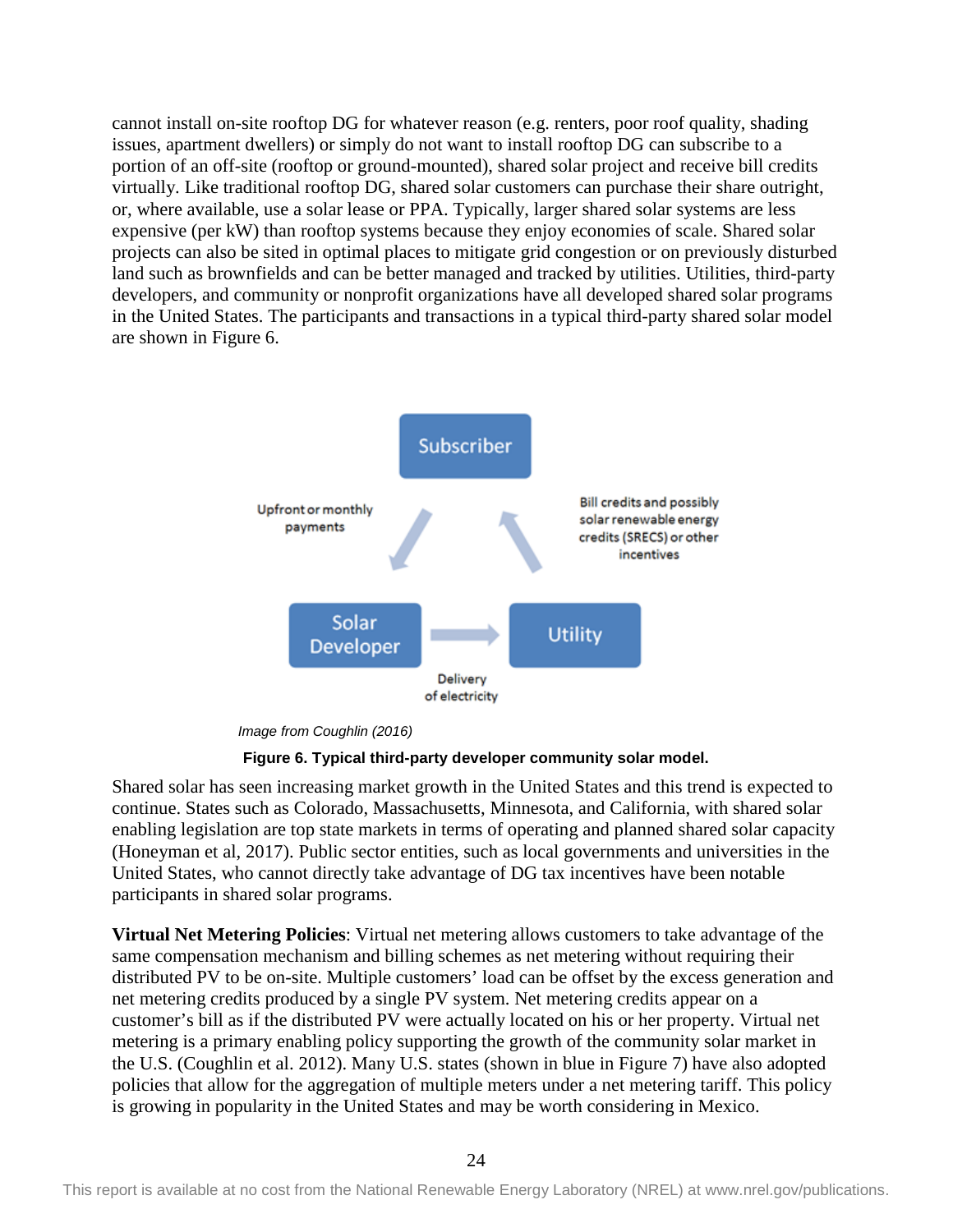cannot install on-site rooftop DG for whatever reason (e.g. renters, poor roof quality, shading issues, apartment dwellers) or simply do not want to install rooftop DG can subscribe to a portion of an off-site (rooftop or ground-mounted), shared solar project and receive bill credits virtually. Like traditional rooftop DG, shared solar customers can purchase their share outright, or, where available, use a solar lease or PPA. Typically, larger shared solar systems are less expensive (per kW) than rooftop systems because they enjoy economies of scale. Shared solar projects can also be sited in optimal places to mitigate grid congestion or on previously disturbed land such as brownfields and can be better managed and tracked by utilities. Utilities, third-party developers, and community or nonprofit organizations have all developed shared solar programs in the United States. The participants and transactions in a typical third-party shared solar model are shown in Figure 6.

Subscriber

Upfront or monthly payments

Bill credits and possibly solar renewable energy credits (SRECS) or other incentives

Solar Developer

Utility

Delivery of electricity

*Image from Coughlin (2016)*

**Figure 6. Typical third-party developer community solar model.**

Shared solar has seen increasing market growth in the United States and this trend is expected to continue. States such as Colorado, Massachusetts, Minnesota, and California, with shared solar enabling legislation are top state markets in terms of operating and planned shared solar capacity (Honeyman et al, 2017). Public sector entities, such as local governments and universities in the United States, who cannot directly take advantage of DG tax incentives have been notable participants in shared solar programs.

**Virtual Net Metering Policies**: Virtual net metering allows customers to take advantage of the same compensation mechanism and billing schemes as net metering without requiring their distributed PV to be on-site. Multiple customers' load can be offset by the excess generation and net metering credits produced by a single PV system. Net metering credits appear on a customer's bill as if the distributed PV were actually located on his or her property. Virtual net metering is a primary enabling policy supporting the growth of the community solar market in the U.S. (Coughlin et al. 2012). Many U.S. states (shown in blue in Figure 7) have also adopted policies that allow for the aggregation of multiple meters under a net metering tariff. This policy is growing in popularity in the United States and may be worth considering in Mexico.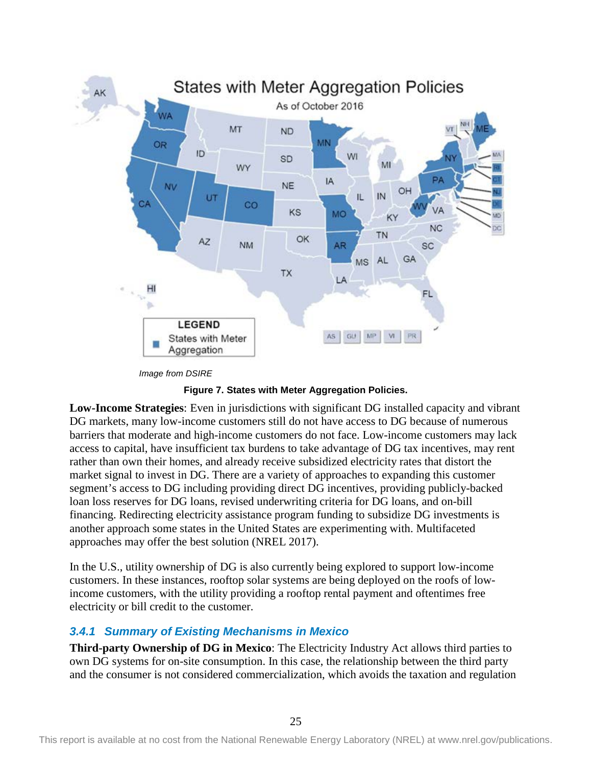*Image from DSIRE*

**Figure 7. States with Meter Aggregation Policies.**

**Low-Income Strategies**: Even in jurisdictions with significant DG installed capacity and vibrant DG markets, many low-income customers still do not have access to DG because of numerous barriers that moderate and high-income customers do not face. Low-income customers may lack access to capital, have insufficient tax burdens to take advantage of DG tax incentives, may rent rather than own their homes, and already receive subsidized electricity rates that distort the market signal to invest in DG. There are a variety of approaches to expanding this customer segment's access to DG including providing direct DG incentives, providing publicly-backed loan loss reserves for DG loans, revised underwriting criteria for DG loans, and on-bill financing. Redirecting electricity assistance program funding to subsidize DG investments is another approach some states in the United States are experimenting with. Multifaceted approaches may offer the best solution (NREL 2017).

In the U.S., utility ownership of DG is also currently being explored to support low-income customers. In these instances, rooftop solar systems are being deployed on the roofs of low-income customers, with the utility providing a rooftop rental payment and oftentimes free electricity or bill credit to the customer.

### *3.4.1 Summary of Existing Mechanisms in Mexico*

**Third-party Ownership of DG in Mexico**: The Electricity Industry Act allows third parties to own DG systems for on-site consumption. In this case, the relationship between the third party and the consumer is not considered commercialization, which avoids the taxation and regulation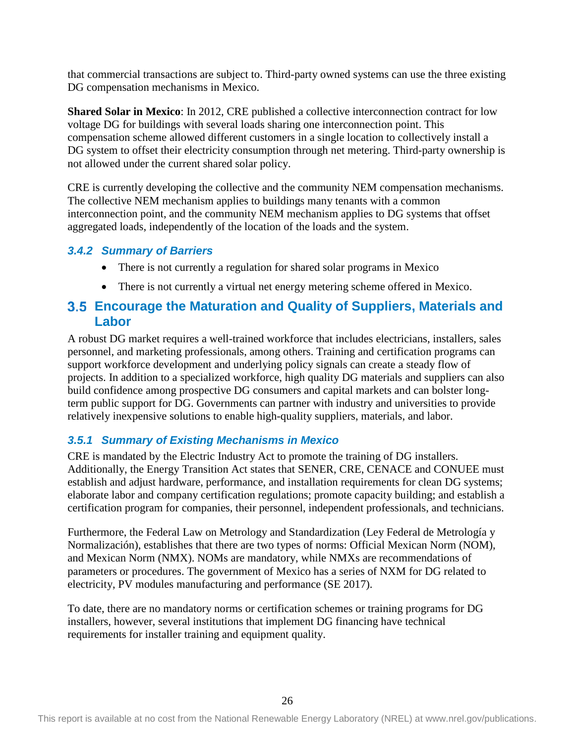that commercial transactions are subject to. Third-party owned systems can use the three existing DG compensation mechanisms in Mexico.

**Shared Solar in Mexico**: In 2012, CRE published a collective interconnection contract for low voltage DG for buildings with several loads sharing one interconnection point. This compensation scheme allowed different customers in a single location to collectively install a DG system to offset their electricity consumption through net metering. Third-party ownership is not allowed under the current shared solar policy.

CRE is currently developing the collective and the community NEM compensation mechanisms. The collective NEM mechanism applies to buildings many tenants with a common interconnection point, and the community NEM mechanism applies to DG systems that offset aggregated loads, independently of the location of the loads and the system.

### *3.4.2 Summary of Barriers*

- There is not currently a regulation for shared solar programs in Mexico
- There is not currently a virtual net energy metering scheme offered in Mexico.

## 3.5 Encourage the Maturation and Quality of Suppliers, Materials and Labor

A robust DG market requires a well-trained workforce that includes electricians, installers, sales personnel, and marketing professionals, among others. Training and certification programs can support workforce development and underlying policy signals can create a steady flow of projects. In addition to a specialized workforce, high quality DG materials and suppliers can also build confidence among prospective DG consumers and capital markets and can bolster long-term public support for DG. Governments can partner with industry and universities to provide relatively inexpensive solutions to enable high-quality suppliers, materials, and labor.

### *3.5.1 Summary of Existing Mechanisms in Mexico*

CRE is mandated by the Electric Industry Act to promote the training of DG installers. Additionally, the Energy Transition Act states that SENER, CRE, CENACE and CONUEE must establish and adjust hardware, performance, and installation requirements for clean DG systems; elaborate labor and company certification regulations; promote capacity building; and establish a certification program for companies, their personnel, independent professionals, and technicians.

Furthermore, the Federal Law on Metrology and Standardization (Ley Federal de Metrología y Normalización), establishes that there are two types of norms: Official Mexican Norm (NOM), and Mexican Norm (NMX). NOMs are mandatory, while NMXs are recommendations of parameters or procedures. The government of Mexico has a series of NXM for DG related to electricity, PV modules manufacturing and performance (SE 2017).

To date, there are no mandatory norms or certification schemes or training programs for DG installers, however, several institutions that implement DG financing have technical requirements for installer training and equipment quality.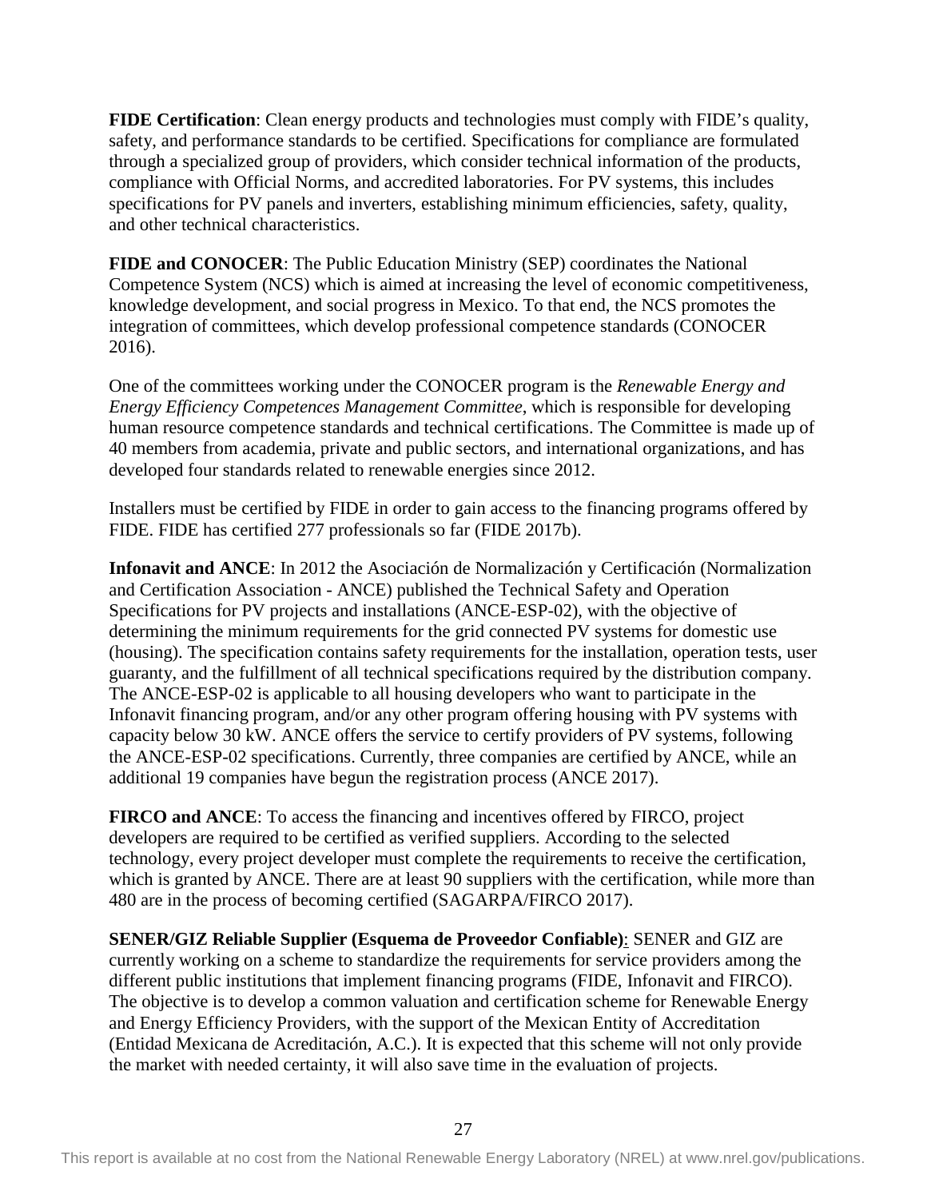**FIDE Certification**: Clean energy products and technologies must comply with FIDE's quality, safety, and performance standards to be certified. Specifications for compliance are formulated through a specialized group of providers, which consider technical information of the products, compliance with Official Norms, and accredited laboratories. For PV systems, this includes specifications for PV panels and inverters, establishing minimum efficiencies, safety, quality, and other technical characteristics.

**FIDE and CONOCER**: The Public Education Ministry (SEP) coordinates the National Competence System (NCS) which is aimed at increasing the level of economic competitiveness, knowledge development, and social progress in Mexico. To that end, the NCS promotes the integration of committees, which develop professional competence standards (CONOCER 2016).

One of the committees working under the CONOCER program is the *Renewable Energy and Energy Efficiency Competences Management Committee*, which is responsible for developing human resource competence standards and technical certifications. The Committee is made up of 40 members from academia, private and public sectors, and international organizations, and has developed four standards related to renewable energies since 2012.

Installers must be certified by FIDE in order to gain access to the financing programs offered by FIDE. FIDE has certified 277 professionals so far (FIDE 2017b).

**Infonavit and ANCE**: In 2012 the Asociación de Normalización y Certificación (Normalization and Certification Association - ANCE) published the Technical Safety and Operation Specifications for PV projects and installations (ANCE-ESP-02), with the objective of determining the minimum requirements for the grid connected PV systems for domestic use (housing). The specification contains safety requirements for the installation, operation tests, user guaranty, and the fulfillment of all technical specifications required by the distribution company. The ANCE-ESP-02 is applicable to all housing developers who want to participate in the Infonavit financing program, and/or any other program offering housing with PV systems with capacity below 30 kW. ANCE offers the service to certify providers of PV systems, following the ANCE-ESP-02 specifications. Currently, three companies are certified by ANCE, while an additional 19 companies have begun the registration process (ANCE 2017).

**FIRCO and ANCE**: To access the financing and incentives offered by FIRCO, project developers are required to be certified as verified suppliers. According to the selected technology, every project developer must complete the requirements to receive the certification, which is granted by ANCE. There are at least 90 suppliers with the certification, while more than 480 are in the process of becoming certified (SAGARPA/FIRCO 2017).

**SENER/GIZ Reliable Supplier (Esquema de Proveedor Confiable)**: SENER and GIZ are currently working on a scheme to standardize the requirements for service providers among the different public institutions that implement financing programs (FIDE, Infonavit and FIRCO). The objective is to develop a common valuation and certification scheme for Renewable Energy and Energy Efficiency Providers, with the support of the Mexican Entity of Accreditation (Entidad Mexicana de Acreditación, A.C.). It is expected that this scheme will not only provide the market with needed certainty, it will also save time in the evaluation of projects.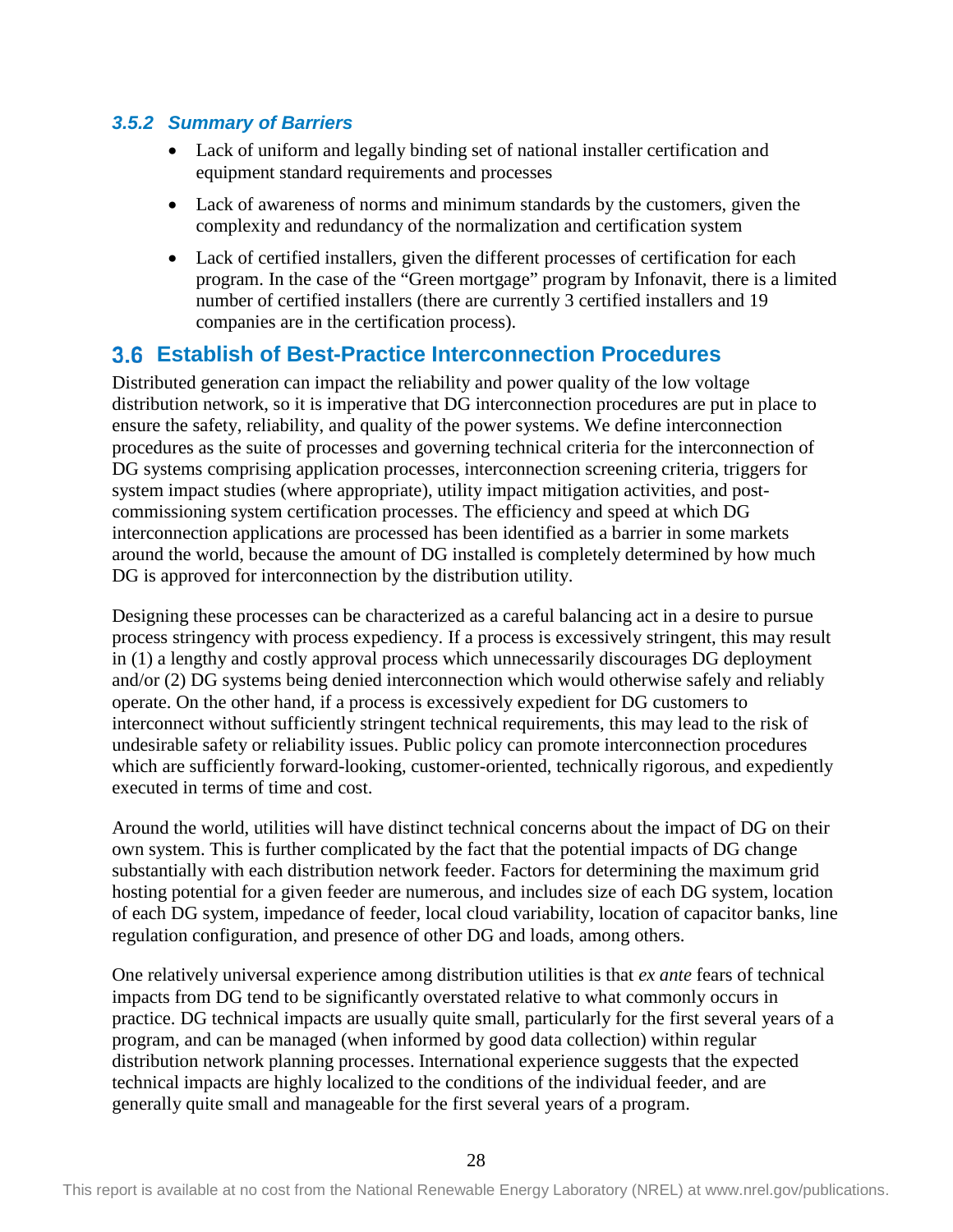### 3.5.2 Summary of Barriers

- Lack of uniform and legally binding set of national installer certification and equipment standard requirements and processes
- Lack of awareness of norms and minimum standards by the customers, given the complexity and redundancy of the normalization and certification system
- Lack of certified installers, given the different processes of certification for each program. In the case of the "Green mortgage" program by Infonavit, there is a limited number of certified installers (there are currently 3 certified installers and 19 companies are in the certification process).

## 3.6 Establish of Best-Practice Interconnection Procedures

Distributed generation can impact the reliability and power quality of the low voltage distribution network, so it is imperative that DG interconnection procedures are put in place to ensure the safety, reliability, and quality of the power systems. We define interconnection procedures as the suite of processes and governing technical criteria for the interconnection of DG systems comprising application processes, interconnection screening criteria, triggers for system impact studies (where appropriate), utility impact mitigation activities, and post-commissioning system certification processes. The efficiency and speed at which DG interconnection applications are processed has been identified as a barrier in some markets around the world, because the amount of DG installed is completely determined by how much DG is approved for interconnection by the distribution utility.

Designing these processes can be characterized as a careful balancing act in a desire to pursue process stringency with process expediency. If a process is excessively stringent, this may result in (1) a lengthy and costly approval process which unnecessarily discourages DG deployment and/or (2) DG systems being denied interconnection which would otherwise safely and reliably operate. On the other hand, if a process is excessively expedient for DG customers to interconnect without sufficiently stringent technical requirements, this may lead to the risk of undesirable safety or reliability issues. Public policy can promote interconnection procedures which are sufficiently forward-looking, customer-oriented, technically rigorous, and expediently executed in terms of time and cost.

Around the world, utilities will have distinct technical concerns about the impact of DG on their own system. This is further complicated by the fact that the potential impacts of DG change substantially with each distribution network feeder. Factors for determining the maximum grid hosting potential for a given feeder are numerous, and includes size of each DG system, location of each DG system, impedance of feeder, local cloud variability, location of capacitor banks, line regulation configuration, and presence of other DG and loads, among others.

One relatively universal experience among distribution utilities is that *ex ante* fears of technical impacts from DG tend to be significantly overstated relative to what commonly occurs in practice. DG technical impacts are usually quite small, particularly for the first several years of a program, and can be managed (when informed by good data collection) within regular distribution network planning processes. International experience suggests that the expected technical impacts are highly localized to the conditions of the individual feeder, and are generally quite small and manageable for the first several years of a program.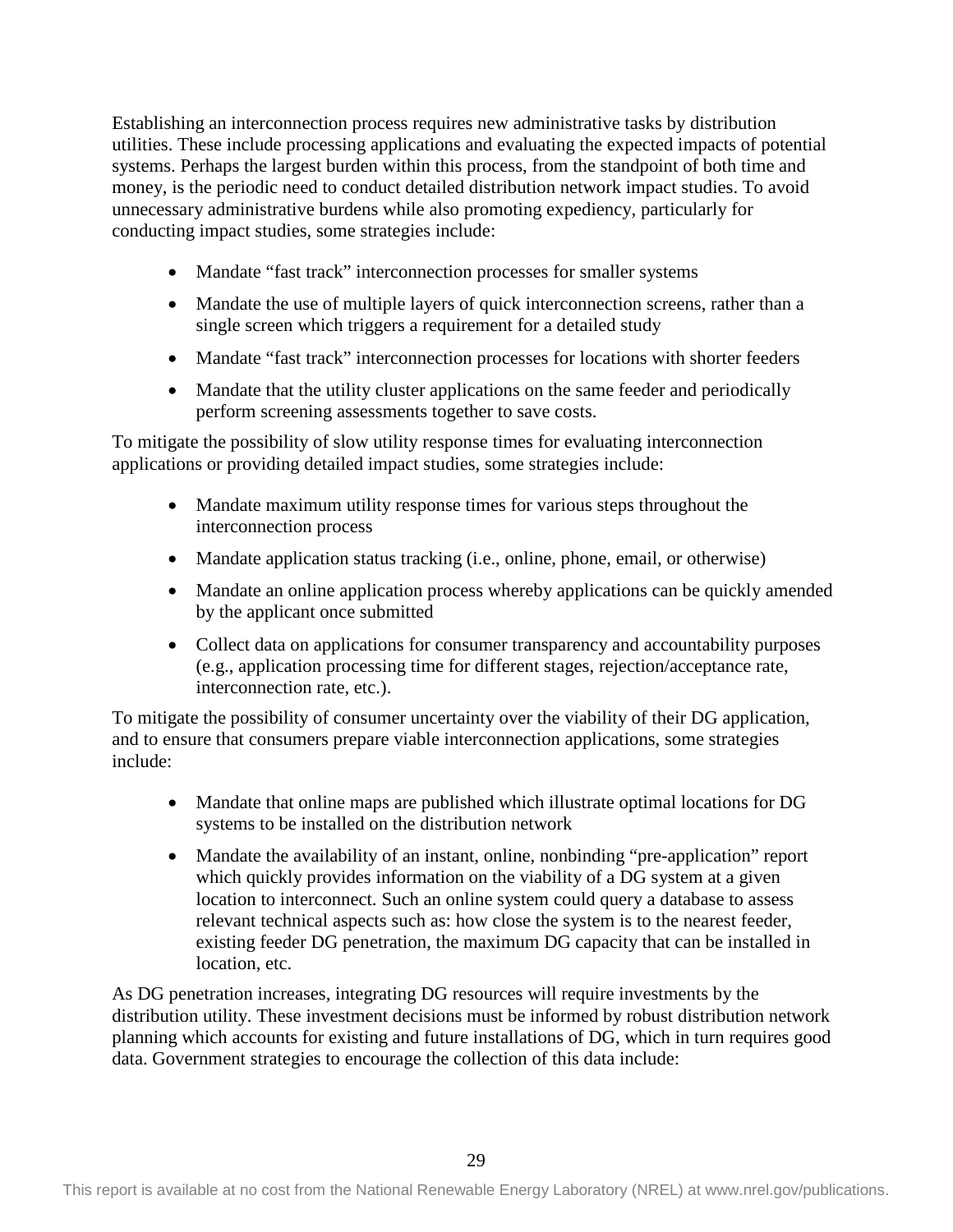Establishing an interconnection process requires new administrative tasks by distribution utilities. These include processing applications and evaluating the expected impacts of potential systems. Perhaps the largest burden within this process, from the standpoint of both time and money, is the periodic need to conduct detailed distribution network impact studies. To avoid unnecessary administrative burdens while also promoting expediency, particularly for conducting impact studies, some strategies include:

- Mandate “fast track” interconnection processes for smaller systems
- Mandate the use of multiple layers of quick interconnection screens, rather than a single screen which triggers a requirement for a detailed study
- Mandate “fast track” interconnection processes for locations with shorter feeders
- Mandate that the utility cluster applications on the same feeder and periodically perform screening assessments together to save costs.

To mitigate the possibility of slow utility response times for evaluating interconnection applications or providing detailed impact studies, some strategies include:

- Mandate maximum utility response times for various steps throughout the interconnection process
- Mandate application status tracking (i.e., online, phone, email, or otherwise)
- Mandate an online application process whereby applications can be quickly amended by the applicant once submitted
- Collect data on applications for consumer transparency and accountability purposes (e.g., application processing time for different stages, rejection/acceptance rate, interconnection rate, etc.).

To mitigate the possibility of consumer uncertainty over the viability of their DG application, and to ensure that consumers prepare viable interconnection applications, some strategies include:

- Mandate that online maps are published which illustrate optimal locations for DG systems to be installed on the distribution network
- Mandate the availability of an instant, online, nonbinding “pre-application” report which quickly provides information on the viability of a DG system at a given location to interconnect. Such an online system could query a database to assess relevant technical aspects such as: how close the system is to the nearest feeder, existing feeder DG penetration, the maximum DG capacity that can be installed in location, etc.

As DG penetration increases, integrating DG resources will require investments by the distribution utility. These investment decisions must be informed by robust distribution network planning which accounts for existing and future installations of DG, which in turn requires good data. Government strategies to encourage the collection of this data include: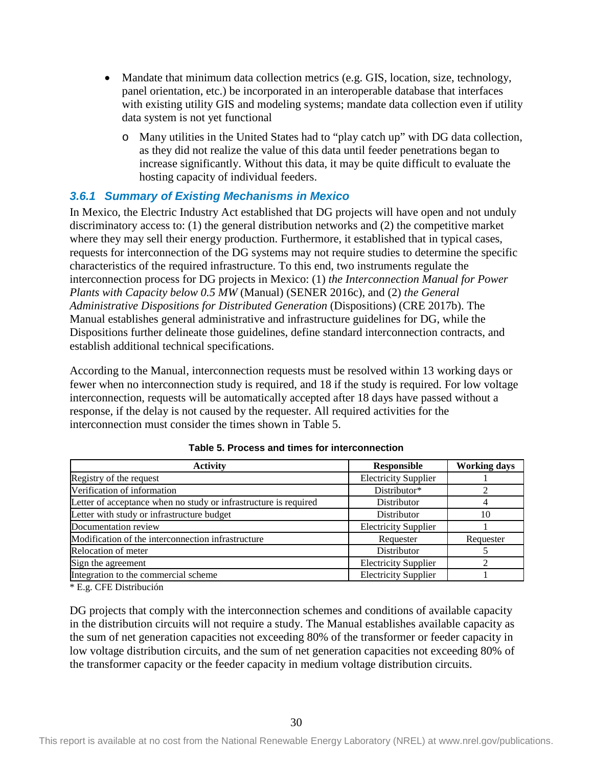- Mandate that minimum data collection metrics (e.g. GIS, location, size, technology, panel orientation, etc.) be incorporated in an interoperable database that interfaces with existing utility GIS and modeling systems; mandate data collection even if utility data system is not yet functional
  - Many utilities in the United States had to "play catch up" with DG data collection, as they did not realize the value of this data until feeder penetrations began to increase significantly. Without this data, it may be quite difficult to evaluate the hosting capacity of individual feeders.

### 3.6.1 Summary of Existing Mechanisms in Mexico

In Mexico, the Electric Industry Act established that DG projects will have open and not unduly discriminatory access to: (1) the general distribution networks and (2) the competitive market where they may sell their energy production. Furthermore, it established that in typical cases, requests for interconnection of the DG systems may not require studies to determine the specific characteristics of the required infrastructure. To this end, two instruments regulate the interconnection process for DG projects in Mexico: (1) *the Interconnection Manual for Power Plants with Capacity below 0.5 MW* (Manual) (SENER 2016c), and (2) *the General Administrative Dispositions for Distributed Generation* (Dispositions) (CRE 2017b). The Manual establishes general administrative and infrastructure guidelines for DG, while the Dispositions further delineate those guidelines, define standard interconnection contracts, and establish additional technical specifications.

According to the Manual, interconnection requests must be resolved within 13 working days or fewer when no interconnection study is required, and 18 if the study is required. For low voltage interconnection, requests will be automatically accepted after 18 days have passed without a response, if the delay is not caused by the requester. All required activities for the interconnection must consider the times shown in Table 5.

**Table 5. Process and times for interconnection**

| Activity | Responsible | Working days |
|---|---|---|
| Registry of the request | Electricity Supplier | 1 |
| Verification of information | Distributor* | 2 |
| Letter of acceptance when no study or infrastructure is required | Distributor | 4 |
| Letter with study or infrastructure budget | Distributor | 10 |
| Documentation review | Electricity Supplier | 1 |
| Modification of the interconnection infrastructure | Requester | Requester |
| Relocation of meter | Distributor | 5 |
| Sign the agreement | Electricity Supplier | 2 |
| Integration to the commercial scheme | Electricity Supplier | 1 |

* E.g. CFE Distribución

DG projects that comply with the interconnection schemes and conditions of available capacity in the distribution circuits will not require a study. The Manual establishes available capacity as the sum of net generation capacities not exceeding 80% of the transformer or feeder capacity in low voltage distribution circuits, and the sum of net generation capacities not exceeding 80% of the transformer capacity or the feeder capacity in medium voltage distribution circuits.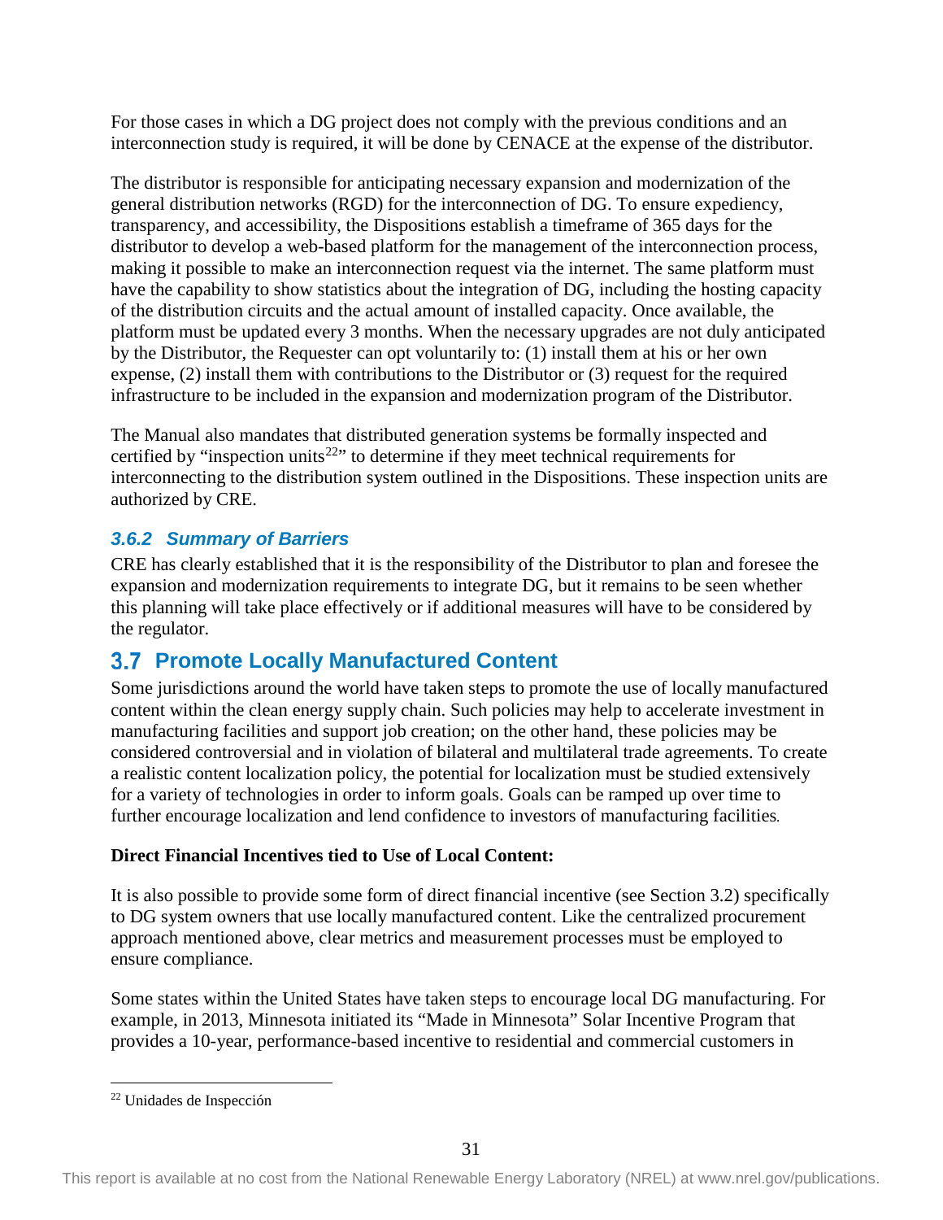For those cases in which a DG project does not comply with the previous conditions and an interconnection study is required, it will be done by CENACE at the expense of the distributor.

The distributor is responsible for anticipating necessary expansion and modernization of the general distribution networks (RGD) for the interconnection of DG. To ensure expediency, transparency, and accessibility, the Dispositions establish a timeframe of 365 days for the distributor to develop a web-based platform for the management of the interconnection process, making it possible to make an interconnection request via the internet. The same platform must have the capability to show statistics about the integration of DG, including the hosting capacity of the distribution circuits and the actual amount of installed capacity. Once available, the platform must be updated every 3 months. When the necessary upgrades are not duly anticipated by the Distributor, the Requester can opt voluntarily to: (1) install them at his or her own expense, (2) install them with contributions to the Distributor or (3) request for the required infrastructure to be included in the expansion and modernization program of the Distributor.

The Manual also mandates that distributed generation systems be formally inspected and certified by "inspection units[22]" to determine if they meet technical requirements for interconnecting to the distribution system outlined in the Dispositions. These inspection units are authorized by CRE.

### 3.6.2 Summary of Barriers

CRE has clearly established that it is the responsibility of the Distributor to plan and foresee the expansion and modernization requirements to integrate DG, but it remains to be seen whether this planning will take place effectively or if additional measures will have to be considered by the regulator.

## 3.7 Promote Locally Manufactured Content

Some jurisdictions around the world have taken steps to promote the use of locally manufactured content within the clean energy supply chain. Such policies may help to accelerate investment in manufacturing facilities and support job creation; on the other hand, these policies may be considered controversial and in violation of bilateral and multilateral trade agreements. To create a realistic content localization policy, the potential for localization must be studied extensively for a variety of technologies in order to inform goals. Goals can be ramped up over time to further encourage localization and lend confidence to investors of manufacturing facilities.

**Direct Financial Incentives tied to Use of Local Content:**

It is also possible to provide some form of direct financial incentive (see Section 3.2) specifically to DG system owners that use locally manufactured content. Like the centralized procurement approach mentioned above, clear metrics and measurement processes must be employed to ensure compliance.

Some states within the United States have taken steps to encourage local DG manufacturing. For example, in 2013, Minnesota initiated its "Made in Minnesota" Solar Incentive Program that provides a 10-year, performance-based incentive to residential and commercial customers in

[22] Unidades de Inspección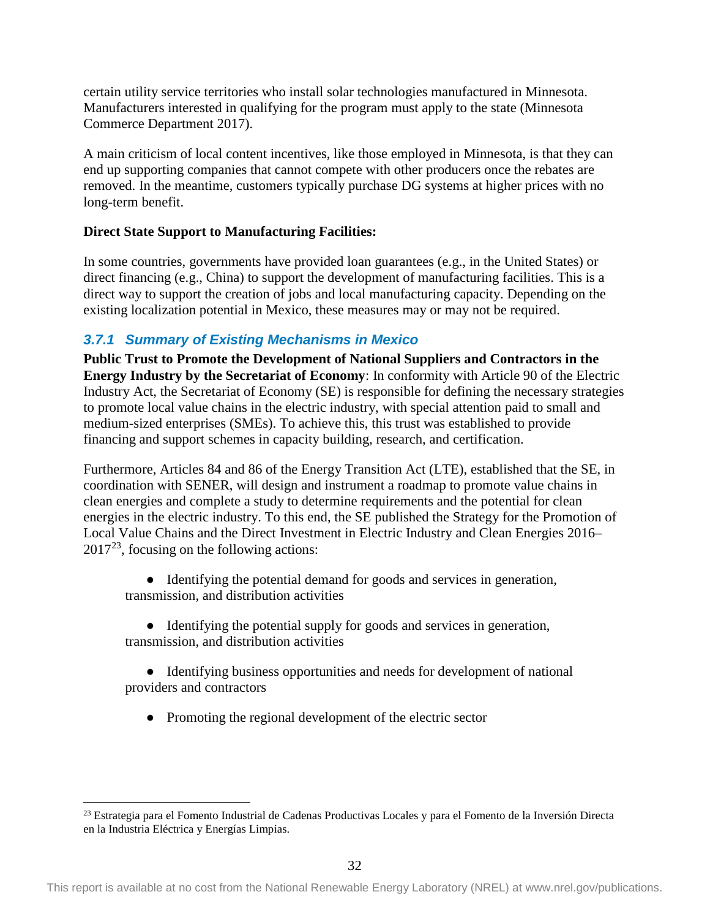certain utility service territories who install solar technologies manufactured in Minnesota. Manufacturers interested in qualifying for the program must apply to the state (Minnesota Commerce Department 2017).

A main criticism of local content incentives, like those employed in Minnesota, is that they can end up supporting companies that cannot compete with other producers once the rebates are removed. In the meantime, customers typically purchase DG systems at higher prices with no long-term benefit.

**Direct State Support to Manufacturing Facilities:**

In some countries, governments have provided loan guarantees (e.g., in the United States) or direct financing (e.g., China) to support the development of manufacturing facilities. This is a direct way to support the creation of jobs and local manufacturing capacity. Depending on the existing localization potential in Mexico, these measures may or may not be required.

### *3.7.1 Summary of Existing Mechanisms in Mexico*

**Public Trust to Promote the Development of National Suppliers and Contractors in the Energy Industry by the Secretariat of Economy**: In conformity with Article 90 of the Electric Industry Act, the Secretariat of Economy (SE) is responsible for defining the necessary strategies to promote local value chains in the electric industry, with special attention paid to small and medium-sized enterprises (SMEs). To achieve this, this trust was established to provide financing and support schemes in capacity building, research, and certification.

Furthermore, Articles 84 and 86 of the Energy Transition Act (LTE), established that the SE, in coordination with SENER, will design and instrument a roadmap to promote value chains in clean energies and complete a study to determine requirements and the potential for clean energies in the electric industry. To this end, the SE published the Strategy for the Promotion of Local Value Chains and the Direct Investment in Electric Industry and Clean Energies 2016–2017[23], focusing on the following actions:

- Identifying the potential demand for goods and services in generation, transmission, and distribution activities
- Identifying the potential supply for goods and services in generation, transmission, and distribution activities
- Identifying business opportunities and needs for development of national providers and contractors
- Promoting the regional development of the electric sector

[23] Estrategia para el Fomento Industrial de Cadenas Productivas Locales y para el Fomento de la Inversión Directa en la Industria Eléctrica y Energías Limpias.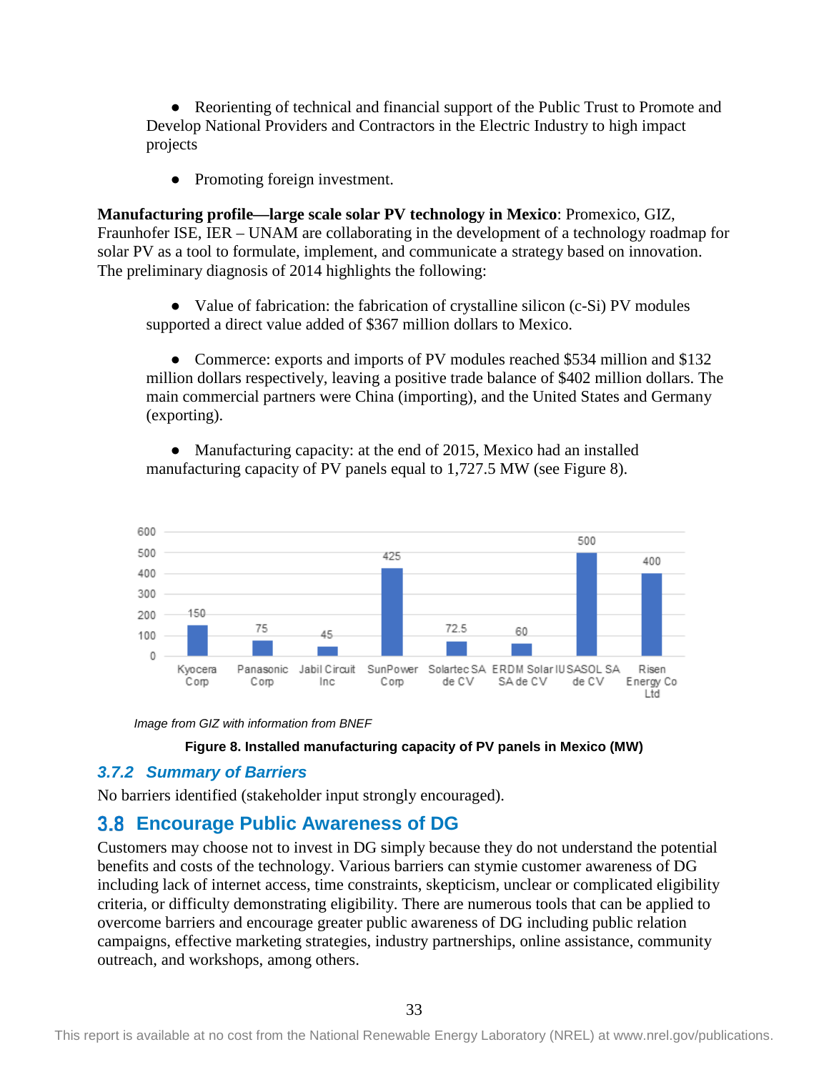- Reorienting of technical and financial support of the Public Trust to Promote and Develop National Providers and Contractors in the Electric Industry to high impact projects
- Promoting foreign investment.

**Manufacturing profile—large scale solar PV technology in Mexico**: Promexico, GIZ, Fraunhofer ISE, IER – UNAM are collaborating in the development of a technology roadmap for solar PV as a tool to formulate, implement, and communicate a strategy based on innovation. The preliminary diagnosis of 2014 highlights the following:

- Value of fabrication: the fabrication of crystalline silicon (c-Si) PV modules supported a direct value added of $367 million dollars to Mexico.
- Commerce: exports and imports of PV modules reached $534 million and $132 million dollars respectively, leaving a positive trade balance of $402 million dollars. The main commercial partners were China (importing), and the United States and Germany (exporting).
- Manufacturing capacity: at the end of 2015, Mexico had an installed manufacturing capacity of PV panels equal to 1,727.5 MW (see Figure 8).

| Company | Installed manufacturing capacity (MW) |
| --- | --- |
| Kyocera Corp | 150 |
| Panasonic Corp | 75 |
| Jabil Circuit Inc | 45 |
| SunPower Corp | 425 |
| Solartec SA de CV | 72.5 |
| ERDM Solar SA de CV | 60 |
| IUSASOL SA de CV | 500 |
| Risen Energy Co Ltd | 400 |

*Image from GIZ with information from BNEF*

**Figure 8. Installed manufacturing capacity of PV panels in Mexico (MW)**

### 3.7.2 Summary of Barriers

No barriers identified (stakeholder input strongly encouraged).

## 3.8 Encourage Public Awareness of DG

Customers may choose not to invest in DG simply because they do not understand the potential benefits and costs of the technology. Various barriers can stymie customer awareness of DG including lack of internet access, time constraints, skepticism, unclear or complicated eligibility criteria, or difficulty demonstrating eligibility. There are numerous tools that can be applied to overcome barriers and encourage greater public awareness of DG including public relation campaigns, effective marketing strategies, industry partnerships, online assistance, community outreach, and workshops, among others.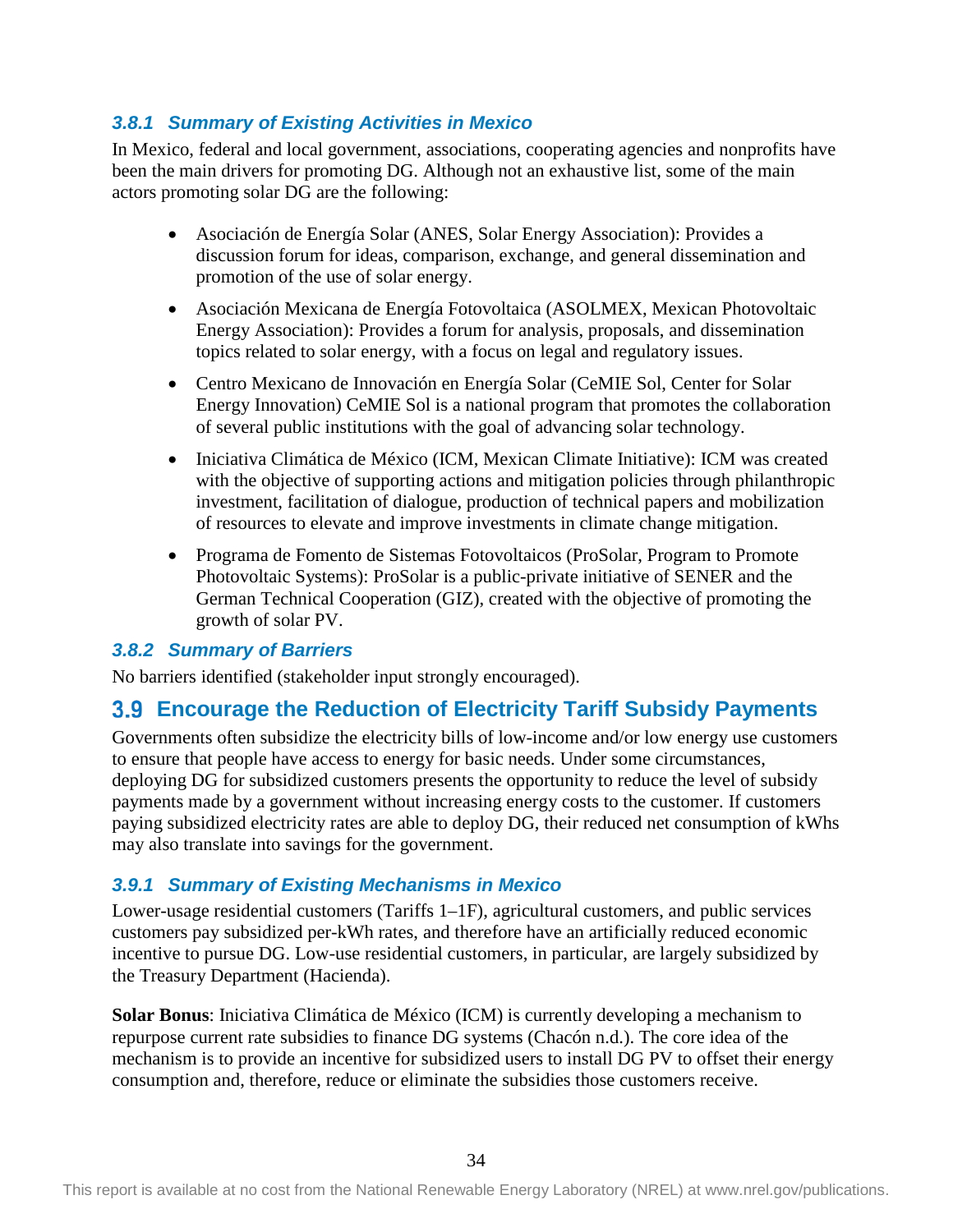### 3.8.1 Summary of Existing Activities in Mexico

In Mexico, federal and local government, associations, cooperating agencies and nonprofits have been the main drivers for promoting DG. Although not an exhaustive list, some of the main actors promoting solar DG are the following:

- Asociación de Energía Solar (ANES, Solar Energy Association): Provides a discussion forum for ideas, comparison, exchange, and general dissemination and promotion of the use of solar energy.
- Asociación Mexicana de Energía Fotovoltaica (ASOLMEX, Mexican Photovoltaic Energy Association): Provides a forum for analysis, proposals, and dissemination topics related to solar energy, with a focus on legal and regulatory issues.
- Centro Mexicano de Innovación en Energía Solar (CeMIE Sol, Center for Solar Energy Innovation) CeMIE Sol is a national program that promotes the collaboration of several public institutions with the goal of advancing solar technology.
- Iniciativa Climática de México (ICM, Mexican Climate Initiative): ICM was created with the objective of supporting actions and mitigation policies through philanthropic investment, facilitation of dialogue, production of technical papers and mobilization of resources to elevate and improve investments in climate change mitigation.
- Programa de Fomento de Sistemas Fotovoltaicos (ProSolar, Program to Promote Photovoltaic Systems): ProSolar is a public-private initiative of SENER and the German Technical Cooperation (GIZ), created with the objective of promoting the growth of solar PV.

### 3.8.2 Summary of Barriers

No barriers identified (stakeholder input strongly encouraged).

## 3.9 Encourage the Reduction of Electricity Tariff Subsidy Payments

Governments often subsidize the electricity bills of low-income and/or low energy use customers to ensure that people have access to energy for basic needs. Under some circumstances, deploying DG for subsidized customers presents the opportunity to reduce the level of subsidy payments made by a government without increasing energy costs to the customer. If customers paying subsidized electricity rates are able to deploy DG, their reduced net consumption of kWhs may also translate into savings for the government.

### 3.9.1 Summary of Existing Mechanisms in Mexico

Lower-usage residential customers (Tariffs 1–1F), agricultural customers, and public services customers pay subsidized per-kWh rates, and therefore have an artificially reduced economic incentive to pursue DG. Low-use residential customers, in particular, are largely subsidized by the Treasury Department (Hacienda).

**Solar Bonus**: Iniciativa Climática de México (ICM) is currently developing a mechanism to repurpose current rate subsidies to finance DG systems (Chacón n.d.). The core idea of the mechanism is to provide an incentive for subsidized users to install DG PV to offset their energy consumption and, therefore, reduce or eliminate the subsidies those customers receive.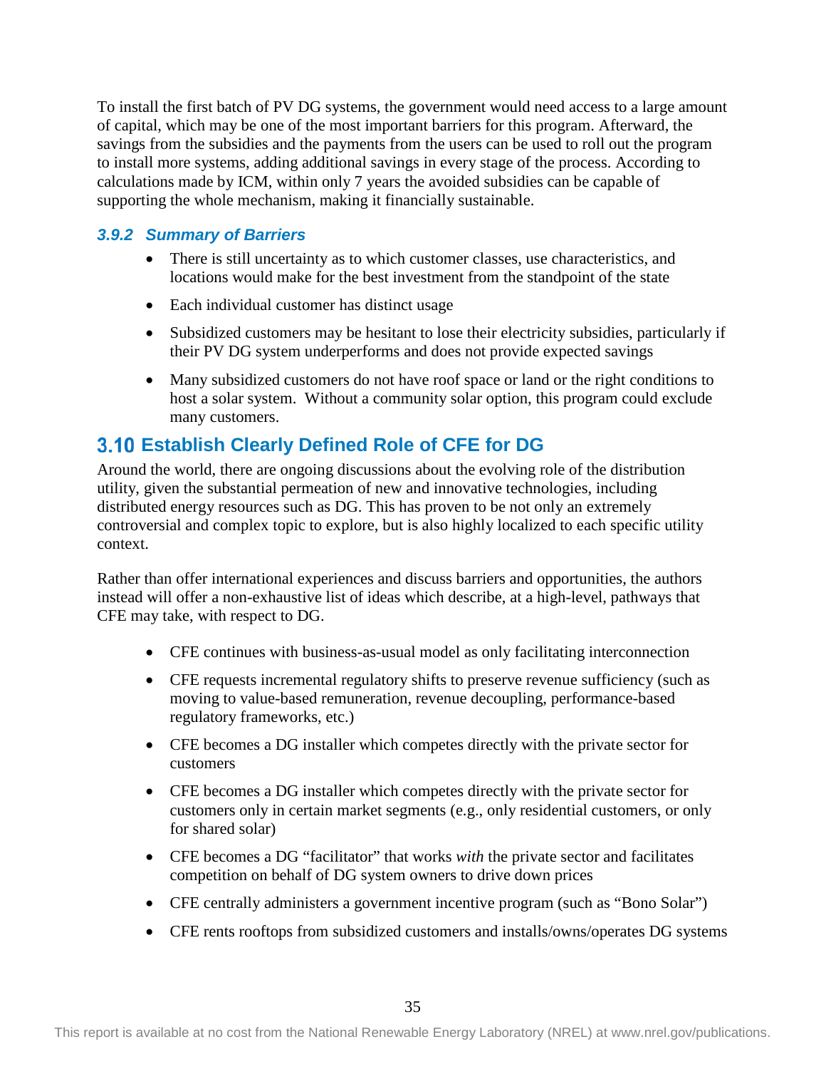To install the first batch of PV DG systems, the government would need access to a large amount of capital, which may be one of the most important barriers for this program. Afterward, the savings from the subsidies and the payments from the users can be used to roll out the program to install more systems, adding additional savings in every stage of the process. According to calculations made by ICM, within only 7 years the avoided subsidies can be capable of supporting the whole mechanism, making it financially sustainable.

### 3.9.2 Summary of Barriers

- There is still uncertainty as to which customer classes, use characteristics, and locations would make for the best investment from the standpoint of the state
- Each individual customer has distinct usage
- Subsidized customers may be hesitant to lose their electricity subsidies, particularly if their PV DG system underperforms and does not provide expected savings
- Many subsidized customers do not have roof space or land or the right conditions to host a solar system. Without a community solar option, this program could exclude many customers.

## 3.10 Establish Clearly Defined Role of CFE for DG

Around the world, there are ongoing discussions about the evolving role of the distribution utility, given the substantial permeation of new and innovative technologies, including distributed energy resources such as DG. This has proven to be not only an extremely controversial and complex topic to explore, but is also highly localized to each specific utility context.

Rather than offer international experiences and discuss barriers and opportunities, the authors instead will offer a non-exhaustive list of ideas which describe, at a high-level, pathways that CFE may take, with respect to DG.

- CFE continues with business-as-usual model as only facilitating interconnection
- CFE requests incremental regulatory shifts to preserve revenue sufficiency (such as moving to value-based remuneration, revenue decoupling, performance-based regulatory frameworks, etc.)
- CFE becomes a DG installer which competes directly with the private sector for customers
- CFE becomes a DG installer which competes directly with the private sector for customers only in certain market segments (e.g., only residential customers, or only for shared solar)
- CFE becomes a DG "facilitator" that works *with* the private sector and facilitates competition on behalf of DG system owners to drive down prices
- CFE centrally administers a government incentive program (such as "Bono Solar")
- CFE rents rooftops from subsidized customers and installs/owns/operates DG systems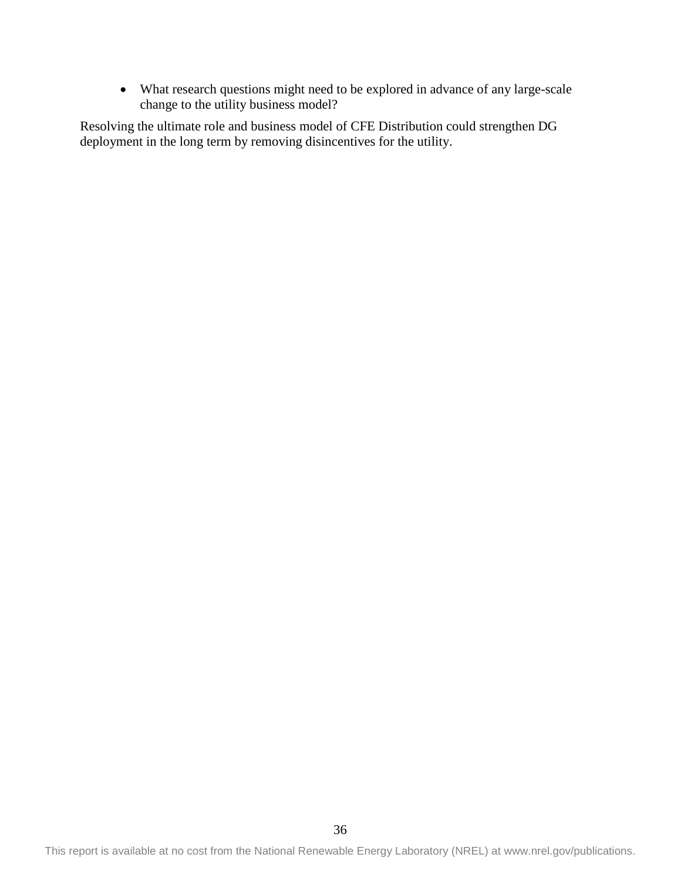- What research questions might need to be explored in advance of any large-scale change to the utility business model?

Resolving the ultimate role and business model of CFE Distribution could strengthen DG deployment in the long term by removing disincentives for the utility.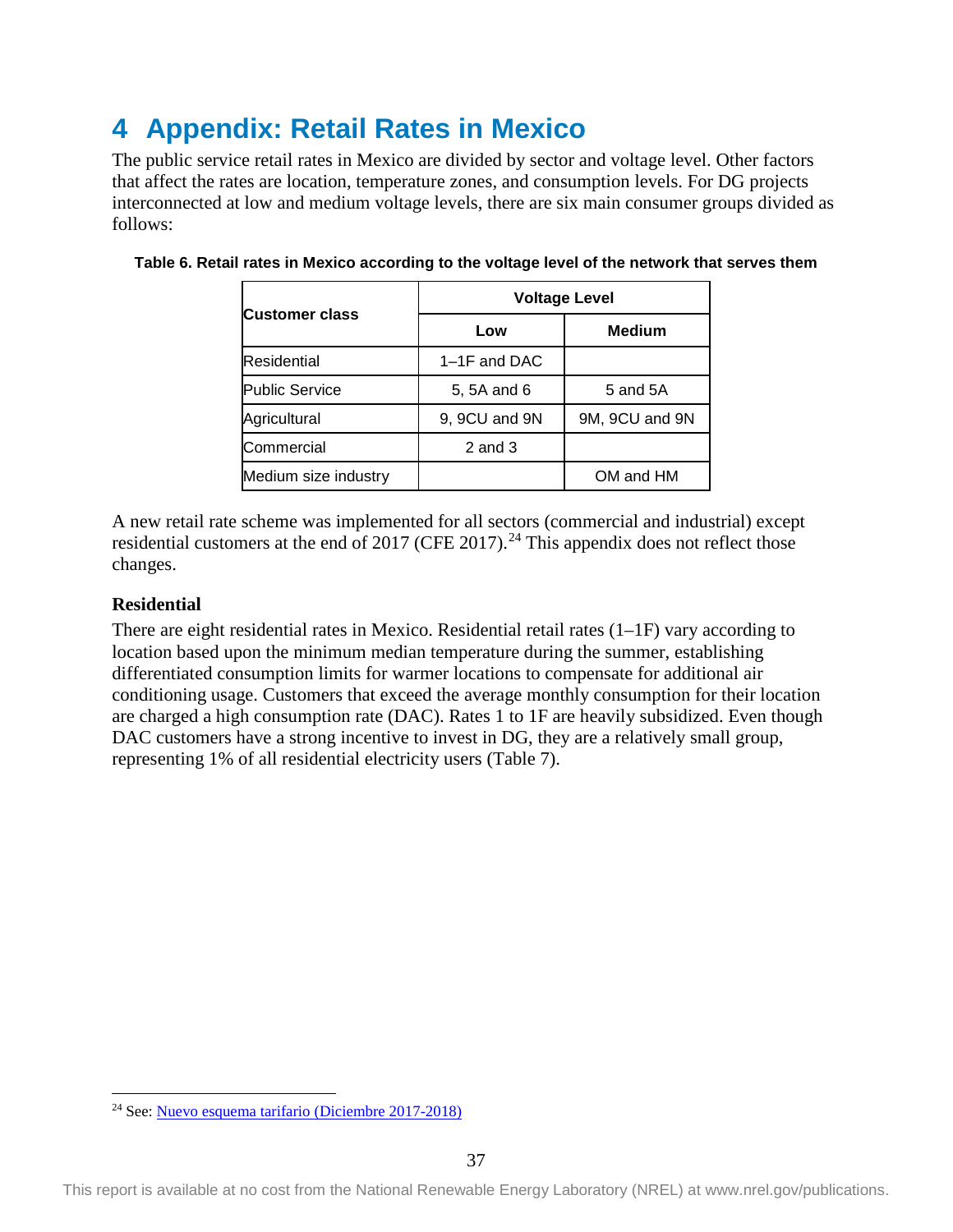# 4 Appendix: Retail Rates in Mexico

The public service retail rates in Mexico are divided by sector and voltage level. Other factors that affect the rates are location, temperature zones, and consumption levels. For DG projects interconnected at low and medium voltage levels, there are six main consumer groups divided as follows:

**Table 6. Retail rates in Mexico according to the voltage level of the network that serves them**

| Customer class | Voltage Level | |
|---|---|---|
| | Low | Medium |
| Residential | 1–1F and DAC | |
| Public Service | 5, 5A and 6 | 5 and 5A |
| Agricultural | 9, 9CU and 9N | 9M, 9CU and 9N |
| Commercial | 2 and 3 | |
| Medium size industry | | OM and HM |

A new retail rate scheme was implemented for all sectors (commercial and industrial) except residential customers at the end of 2017 (CFE 2017).[24] This appendix does not reflect those changes.

### Residential

There are eight residential rates in Mexico. Residential retail rates (1–1F) vary according to location based upon the minimum median temperature during the summer, establishing differentiated consumption limits for warmer locations to compensate for additional air conditioning usage. Customers that exceed the average monthly consumption for their location are charged a high consumption rate (DAC). Rates 1 to 1F are heavily subsidized. Even though DAC customers have a strong incentive to invest in DG, they are a relatively small group, representing 1% of all residential electricity users (Table 7).

[24] See: Nuevo esquema tarifario (Diciembre 2017-2018)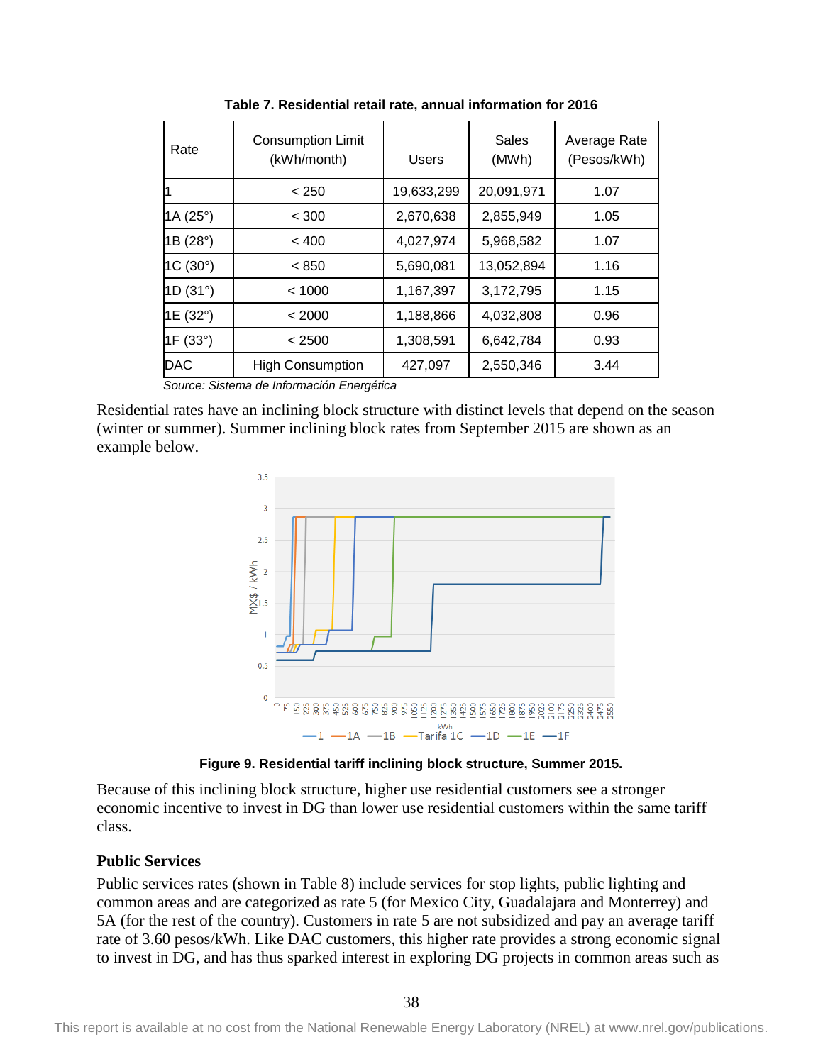**Table 7. Residential retail rate, annual information for 2016**

| Rate | Consumption Limit (kWh/month) | Users | Sales (MWh) | Average Rate (Pesos/kWh) |
|---|---|---|---|---|
| 1 | < 250 | 19,633,299 | 20,091,971 | 1.07 |
| 1A (25°) | < 300 | 2,670,638 | 2,855,949 | 1.05 |
| 1B (28°) | < 400 | 4,027,974 | 5,968,582 | 1.07 |
| 1C (30°) | < 850 | 5,690,081 | 13,052,894 | 1.16 |
| 1D (31°) | < 1000 | 1,167,397 | 3,172,795 | 1.15 |
| 1E (32°) | < 2000 | 1,188,866 | 4,032,808 | 0.96 |
| 1F (33°) | < 2500 | 1,308,591 | 6,642,784 | 0.93 |
| DAC | High Consumption | 427,097 | 2,550,346 | 3.44 |

*Source: Sistema de Información Energética*

Residential rates have an inclining block structure with distinct levels that depend on the season (winter or summer). Summer inclining block rates from September 2015 are shown as an example below.

**Figure 9. Residential tariff inclining block structure, Summer 2015.**

Because of this inclining block structure, higher use residential customers see a stronger economic incentive to invest in DG than lower use residential customers within the same tariff class.

### Public Services

Public services rates (shown in Table 8) include services for stop lights, public lighting and common areas and are categorized as rate 5 (for Mexico City, Guadalajara and Monterrey) and 5A (for the rest of the country). Customers in rate 5 are not subsidized and pay an average tariff rate of 3.60 pesos/kWh. Like DAC customers, this higher rate provides a strong economic signal to invest in DG, and has thus sparked interest in exploring DG projects in common areas such as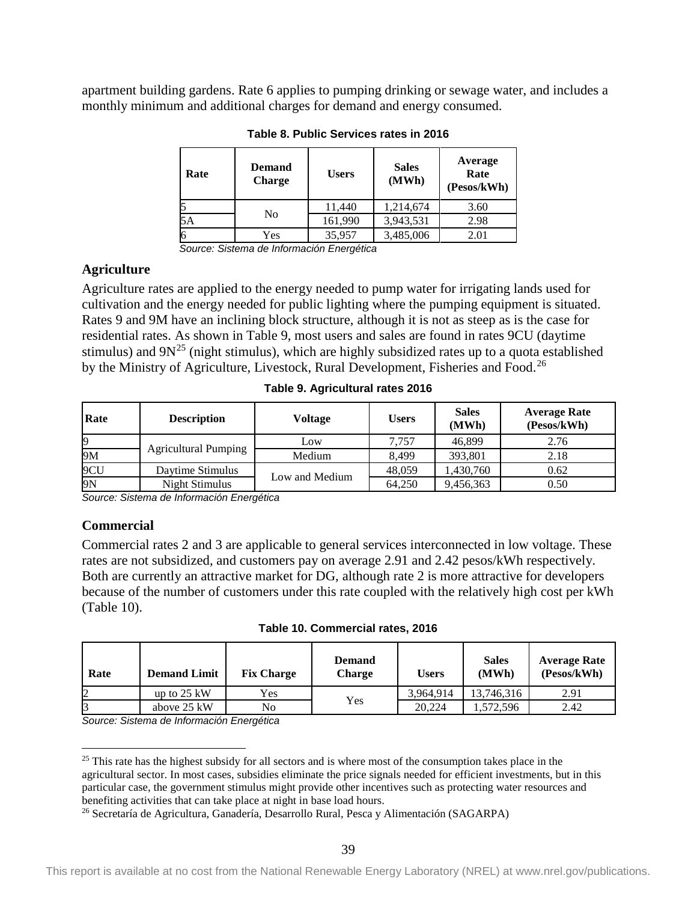apartment building gardens. Rate 6 applies to pumping drinking or sewage water, and includes a monthly minimum and additional charges for demand and energy consumed.

**Table 8. Public Services rates in 2016**

| Rate | Demand Charge | Users | Sales (MWh) | Average Rate (Pesos/kWh) |
|---|---|---|---|---|
| 5 | No | 11,440 | 1,214,674 | 3.60 |
| 5A | | 161,990 | 3,943,531 | 2.98 |
| 6 | Yes | 35,957 | 3,485,006 | 2.01 |

*Source: Sistema de Información Energética*

### Agriculture

Agriculture rates are applied to the energy needed to pump water for irrigating lands used for cultivation and the energy needed for public lighting where the pumping equipment is situated. Rates 9 and 9M have an inclining block structure, although it is not as steep as is the case for residential rates. As shown in Table 9, most users and sales are found in rates 9CU (daytime stimulus) and 9N[25] (night stimulus), which are highly subsidized rates up to a quota established by the Ministry of Agriculture, Livestock, Rural Development, Fisheries and Food.[26]

**Table 9. Agricultural rates 2016**

| Rate | Description | Voltage | Users | Sales (MWh) | Average Rate (Pesos/kWh) |
|---|---|---|---|---|---|
| 9 | Agricultural Pumping | Low | 7,757 | 46,899 | 2.76 |
| 9M | | Medium | 8,499 | 393,801 | 2.18 |
| 9CU | Daytime Stimulus | Low and Medium | 48,059 | 1,430,760 | 0.62 |
| 9N | Night Stimulus | | 64,250 | 9,456,363 | 0.50 |

*Source: Sistema de Información Energética*

### Commercial

Commercial rates 2 and 3 are applicable to general services interconnected in low voltage. These rates are not subsidized, and customers pay on average 2.91 and 2.42 pesos/kWh respectively. Both are currently an attractive market for DG, although rate 2 is more attractive for developers because of the number of customers under this rate coupled with the relatively high cost per kWh (Table 10).

**Table 10. Commercial rates, 2016**

| Rate | Demand Limit | Fix Charge | Demand Charge | Users | Sales (MWh) | Average Rate (Pesos/kWh) |
|---|---|---|---|---|---|---|
| 2 | up to 25 kW | Yes | Yes | 3,964,914 | 13,746,316 | 2.91 |
| 3 | above 25 kW | No | | 20,224 | 1,572,596 | 2.42 |

*Source: Sistema de Información Energética*

---

[25] This rate has the highest subsidy for all sectors and is where most of the consumption takes place in the agricultural sector. In most cases, subsidies eliminate the price signals needed for efficient investments, but in this particular case, the government stimulus might provide other incentives such as protecting water resources and benefiting activities that can take place at night in base load hours.

[26] Secretaría de Agricultura, Ganadería, Desarrollo Rural, Pesca y Alimentación (SAGARPA)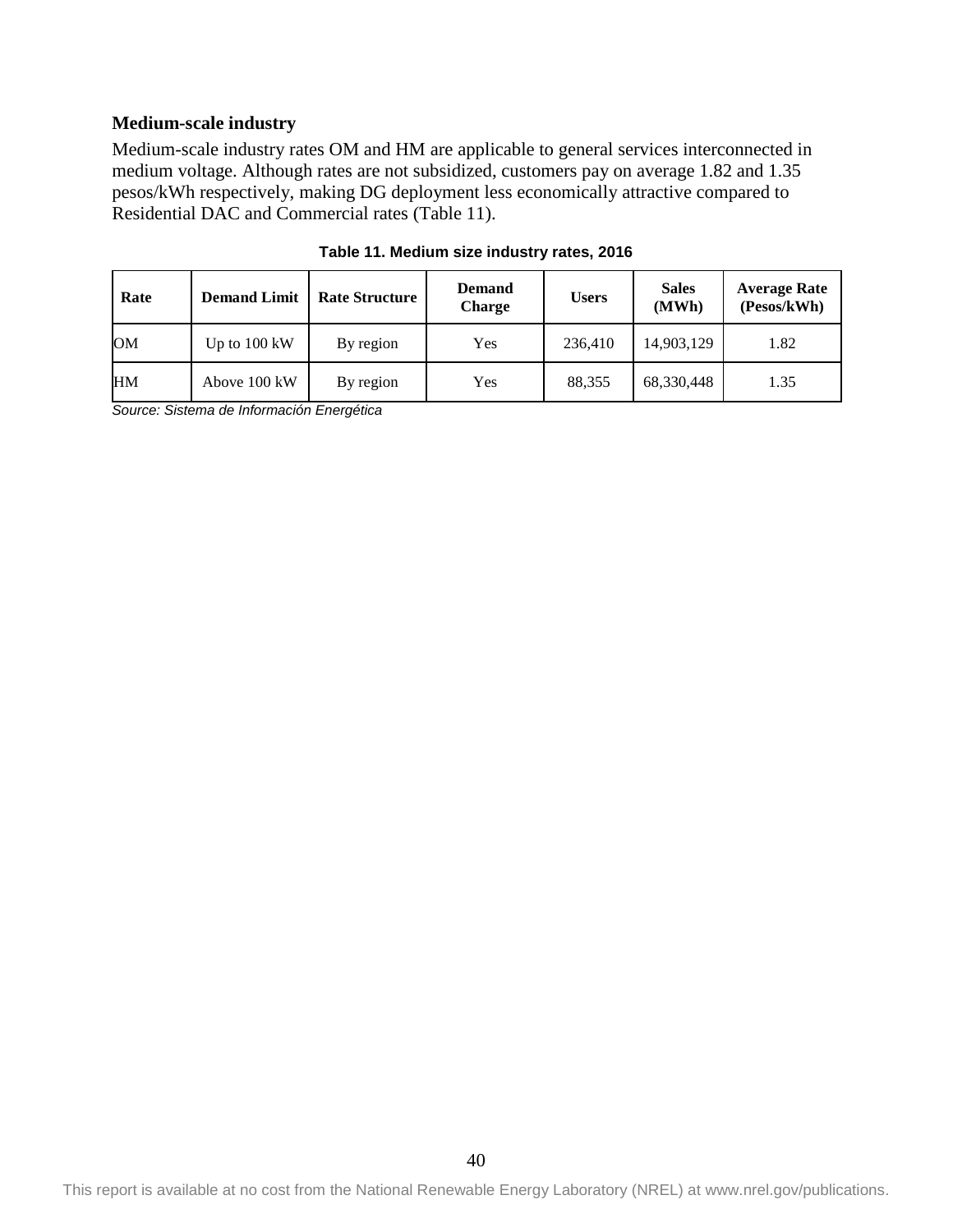### Medium-scale industry

Medium-scale industry rates OM and HM are applicable to general services interconnected in medium voltage. Although rates are not subsidized, customers pay on average 1.82 and 1.35 pesos/kWh respectively, making DG deployment less economically attractive compared to Residential DAC and Commercial rates (Table 11).

**Table 11. Medium size industry rates, 2016**

| Rate | Demand Limit | Rate Structure | Demand Charge | Users | Sales (MWh) | Average Rate (Pesos/kWh) |
|---|---|---|---|---|---|---|
| OM | Up to 100 kW | By region | Yes | 236,410 | 14,903,129 | 1.82 |
| HM | Above 100 kW | By region | Yes | 88,355 | 68,330,448 | 1.35 |

*Source: Sistema de Información Energética*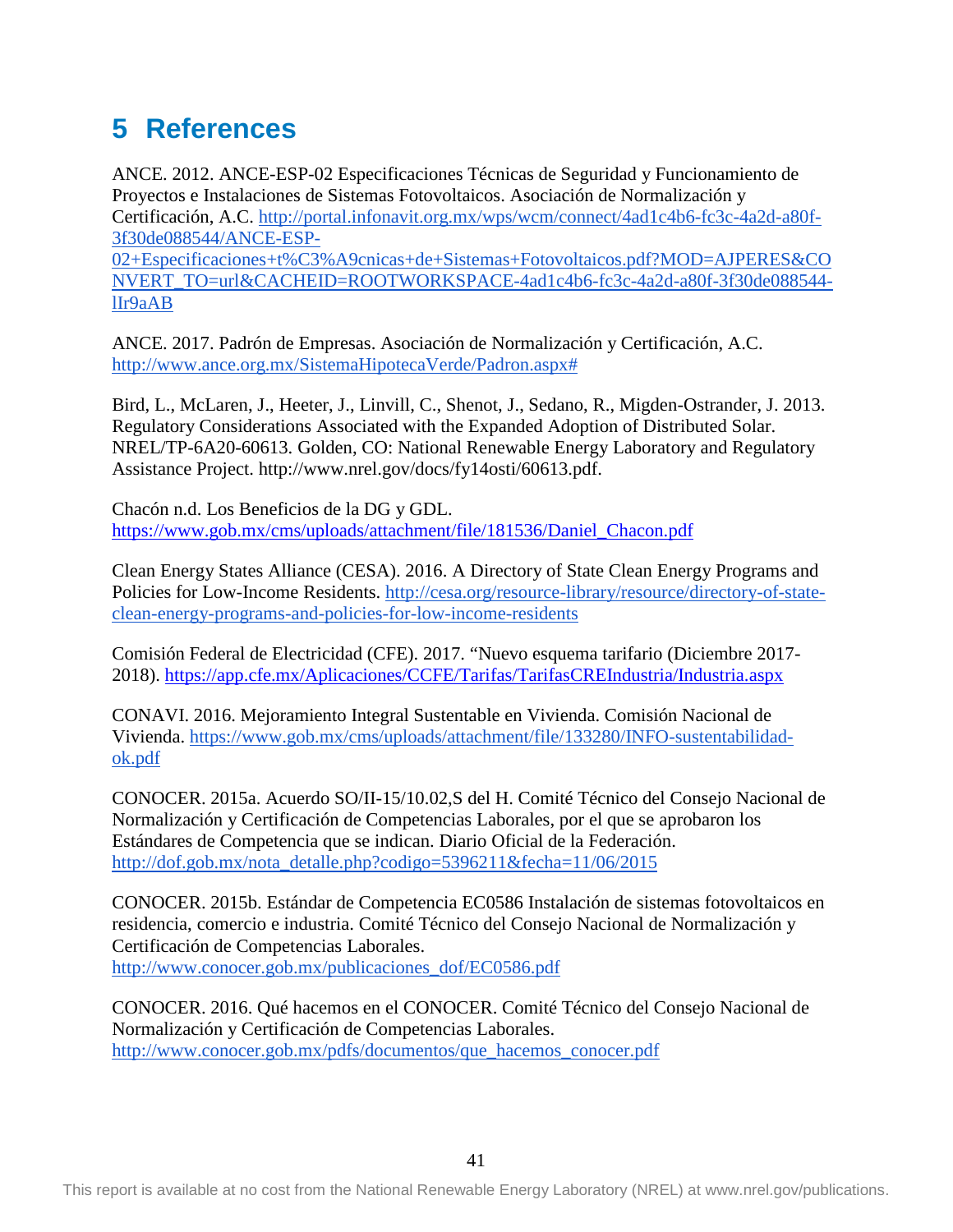# 5 References

ANCE. 2012. ANCE-ESP-02 Especificaciones Técnicas de Seguridad y Funcionamiento de Proyectos e Instalaciones de Sistemas Fotovoltaicos. Asociación de Normalización y Certificación, A.C. http://portal.infonavit.org.mx/wps/wcm/connect/4ad1c4b6-fc3c-4a2d-a80f-3f30de088544/ANCE-ESP-02+Especificaciones+t%C3%A9cnicas+de+Sistemas+Fotovoltaicos.pdf?MOD=AJPERES&CONVERT_TO=url&CACHEID=ROOTWORKSPACE-4ad1c4b6-fc3c-4a2d-a80f-3f30de088544-lIr9aAB

ANCE. 2017. Padrón de Empresas. Asociación de Normalización y Certificación, A.C. http://www.ance.org.mx/SistemaHipotecaVerde/Padron.aspx#

Bird, L., McLaren, J., Heeter, J., Linvill, C., Shenot, J., Sedano, R., Migden-Ostrander, J. 2013. Regulatory Considerations Associated with the Expanded Adoption of Distributed Solar. NREL/TP-6A20-60613. Golden, CO: National Renewable Energy Laboratory and Regulatory Assistance Project. http://www.nrel.gov/docs/fy14osti/60613.pdf.

Chacón n.d. Los Beneficios de la DG y GDL. https://www.gob.mx/cms/uploads/attachment/file/181536/Daniel_Chacon.pdf

Clean Energy States Alliance (CESA). 2016. A Directory of State Clean Energy Programs and Policies for Low-Income Residents. http://cesa.org/resource-library/resource/directory-of-state-clean-energy-programs-and-policies-for-low-income-residents

Comisión Federal de Electricidad (CFE). 2017. "Nuevo esquema tarifario (Diciembre 2017-2018). https://app.cfe.mx/Aplicaciones/CCFE/Tarifas/TarifasCREIndustria/Industria.aspx

CONAVI. 2016. Mejoramiento Integral Sustentable en Vivienda. Comisión Nacional de Vivienda. https://www.gob.mx/cms/uploads/attachment/file/133280/INFO-sustentabilidad-ok.pdf

CONOCER. 2015a. Acuerdo SO/II-15/10.02,S del H. Comité Técnico del Consejo Nacional de Normalización y Certificación de Competencias Laborales, por el que se aprobaron los Estándares de Competencia que se indican. Diario Oficial de la Federación. http://dof.gob.mx/nota_detalle.php?codigo=5396211&fecha=11/06/2015

CONOCER. 2015b. Estándar de Competencia EC0586 Instalación de sistemas fotovoltaicos en residencia, comercio e industria. Comité Técnico del Consejo Nacional de Normalización y Certificación de Competencias Laborales. http://www.conocer.gob.mx/publicaciones_dof/EC0586.pdf

CONOCER. 2016. Qué hacemos en el CONOCER. Comité Técnico del Consejo Nacional de Normalización y Certificación de Competencias Laborales. http://www.conocer.gob.mx/pdfs/documentos/que_hacemos_conocer.pdf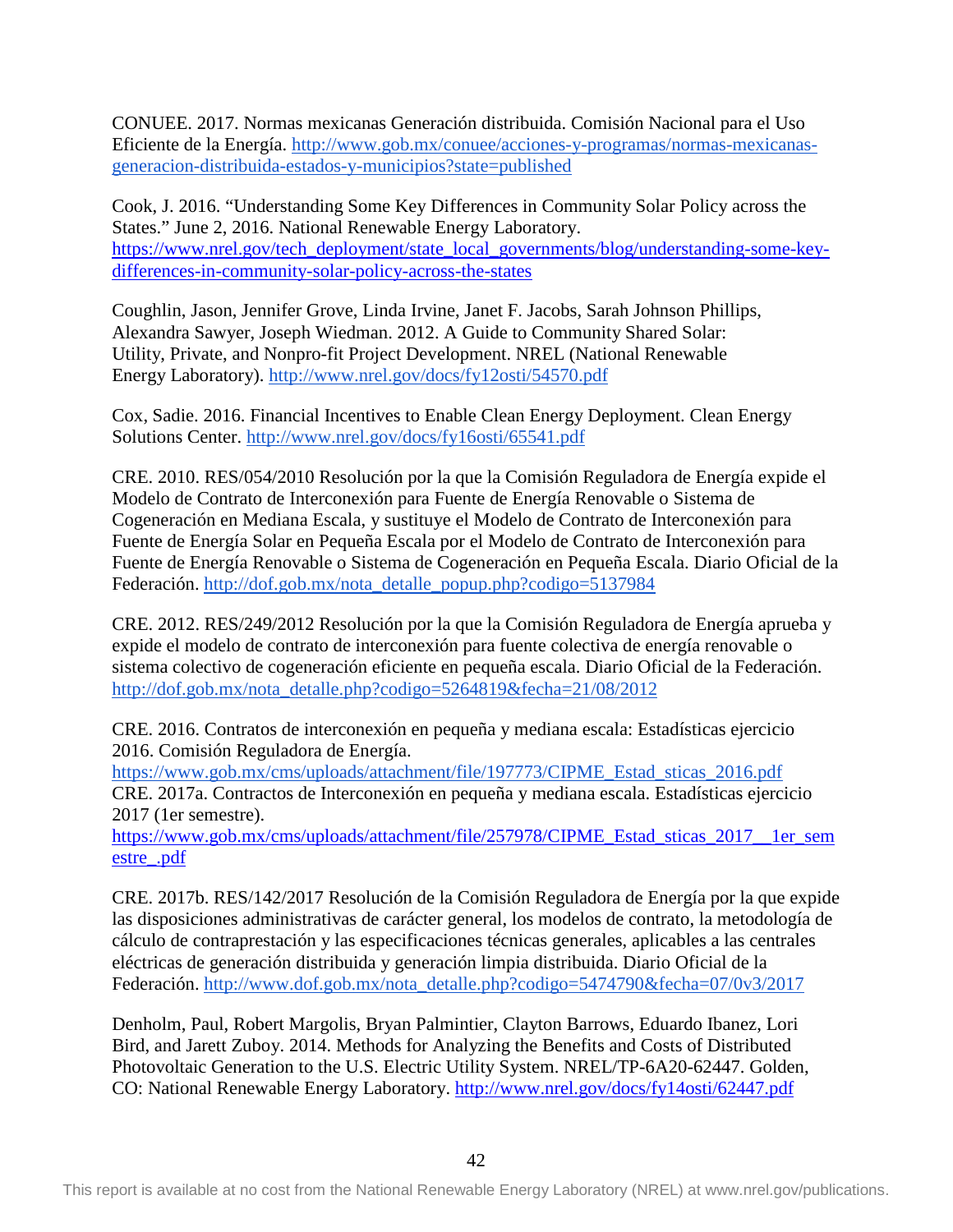CONUEE. 2017. Normas mexicanas Generación distribuida. Comisión Nacional para el Uso Eficiente de la Energía. http://www.gob.mx/conuee/acciones-y-programas/normas-mexicanas-generacion-distribuida-estados-y-municipios?state=published

Cook, J. 2016. "Understanding Some Key Differences in Community Solar Policy across the States." June 2, 2016. National Renewable Energy Laboratory. https://www.nrel.gov/tech_deployment/state_local_governments/blog/understanding-some-key-differences-in-community-solar-policy-across-the-states

Coughlin, Jason, Jennifer Grove, Linda Irvine, Janet F. Jacobs, Sarah Johnson Phillips, Alexandra Sawyer, Joseph Wiedman. 2012. A Guide to Community Shared Solar: Utility, Private, and Nonpro-fit Project Development. NREL (National Renewable Energy Laboratory). http://www.nrel.gov/docs/fy12osti/54570.pdf

Cox, Sadie. 2016. Financial Incentives to Enable Clean Energy Deployment. Clean Energy Solutions Center. http://www.nrel.gov/docs/fy16osti/65541.pdf

CRE. 2010. RES/054/2010 Resolución por la que la Comisión Reguladora de Energía expide el Modelo de Contrato de Interconexión para Fuente de Energía Renovable o Sistema de Cogeneración en Mediana Escala, y sustituye el Modelo de Contrato de Interconexión para Fuente de Energía Solar en Pequeña Escala por el Modelo de Contrato de Interconexión para Fuente de Energía Renovable o Sistema de Cogeneración en Pequeña Escala. Diario Oficial de la Federación. http://dof.gob.mx/nota_detalle_popup.php?codigo=5137984

CRE. 2012. RES/249/2012 Resolución por la que la Comisión Reguladora de Energía aprueba y expide el modelo de contrato de interconexión para fuente colectiva de energía renovable o sistema colectivo de cogeneración eficiente en pequeña escala. Diario Oficial de la Federación. http://dof.gob.mx/nota_detalle.php?codigo=5264819&fecha=21/08/2012

CRE. 2016. Contratos de interconexión en pequeña y mediana escala: Estadísticas ejercicio 2016. Comisión Reguladora de Energía. https://www.gob.mx/cms/uploads/attachment/file/197773/CIPME_Estad_sticas_2016.pdf

CRE. 2017a. Contractos de Interconexión en pequeña y mediana escala. Estadísticas ejercicio 2017 (1er semestre). https://www.gob.mx/cms/uploads/attachment/file/257978/CIPME_Estad_sticas_2017__1er_semestre_.pdf

CRE. 2017b. RES/142/2017 Resolución de la Comisión Reguladora de Energía por la que expide las disposiciones administrativas de carácter general, los modelos de contrato, la metodología de cálculo de contraprestación y las especificaciones técnicas generales, aplicables a las centrales eléctricas de generación distribuida y generación limpia distribuida. Diario Oficial de la Federación. http://www.dof.gob.mx/nota_detalle.php?codigo=5474790&fecha=07/0v3/2017

Denholm, Paul, Robert Margolis, Bryan Palmintier, Clayton Barrows, Eduardo Ibanez, Lori Bird, and Jarett Zuboy. 2014. Methods for Analyzing the Benefits and Costs of Distributed Photovoltaic Generation to the U.S. Electric Utility System. NREL/TP-6A20-62447. Golden, CO: National Renewable Energy Laboratory. http://www.nrel.gov/docs/fy14osti/62447.pdf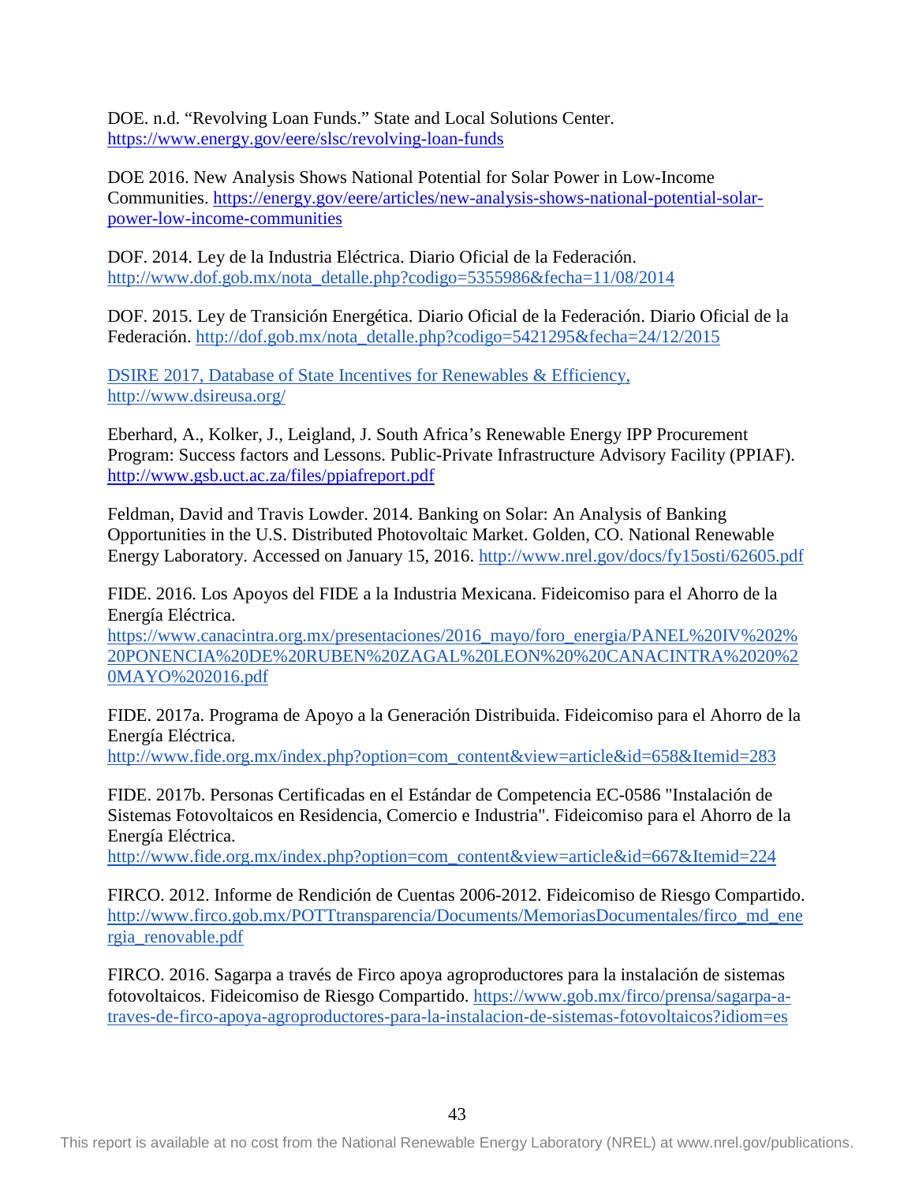DOE. n.d. "Revolving Loan Funds." State and Local Solutions Center. https://www.energy.gov/eere/slsc/revolving-loan-funds

DOE 2016. New Analysis Shows National Potential for Solar Power in Low-Income Communities. https://energy.gov/eere/articles/new-analysis-shows-national-potential-solar-power-low-income-communities

DOF. 2014. Ley de la Industria Eléctrica. Diario Oficial de la Federación. http://www.dof.gob.mx/nota_detalle.php?codigo=5355986&fecha=11/08/2014

DOF. 2015. Ley de Transición Energética. Diario Oficial de la Federación. Diario Oficial de la Federación. http://dof.gob.mx/nota_detalle.php?codigo=5421295&fecha=24/12/2015

DSIRE 2017, Database of State Incentives for Renewables & Efficiency, http://www.dsireusa.org/

Eberhard, A., Kolker, J., Leigland, J. South Africa's Renewable Energy IPP Procurement Program: Success factors and Lessons. Public-Private Infrastructure Advisory Facility (PPIAF). http://www.gsb.uct.ac.za/files/ppiafreport.pdf

Feldman, David and Travis Lowder. 2014. Banking on Solar: An Analysis of Banking Opportunities in the U.S. Distributed Photovoltaic Market. Golden, CO. National Renewable Energy Laboratory. Accessed on January 15, 2016. http://www.nrel.gov/docs/fy15osti/62605.pdf

FIDE. 2016. Los Apoyos del FIDE a la Industria Mexicana. Fideicomiso para el Ahorro de la Energía Eléctrica. https://www.canacintra.org.mx/presentaciones/2016_mayo/foro_energia/PANEL%20IV%202%20PONENCIA%20DE%20RUBEN%20ZAGAL%20LEON%20%20CANACINTRA%2020%20MAYO%202016.pdf

FIDE. 2017a. Programa de Apoyo a la Generación Distribuida. Fideicomiso para el Ahorro de la Energía Eléctrica. http://www.fide.org.mx/index.php?option=com_content&view=article&id=658&Itemid=283

FIDE. 2017b. Personas Certificadas en el Estándar de Competencia EC-0586 "Instalación de Sistemas Fotovoltaicos en Residencia, Comercio e Industria". Fideicomiso para el Ahorro de la Energía Eléctrica. http://www.fide.org.mx/index.php?option=com_content&view=article&id=667&Itemid=224

FIRCO. 2012. Informe de Rendición de Cuentas 2006-2012. Fideicomiso de Riesgo Compartido. http://www.firco.gob.mx/POTTtransparencia/Documents/MemoriasDocumentales/firco_md_energia_renovable.pdf

FIRCO. 2016. Sagarpa a través de Firco apoya agroproductores para la instalación de sistemas fotovoltaicos. Fideicomiso de Riesgo Compartido. https://www.gob.mx/firco/prensa/sagarpa-a-traves-de-firco-apoya-agroproductores-para-la-instalacion-de-sistemas-fotovoltaicos?idiom=es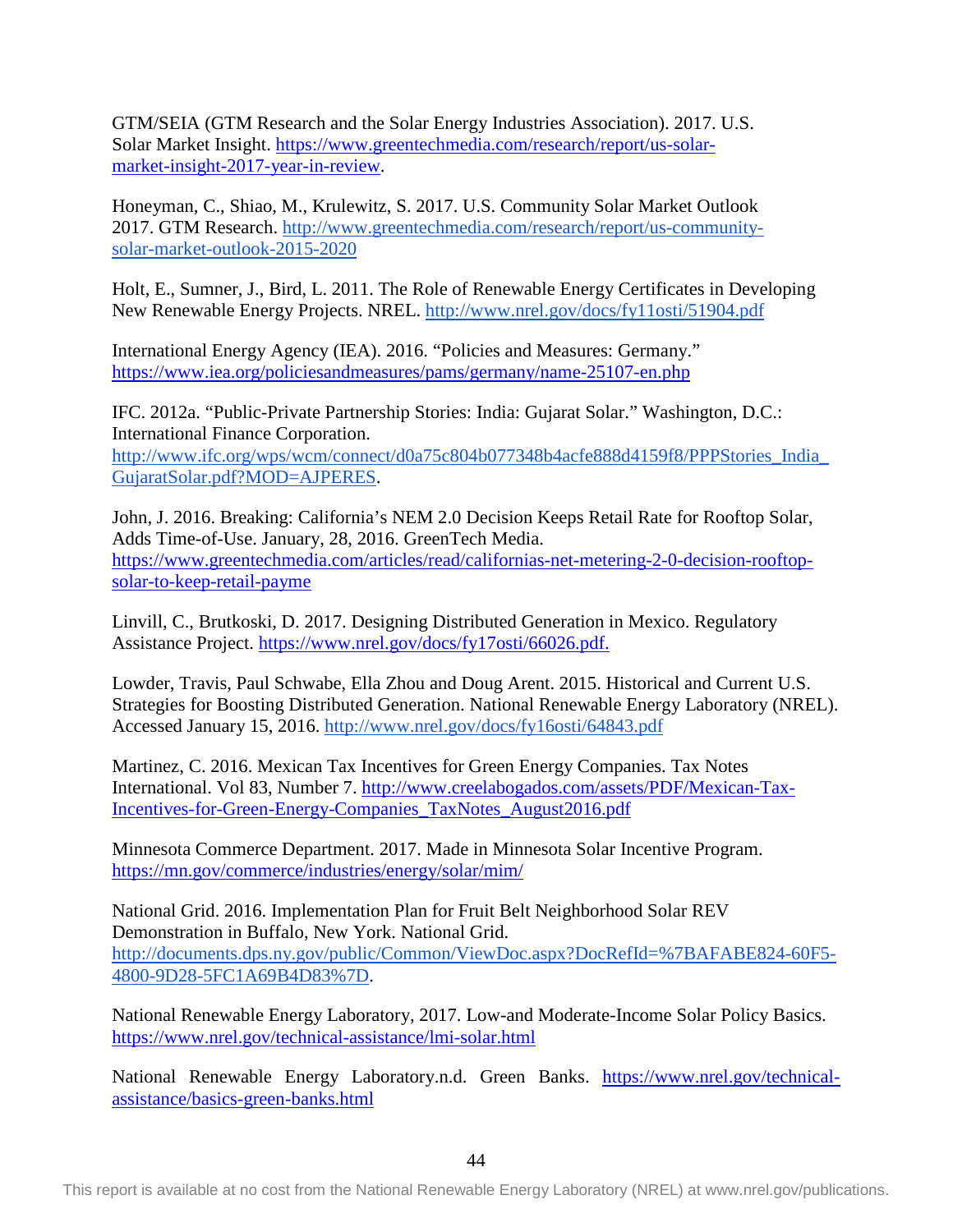GTM/SEIA (GTM Research and the Solar Energy Industries Association). 2017. U.S. Solar Market Insight. https://www.greentechmedia.com/research/report/us-solar-market-insight-2017-year-in-review.

Honeyman, C., Shiao, M., Krulewitz, S. 2017. U.S. Community Solar Market Outlook 2017. GTM Research. http://www.greentechmedia.com/research/report/us-community-solar-market-outlook-2015-2020

Holt, E., Sumner, J., Bird, L. 2011. The Role of Renewable Energy Certificates in Developing New Renewable Energy Projects. NREL. http://www.nrel.gov/docs/fy11osti/51904.pdf

International Energy Agency (IEA). 2016. "Policies and Measures: Germany." https://www.iea.org/policiesandmeasures/pams/germany/name-25107-en.php

IFC. 2012a. "Public-Private Partnership Stories: India: Gujarat Solar." Washington, D.C.: International Finance Corporation. http://www.ifc.org/wps/wcm/connect/d0a75c804b077348b4acfe888d4159f8/PPPStories_India_GujaratSolar.pdf?MOD=AJPERES.

John, J. 2016. Breaking: California's NEM 2.0 Decision Keeps Retail Rate for Rooftop Solar, Adds Time-of-Use. January, 28, 2016. GreenTech Media. https://www.greentechmedia.com/articles/read/californias-net-metering-2-0-decision-rooftop-solar-to-keep-retail-payme

Linvill, C., Brutkoski, D. 2017. Designing Distributed Generation in Mexico. Regulatory Assistance Project. https://www.nrel.gov/docs/fy17osti/66026.pdf.

Lowder, Travis, Paul Schwabe, Ella Zhou and Doug Arent. 2015. Historical and Current U.S. Strategies for Boosting Distributed Generation. National Renewable Energy Laboratory (NREL). Accessed January 15, 2016. http://www.nrel.gov/docs/fy16osti/64843.pdf

Martinez, C. 2016. Mexican Tax Incentives for Green Energy Companies. Tax Notes International. Vol 83, Number 7. http://www.creelabogados.com/assets/PDF/Mexican-Tax-Incentives-for-Green-Energy-Companies_TaxNotes_August2016.pdf

Minnesota Commerce Department. 2017. Made in Minnesota Solar Incentive Program. https://mn.gov/commerce/industries/energy/solar/mim/

National Grid. 2016. Implementation Plan for Fruit Belt Neighborhood Solar REV Demonstration in Buffalo, New York. National Grid. http://documents.dps.ny.gov/public/Common/ViewDoc.aspx?DocRefId=%7BAFABE824-60F5-4800-9D28-5FC1A69B4D83%7D.

National Renewable Energy Laboratory, 2017. Low-and Moderate-Income Solar Policy Basics. https://www.nrel.gov/technical-assistance/lmi-solar.html

National Renewable Energy Laboratory.n.d. Green Banks. https://www.nrel.gov/technical-assistance/basics-green-banks.html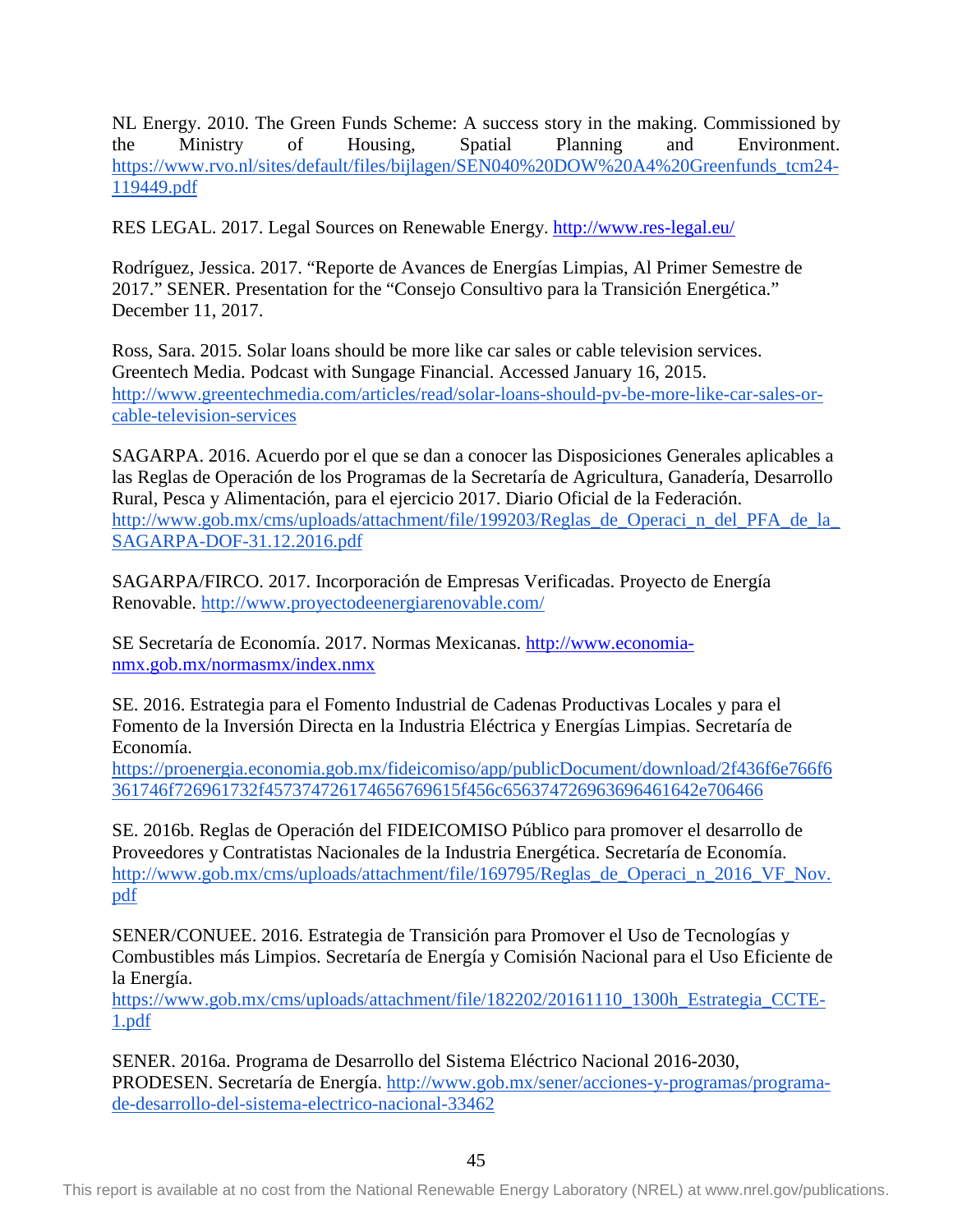NL Energy. 2010. The Green Funds Scheme: A success story in the making. Commissioned by the Ministry of Housing, Spatial Planning and Environment. https://www.rvo.nl/sites/default/files/bijlagen/SEN040%20DOW%20A4%20Greenfunds_tcm24-119449.pdf

RES LEGAL. 2017. Legal Sources on Renewable Energy. http://www.res-legal.eu/

Rodríguez, Jessica. 2017. "Reporte de Avances de Energías Limpias, Al Primer Semestre de 2017." SENER. Presentation for the "Consejo Consultivo para la Transición Energética." December 11, 2017.

Ross, Sara. 2015. Solar loans should be more like car sales or cable television services. Greentech Media. Podcast with Sungage Financial. Accessed January 16, 2015. http://www.greentechmedia.com/articles/read/solar-loans-should-pv-be-more-like-car-sales-or-cable-television-services

SAGARPA. 2016. Acuerdo por el que se dan a conocer las Disposiciones Generales aplicables a las Reglas de Operación de los Programas de la Secretaría de Agricultura, Ganadería, Desarrollo Rural, Pesca y Alimentación, para el ejercicio 2017. Diario Oficial de la Federación. http://www.gob.mx/cms/uploads/attachment/file/199203/Reglas_de_Operaci_n_del_PFA_de_la_SAGARPA-DOF-31.12.2016.pdf

SAGARPA/FIRCO. 2017. Incorporación de Empresas Verificadas. Proyecto de Energía Renovable. http://www.proyectodeenergiarenovable.com/

SE Secretaría de Economía. 2017. Normas Mexicanas. http://www.economia-nmx.gob.mx/normasmx/index.nmx

SE. 2016. Estrategia para el Fomento Industrial de Cadenas Productivas Locales y para el Fomento de la Inversión Directa en la Industria Eléctrica y Energías Limpias. Secretaría de Economía. https://proenergia.economia.gob.mx/fideicomiso/app/publicDocument/download/2f436f6e766f6361746f726961732f457374726174656769615f456c656374726963696461642e706466

SE. 2016b. Reglas de Operación del FIDEICOMISO Público para promover el desarrollo de Proveedores y Contratistas Nacionales de la Industria Energética. Secretaría de Economía. http://www.gob.mx/cms/uploads/attachment/file/169795/Reglas_de_Operaci_n_2016_VF_Nov.pdf

SENER/CONUEE. 2016. Estrategia de Transición para Promover el Uso de Tecnologías y Combustibles más Limpios. Secretaría de Energía y Comisión Nacional para el Uso Eficiente de la Energía. https://www.gob.mx/cms/uploads/attachment/file/182202/20161110_1300h_Estrategia_CCTE-1.pdf

SENER. 2016a. Programa de Desarrollo del Sistema Eléctrico Nacional 2016-2030, PRODESEN. Secretaría de Energía. http://www.gob.mx/sener/acciones-y-programas/programa-de-desarrollo-del-sistema-electrico-nacional-33462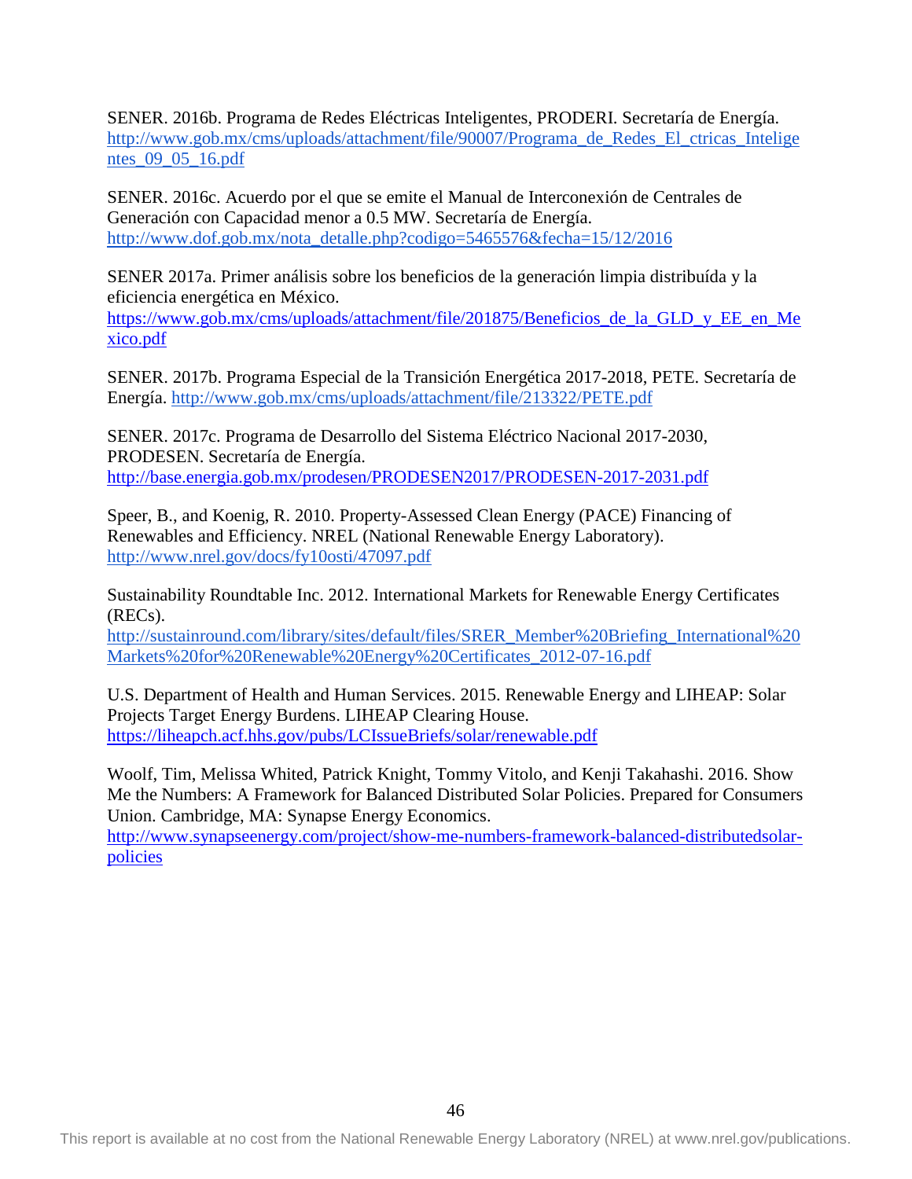SENER. 2016b. Programa de Redes Eléctricas Inteligentes, PRODERI. Secretaría de Energía. http://www.gob.mx/cms/uploads/attachment/file/90007/Programa_de_Redes_El_ctricas_Inteligentes_09_05_16.pdf

SENER. 2016c. Acuerdo por el que se emite el Manual de Interconexión de Centrales de Generación con Capacidad menor a 0.5 MW. Secretaría de Energía. http://www.dof.gob.mx/nota_detalle.php?codigo=5465576&fecha=15/12/2016

SENER 2017a. Primer análisis sobre los beneficios de la generación limpia distribuída y la eficiencia energética en México. https://www.gob.mx/cms/uploads/attachment/file/201875/Beneficios_de_la_GLD_y_EE_en_Mexico.pdf

SENER. 2017b. Programa Especial de la Transición Energética 2017-2018, PETE. Secretaría de Energía. http://www.gob.mx/cms/uploads/attachment/file/213322/PETE.pdf

SENER. 2017c. Programa de Desarrollo del Sistema Eléctrico Nacional 2017-2030, PRODESEN. Secretaría de Energía. http://base.energia.gob.mx/prodesen/PRODESEN2017/PRODESEN-2017-2031.pdf

Speer, B., and Koenig, R. 2010. Property-Assessed Clean Energy (PACE) Financing of Renewables and Efficiency. NREL (National Renewable Energy Laboratory). http://www.nrel.gov/docs/fy10osti/47097.pdf

Sustainability Roundtable Inc. 2012. International Markets for Renewable Energy Certificates (RECs). http://sustainround.com/library/sites/default/files/SRER_Member%20Briefing_International%20Markets%20for%20Renewable%20Energy%20Certificates_2012-07-16.pdf

U.S. Department of Health and Human Services. 2015. Renewable Energy and LIHEAP: Solar Projects Target Energy Burdens. LIHEAP Clearing House. https://liheapch.acf.hhs.gov/pubs/LCIssueBriefs/solar/renewable.pdf

Woolf, Tim, Melissa Whited, Patrick Knight, Tommy Vitolo, and Kenji Takahashi. 2016. Show Me the Numbers: A Framework for Balanced Distributed Solar Policies. Prepared for Consumers Union. Cambridge, MA: Synapse Energy Economics. http://www.synapseenergy.com/project/show-me-numbers-framework-balanced-distributedsolar-policies